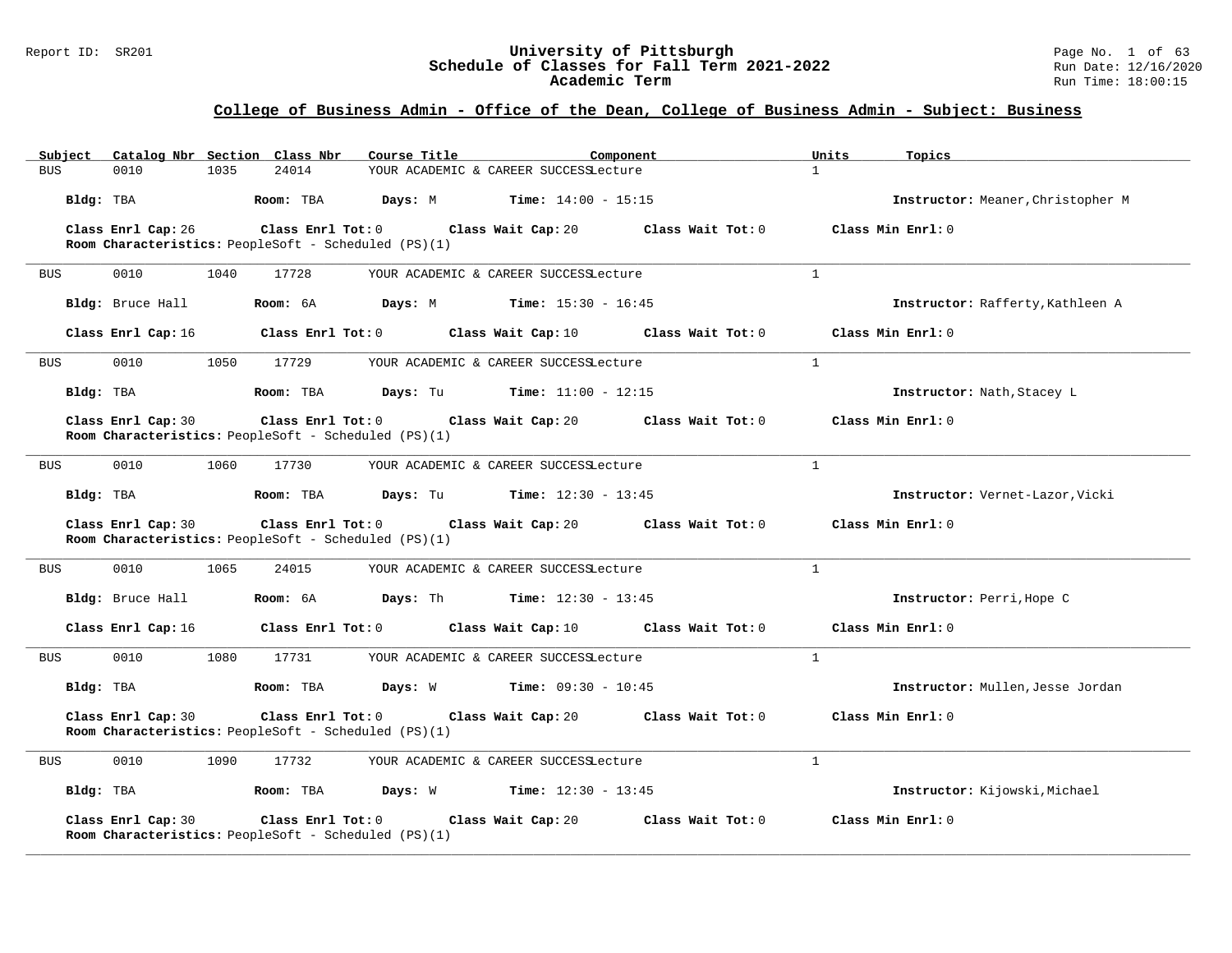# University of Pittsburgh
## Schedule of Classes for Fall Term 2021-2022
### Academic Term

Report ID: SR201

Run Date: 12/16/2020
Run Time: 18:00:15

## College of Business Admin - Office of the Dean, College of Business Admin - Subject: Business

| Subject | Catalog Nbr | Section | Class Nbr | Course Title | Component | Units | Topics |
|---|---|---|---|---|---|---|---|
| BUS | 0010 | 1035 | 24014 | YOUR ACADEMIC & CAREER SUCCESS | Lecture | 1 | |

**Bldg:** TBA **Room:** TBA **Days:** M **Time:** 14:00 - 15:15 **Instructor:** Meaner,Christopher M

**Class Enrl Cap:** 26 **Class Enrl Tot:** 0 **Class Wait Cap:** 20 **Class Wait Tot:** 0 **Class Min Enrl:** 0
**Room Characteristics:** PeopleSoft - Scheduled (PS)(1)

---

| Subject | Catalog Nbr | Section | Class Nbr | Course Title | Component | Units | Topics |
|---|---|---|---|---|---|---|---|
| BUS | 0010 | 1040 | 17728 | YOUR ACADEMIC & CAREER SUCCESS | Lecture | 1 | |

**Bldg:** Bruce Hall **Room:** 6A **Days:** M **Time:** 15:30 - 16:45 **Instructor:** Rafferty,Kathleen A

**Class Enrl Cap:** 16 **Class Enrl Tot:** 0 **Class Wait Cap:** 10 **Class Wait Tot:** 0 **Class Min Enrl:** 0

---

| Subject | Catalog Nbr | Section | Class Nbr | Course Title | Component | Units | Topics |
|---|---|---|---|---|---|---|---|
| BUS | 0010 | 1050 | 17729 | YOUR ACADEMIC & CAREER SUCCESS | Lecture | 1 | |

**Bldg:** TBA **Room:** TBA **Days:** Tu **Time:** 11:00 - 12:15 **Instructor:** Nath,Stacey L

**Class Enrl Cap:** 30 **Class Enrl Tot:** 0 **Class Wait Cap:** 20 **Class Wait Tot:** 0 **Class Min Enrl:** 0
**Room Characteristics:** PeopleSoft - Scheduled (PS)(1)

---

| Subject | Catalog Nbr | Section | Class Nbr | Course Title | Component | Units | Topics |
|---|---|---|---|---|---|---|---|
| BUS | 0010 | 1060 | 17730 | YOUR ACADEMIC & CAREER SUCCESS | Lecture | 1 | |

**Bldg:** TBA **Room:** TBA **Days:** Tu **Time:** 12:30 - 13:45 **Instructor:** Vernet-Lazor,Vicki

**Class Enrl Cap:** 30 **Class Enrl Tot:** 0 **Class Wait Cap:** 20 **Class Wait Tot:** 0 **Class Min Enrl:** 0
**Room Characteristics:** PeopleSoft - Scheduled (PS)(1)

---

| Subject | Catalog Nbr | Section | Class Nbr | Course Title | Component | Units | Topics |
|---|---|---|---|---|---|---|---|
| BUS | 0010 | 1065 | 24015 | YOUR ACADEMIC & CAREER SUCCESS | Lecture | 1 | |

**Bldg:** Bruce Hall **Room:** 6A **Days:** Th **Time:** 12:30 - 13:45 **Instructor:** Perri,Hope C

**Class Enrl Cap:** 16 **Class Enrl Tot:** 0 **Class Wait Cap:** 10 **Class Wait Tot:** 0 **Class Min Enrl:** 0

---

| Subject | Catalog Nbr | Section | Class Nbr | Course Title | Component | Units | Topics |
|---|---|---|---|---|---|---|---|
| BUS | 0010 | 1080 | 17731 | YOUR ACADEMIC & CAREER SUCCESS | Lecture | 1 | |

**Bldg:** TBA **Room:** TBA **Days:** W **Time:** 09:30 - 10:45 **Instructor:** Mullen,Jesse Jordan

**Class Enrl Cap:** 30 **Class Enrl Tot:** 0 **Class Wait Cap:** 20 **Class Wait Tot:** 0 **Class Min Enrl:** 0
**Room Characteristics:** PeopleSoft - Scheduled (PS)(1)

---

| Subject | Catalog Nbr | Section | Class Nbr | Course Title | Component | Units | Topics |
|---|---|---|---|---|---|---|---|
| BUS | 0010 | 1090 | 17732 | YOUR ACADEMIC & CAREER SUCCESS | Lecture | 1 | |

**Bldg:** TBA **Room:** TBA **Days:** W **Time:** 12:30 - 13:45 **Instructor:** Kijowski,Michael

**Class Enrl Cap:** 30 **Class Enrl Tot:** 0 **Class Wait Cap:** 20 **Class Wait Tot:** 0 **Class Min Enrl:** 0
**Room Characteristics:** PeopleSoft - Scheduled (PS)(1)

---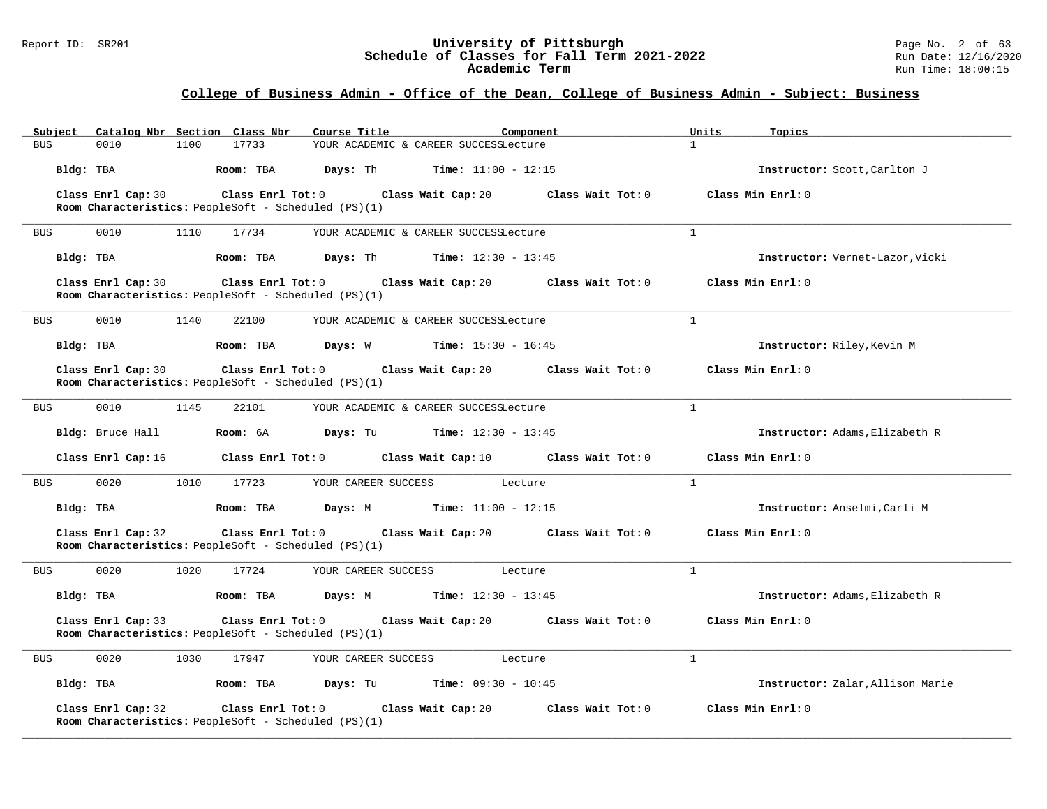## College of Business Admin - Office of the Dean, College of Business Admin - Subject: Business

| Subject | Catalog Nbr | Section | Class Nbr | Course Title | Component | Units | Topics |
|---|---|---|---|---|---|---|---|
| BUS | 0010 | 1100 | 17733 | YOUR ACADEMIC & CAREER SUCCESS | Lecture | 1 | |

**Bldg:** TBA **Room:** TBA **Days:** Th **Time:** 11:00 - 12:15 **Instructor:** Scott,Carlton J

**Class Enrl Cap:** 30 **Class Enrl Tot:** 0 **Class Wait Cap:** 20 **Class Wait Tot:** 0 **Class Min Enrl:** 0

**Room Characteristics:** PeopleSoft - Scheduled (PS)(1)

---

| Subject | Catalog Nbr | Section | Class Nbr | Course Title | Component | Units | Topics |
|---|---|---|---|---|---|---|---|
| BUS | 0010 | 1110 | 17734 | YOUR ACADEMIC & CAREER SUCCESS | Lecture | 1 | |

**Bldg:** TBA **Room:** TBA **Days:** Th **Time:** 12:30 - 13:45 **Instructor:** Vernet-Lazor,Vicki

**Class Enrl Cap:** 30 **Class Enrl Tot:** 0 **Class Wait Cap:** 20 **Class Wait Tot:** 0 **Class Min Enrl:** 0

**Room Characteristics:** PeopleSoft - Scheduled (PS)(1)

---

| Subject | Catalog Nbr | Section | Class Nbr | Course Title | Component | Units | Topics |
|---|---|---|---|---|---|---|---|
| BUS | 0010 | 1140 | 22100 | YOUR ACADEMIC & CAREER SUCCESS | Lecture | 1 | |

**Bldg:** TBA **Room:** TBA **Days:** W **Time:** 15:30 - 16:45 **Instructor:** Riley,Kevin M

**Class Enrl Cap:** 30 **Class Enrl Tot:** 0 **Class Wait Cap:** 20 **Class Wait Tot:** 0 **Class Min Enrl:** 0

**Room Characteristics:** PeopleSoft - Scheduled (PS)(1)

---

| Subject | Catalog Nbr | Section | Class Nbr | Course Title | Component | Units | Topics |
|---|---|---|---|---|---|---|---|
| BUS | 0010 | 1145 | 22101 | YOUR ACADEMIC & CAREER SUCCESS | Lecture | 1 | |

**Bldg:** Bruce Hall **Room:** 6A **Days:** Tu **Time:** 12:30 - 13:45 **Instructor:** Adams,Elizabeth R

**Class Enrl Cap:** 16 **Class Enrl Tot:** 0 **Class Wait Cap:** 10 **Class Wait Tot:** 0 **Class Min Enrl:** 0

---

| Subject | Catalog Nbr | Section | Class Nbr | Course Title | Component | Units | Topics |
|---|---|---|---|---|---|---|---|
| BUS | 0020 | 1010 | 17723 | YOUR CAREER SUCCESS | Lecture | 1 | |

**Bldg:** TBA **Room:** TBA **Days:** M **Time:** 11:00 - 12:15 **Instructor:** Anselmi,Carli M

**Class Enrl Cap:** 32 **Class Enrl Tot:** 0 **Class Wait Cap:** 20 **Class Wait Tot:** 0 **Class Min Enrl:** 0

**Room Characteristics:** PeopleSoft - Scheduled (PS)(1)

---

| Subject | Catalog Nbr | Section | Class Nbr | Course Title | Component | Units | Topics |
|---|---|---|---|---|---|---|---|
| BUS | 0020 | 1020 | 17724 | YOUR CAREER SUCCESS | Lecture | 1 | |

**Bldg:** TBA **Room:** TBA **Days:** M **Time:** 12:30 - 13:45 **Instructor:** Adams,Elizabeth R

**Class Enrl Cap:** 33 **Class Enrl Tot:** 0 **Class Wait Cap:** 20 **Class Wait Tot:** 0 **Class Min Enrl:** 0

**Room Characteristics:** PeopleSoft - Scheduled (PS)(1)

---

| Subject | Catalog Nbr | Section | Class Nbr | Course Title | Component | Units | Topics |
|---|---|---|---|---|---|---|---|
| BUS | 0020 | 1030 | 17947 | YOUR CAREER SUCCESS | Lecture | 1 | |

**Bldg:** TBA **Room:** TBA **Days:** Tu **Time:** 09:30 - 10:45 **Instructor:** Zalar,Allison Marie

**Class Enrl Cap:** 32 **Class Enrl Tot:** 0 **Class Wait Cap:** 20 **Class Wait Tot:** 0 **Class Min Enrl:** 0

**Room Characteristics:** PeopleSoft - Scheduled (PS)(1)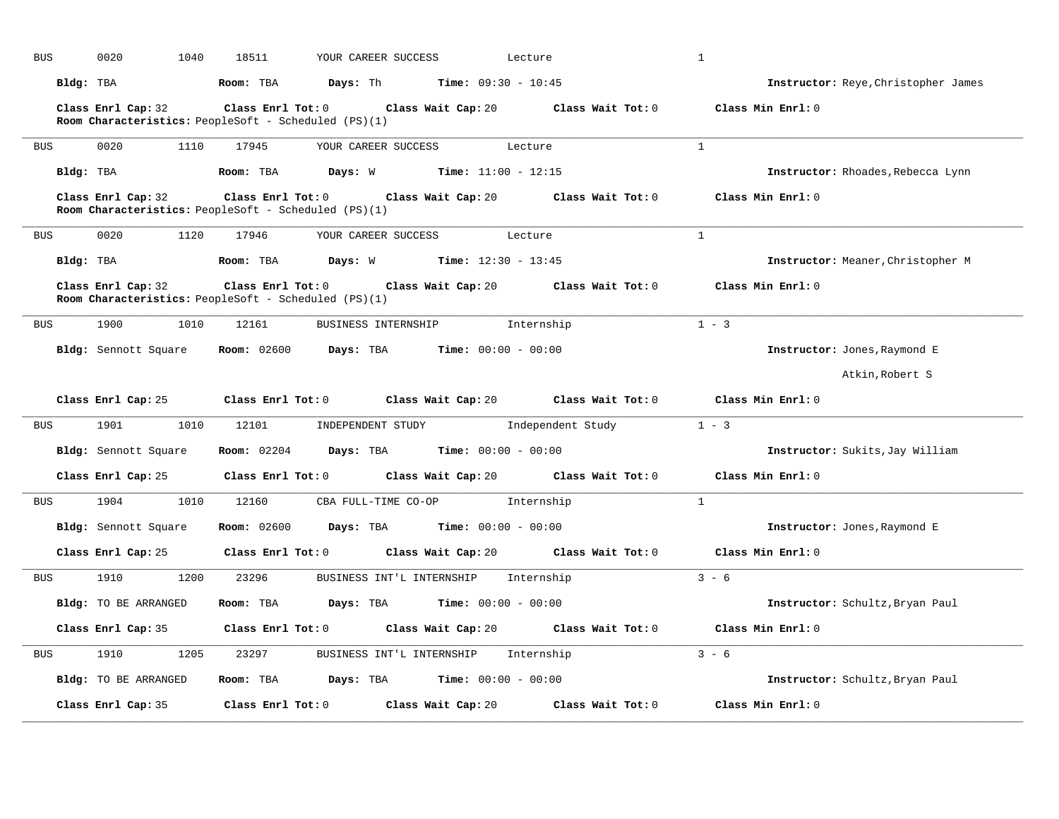BUS 0020 1040 18511 YOUR CAREER SUCCESS Lecture 1

**Bldg:** TBA **Room:** TBA **Days:** Th **Time:** 09:30 - 10:45 **Instructor:** Reye,Christopher James

**Class Enrl Cap:** 32 **Class Enrl Tot:** 0 **Class Wait Cap:** 20 **Class Wait Tot:** 0 **Class Min Enrl:** 0
**Room Characteristics:** PeopleSoft - Scheduled (PS)(1)

---

BUS 0020 1110 17945 YOUR CAREER SUCCESS Lecture 1

**Bldg:** TBA **Room:** TBA **Days:** W **Time:** 11:00 - 12:15 **Instructor:** Rhoades,Rebecca Lynn

**Class Enrl Cap:** 32 **Class Enrl Tot:** 0 **Class Wait Cap:** 20 **Class Wait Tot:** 0 **Class Min Enrl:** 0
**Room Characteristics:** PeopleSoft - Scheduled (PS)(1)

---

BUS 0020 1120 17946 YOUR CAREER SUCCESS Lecture 1

**Bldg:** TBA **Room:** TBA **Days:** W **Time:** 12:30 - 13:45 **Instructor:** Meaner,Christopher M

**Class Enrl Cap:** 32 **Class Enrl Tot:** 0 **Class Wait Cap:** 20 **Class Wait Tot:** 0 **Class Min Enrl:** 0
**Room Characteristics:** PeopleSoft - Scheduled (PS)(1)

---

BUS 1900 1010 12161 BUSINESS INTERNSHIP Internship 1 - 3

**Bldg:** Sennott Square **Room:** 02600 **Days:** TBA **Time:** 00:00 - 00:00 **Instructor:** Jones,Raymond E
Atkin,Robert S

**Class Enrl Cap:** 25 **Class Enrl Tot:** 0 **Class Wait Cap:** 20 **Class Wait Tot:** 0 **Class Min Enrl:** 0

---

BUS 1901 1010 12101 INDEPENDENT STUDY Independent Study 1 - 3

**Bldg:** Sennott Square **Room:** 02204 **Days:** TBA **Time:** 00:00 - 00:00 **Instructor:** Sukits,Jay William

**Class Enrl Cap:** 25 **Class Enrl Tot:** 0 **Class Wait Cap:** 20 **Class Wait Tot:** 0 **Class Min Enrl:** 0

---

BUS 1904 1010 12160 CBA FULL-TIME CO-OP Internship 1

**Bldg:** Sennott Square **Room:** 02600 **Days:** TBA **Time:** 00:00 - 00:00 **Instructor:** Jones,Raymond E

**Class Enrl Cap:** 25 **Class Enrl Tot:** 0 **Class Wait Cap:** 20 **Class Wait Tot:** 0 **Class Min Enrl:** 0

---

BUS 1910 1200 23296 BUSINESS INT'L INTERNSHIP Internship 3 - 6

**Bldg:** TO BE ARRANGED **Room:** TBA **Days:** TBA **Time:** 00:00 - 00:00 **Instructor:** Schultz,Bryan Paul

**Class Enrl Cap:** 35 **Class Enrl Tot:** 0 **Class Wait Cap:** 20 **Class Wait Tot:** 0 **Class Min Enrl:** 0

---

BUS 1910 1205 23297 BUSINESS INT'L INTERNSHIP Internship 3 - 6

**Bldg:** TO BE ARRANGED **Room:** TBA **Days:** TBA **Time:** 00:00 - 00:00 **Instructor:** Schultz,Bryan Paul

**Class Enrl Cap:** 35 **Class Enrl Tot:** 0 **Class Wait Cap:** 20 **Class Wait Tot:** 0 **Class Min Enrl:** 0

---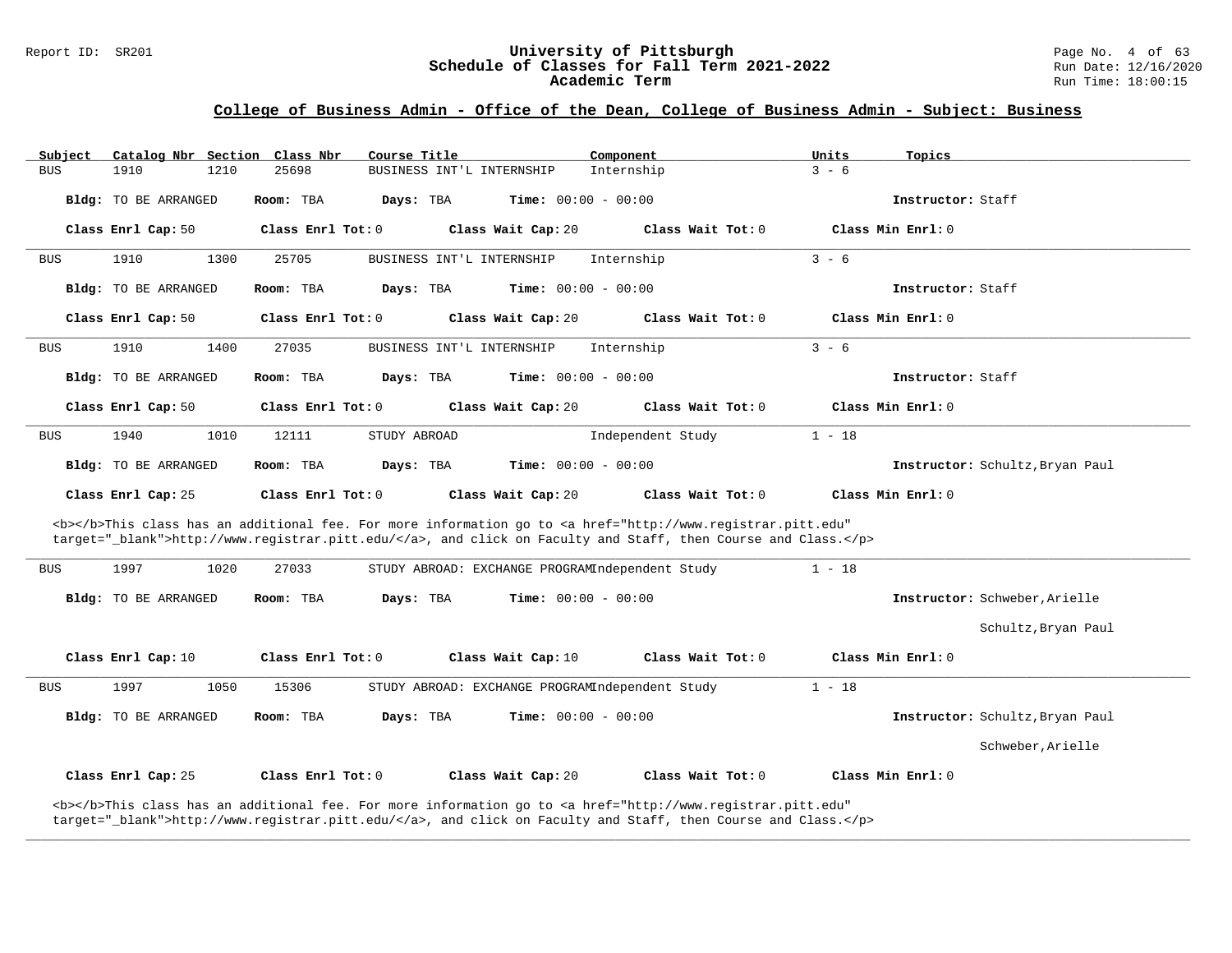## College of Business Admin - Office of the Dean, College of Business Admin - Subject: Business

| Subject | Catalog Nbr | Section | Class Nbr | Course Title | Component | Units | Topics |
|---|---|---|---|---|---|---|---|
| BUS | 1910 | 1210 | 25698 | BUSINESS INT'L INTERNSHIP | Internship | 3 - 6 | |

**Bldg:** TO BE ARRANGED **Room:** TBA **Days:** TBA **Time:** 00:00 - 00:00 **Instructor:** Staff

**Class Enrl Cap:** 50 **Class Enrl Tot:** 0 **Class Wait Cap:** 20 **Class Wait Tot:** 0 **Class Min Enrl:** 0

---

| Subject | Catalog Nbr | Section | Class Nbr | Course Title | Component | Units | Topics |
|---|---|---|---|---|---|---|---|
| BUS | 1910 | 1300 | 25705 | BUSINESS INT'L INTERNSHIP | Internship | 3 - 6 | |

**Bldg:** TO BE ARRANGED **Room:** TBA **Days:** TBA **Time:** 00:00 - 00:00 **Instructor:** Staff

**Class Enrl Cap:** 50 **Class Enrl Tot:** 0 **Class Wait Cap:** 20 **Class Wait Tot:** 0 **Class Min Enrl:** 0

---

| Subject | Catalog Nbr | Section | Class Nbr | Course Title | Component | Units | Topics |
|---|---|---|---|---|---|---|---|
| BUS | 1910 | 1400 | 27035 | BUSINESS INT'L INTERNSHIP | Internship | 3 - 6 | |

**Bldg:** TO BE ARRANGED **Room:** TBA **Days:** TBA **Time:** 00:00 - 00:00 **Instructor:** Staff

**Class Enrl Cap:** 50 **Class Enrl Tot:** 0 **Class Wait Cap:** 20 **Class Wait Tot:** 0 **Class Min Enrl:** 0

---

| Subject | Catalog Nbr | Section | Class Nbr | Course Title | Component | Units | Topics |
|---|---|---|---|---|---|---|---|
| BUS | 1940 | 1010 | 12111 | STUDY ABROAD | Independent Study | 1 - 18 | |

**Bldg:** TO BE ARRANGED **Room:** TBA **Days:** TBA **Time:** 00:00 - 00:00 **Instructor:** Schultz,Bryan Paul

**Class Enrl Cap:** 25 **Class Enrl Tot:** 0 **Class Wait Cap:** 20 **Class Wait Tot:** 0 **Class Min Enrl:** 0

<b></b>This class has an additional fee. For more information go to <a href="http://www.registrar.pitt.edu" target="_blank">http://www.registrar.pitt.edu/</a>, and click on Faculty and Staff, then Course and Class.</p>

---

| Subject | Catalog Nbr | Section | Class Nbr | Course Title | Component | Units | Topics |
|---|---|---|---|---|---|---|---|
| BUS | 1997 | 1020 | 27033 | STUDY ABROAD: EXCHANGE PROGRAM | Independent Study | 1 - 18 | |

**Bldg:** TO BE ARRANGED **Room:** TBA **Days:** TBA **Time:** 00:00 - 00:00 **Instructor:** Schweber,Arielle; Schultz,Bryan Paul

**Class Enrl Cap:** 10 **Class Enrl Tot:** 0 **Class Wait Cap:** 10 **Class Wait Tot:** 0 **Class Min Enrl:** 0

---

| Subject | Catalog Nbr | Section | Class Nbr | Course Title | Component | Units | Topics |
|---|---|---|---|---|---|---|---|
| BUS | 1997 | 1050 | 15306 | STUDY ABROAD: EXCHANGE PROGRAM | Independent Study | 1 - 18 | |

**Bldg:** TO BE ARRANGED **Room:** TBA **Days:** TBA **Time:** 00:00 - 00:00 **Instructor:** Schultz,Bryan Paul; Schweber,Arielle

**Class Enrl Cap:** 25 **Class Enrl Tot:** 0 **Class Wait Cap:** 20 **Class Wait Tot:** 0 **Class Min Enrl:** 0

<b></b>This class has an additional fee. For more information go to <a href="http://www.registrar.pitt.edu" target="_blank">http://www.registrar.pitt.edu/</a>, and click on Faculty and Staff, then Course and Class.</p>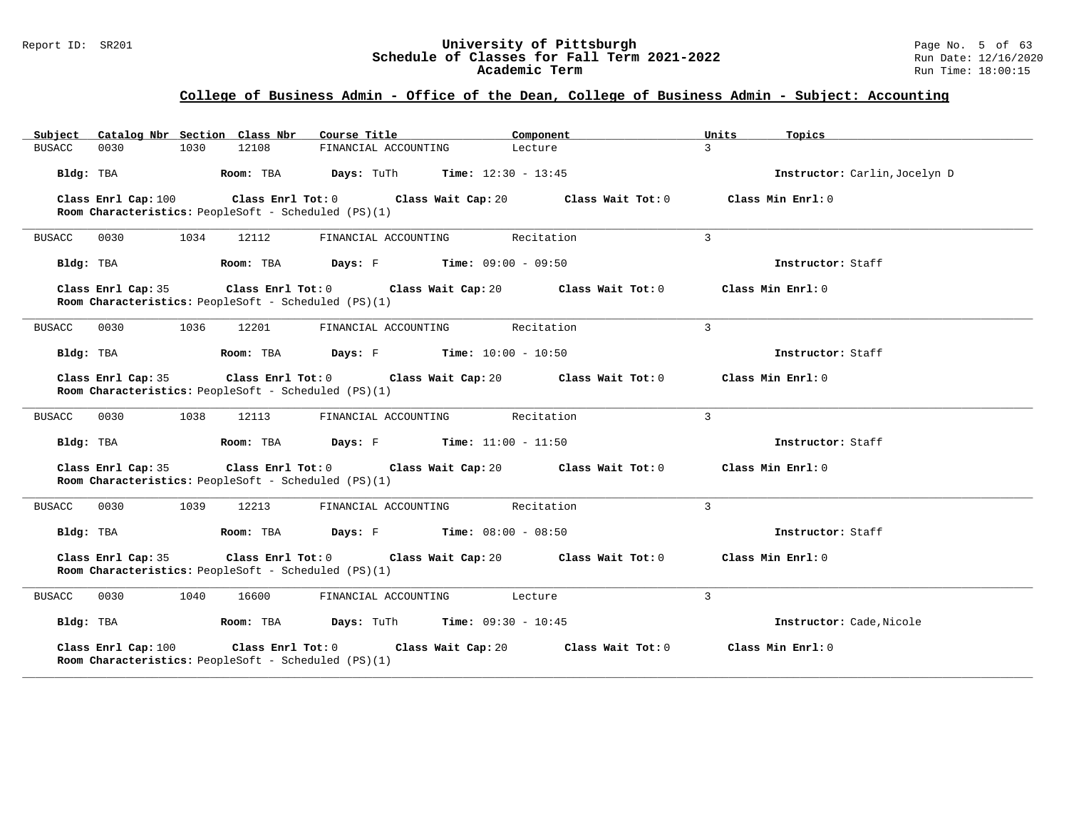## College of Business Admin - Office of the Dean, College of Business Admin - Subject: Accounting

| Subject | Catalog Nbr | Section | Class Nbr | Course Title | Component | Units | Topics |
|---|---|---|---|---|---|---|---|
| BUSACC | 0030 | 1030 | 12108 | FINANCIAL ACCOUNTING | Lecture | 3 | |

**Bldg:** TBA **Room:** TBA **Days:** TuTh **Time:** 12:30 - 13:45 **Instructor:** Carlin,Jocelyn D

**Class Enrl Cap:** 100 **Class Enrl Tot:** 0 **Class Wait Cap:** 20 **Class Wait Tot:** 0 **Class Min Enrl:** 0
**Room Characteristics:** PeopleSoft - Scheduled (PS)(1)

---

| Subject | Catalog Nbr | Section | Class Nbr | Course Title | Component | Units | Topics |
|---|---|---|---|---|---|---|---|
| BUSACC | 0030 | 1034 | 12112 | FINANCIAL ACCOUNTING | Recitation | 3 | |

**Bldg:** TBA **Room:** TBA **Days:** F **Time:** 09:00 - 09:50 **Instructor:** Staff

**Class Enrl Cap:** 35 **Class Enrl Tot:** 0 **Class Wait Cap:** 20 **Class Wait Tot:** 0 **Class Min Enrl:** 0
**Room Characteristics:** PeopleSoft - Scheduled (PS)(1)

---

| Subject | Catalog Nbr | Section | Class Nbr | Course Title | Component | Units | Topics |
|---|---|---|---|---|---|---|---|
| BUSACC | 0030 | 1036 | 12201 | FINANCIAL ACCOUNTING | Recitation | 3 | |

**Bldg:** TBA **Room:** TBA **Days:** F **Time:** 10:00 - 10:50 **Instructor:** Staff

**Class Enrl Cap:** 35 **Class Enrl Tot:** 0 **Class Wait Cap:** 20 **Class Wait Tot:** 0 **Class Min Enrl:** 0
**Room Characteristics:** PeopleSoft - Scheduled (PS)(1)

---

| Subject | Catalog Nbr | Section | Class Nbr | Course Title | Component | Units | Topics |
|---|---|---|---|---|---|---|---|
| BUSACC | 0030 | 1038 | 12113 | FINANCIAL ACCOUNTING | Recitation | 3 | |

**Bldg:** TBA **Room:** TBA **Days:** F **Time:** 11:00 - 11:50 **Instructor:** Staff

**Class Enrl Cap:** 35 **Class Enrl Tot:** 0 **Class Wait Cap:** 20 **Class Wait Tot:** 0 **Class Min Enrl:** 0
**Room Characteristics:** PeopleSoft - Scheduled (PS)(1)

---

| Subject | Catalog Nbr | Section | Class Nbr | Course Title | Component | Units | Topics |
|---|---|---|---|---|---|---|---|
| BUSACC | 0030 | 1039 | 12213 | FINANCIAL ACCOUNTING | Recitation | 3 | |

**Bldg:** TBA **Room:** TBA **Days:** F **Time:** 08:00 - 08:50 **Instructor:** Staff

**Class Enrl Cap:** 35 **Class Enrl Tot:** 0 **Class Wait Cap:** 20 **Class Wait Tot:** 0 **Class Min Enrl:** 0
**Room Characteristics:** PeopleSoft - Scheduled (PS)(1)

---

| Subject | Catalog Nbr | Section | Class Nbr | Course Title | Component | Units | Topics |
|---|---|---|---|---|---|---|---|
| BUSACC | 0030 | 1040 | 16600 | FINANCIAL ACCOUNTING | Lecture | 3 | |

**Bldg:** TBA **Room:** TBA **Days:** TuTh **Time:** 09:30 - 10:45 **Instructor:** Cade,Nicole

**Class Enrl Cap:** 100 **Class Enrl Tot:** 0 **Class Wait Cap:** 20 **Class Wait Tot:** 0 **Class Min Enrl:** 0
**Room Characteristics:** PeopleSoft - Scheduled (PS)(1)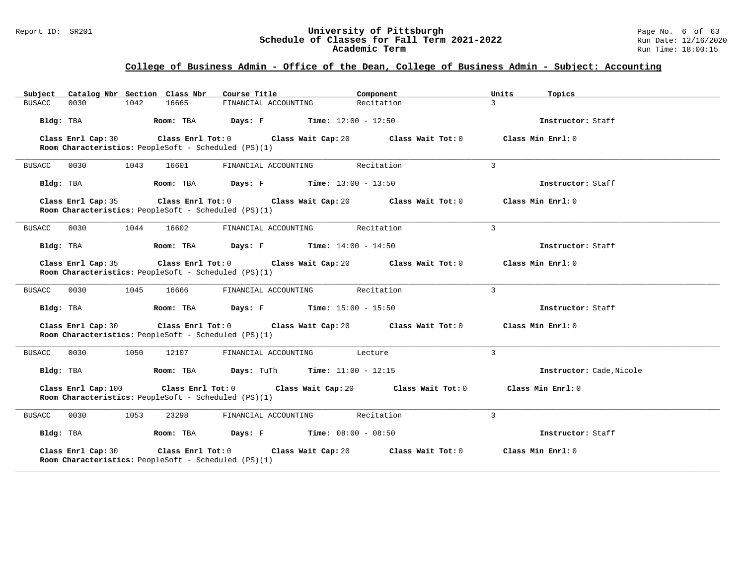## College of Business Admin - Office of the Dean, College of Business Admin - Subject: Accounting

| Subject | Catalog Nbr | Section | Class Nbr | Course Title | Component | Units | Topics |
|---|---|---|---|---|---|---|---|
| BUSACC | 0030 | 1042 | 16665 | FINANCIAL ACCOUNTING | Recitation | 3 | |

**Bldg:** TBA **Room:** TBA **Days:** F **Time:** 12:00 - 12:50 **Instructor:** Staff

**Class Enrl Cap:** 30 **Class Enrl Tot:** 0 **Class Wait Cap:** 20 **Class Wait Tot:** 0 **Class Min Enrl:** 0
**Room Characteristics:** PeopleSoft - Scheduled (PS)(1)

---

| Subject | Catalog Nbr | Section | Class Nbr | Course Title | Component | Units | Topics |
|---|---|---|---|---|---|---|---|
| BUSACC | 0030 | 1043 | 16601 | FINANCIAL ACCOUNTING | Recitation | 3 | |

**Bldg:** TBA **Room:** TBA **Days:** F **Time:** 13:00 - 13:50 **Instructor:** Staff

**Class Enrl Cap:** 35 **Class Enrl Tot:** 0 **Class Wait Cap:** 20 **Class Wait Tot:** 0 **Class Min Enrl:** 0
**Room Characteristics:** PeopleSoft - Scheduled (PS)(1)

---

| Subject | Catalog Nbr | Section | Class Nbr | Course Title | Component | Units | Topics |
|---|---|---|---|---|---|---|---|
| BUSACC | 0030 | 1044 | 16602 | FINANCIAL ACCOUNTING | Recitation | 3 | |

**Bldg:** TBA **Room:** TBA **Days:** F **Time:** 14:00 - 14:50 **Instructor:** Staff

**Class Enrl Cap:** 35 **Class Enrl Tot:** 0 **Class Wait Cap:** 20 **Class Wait Tot:** 0 **Class Min Enrl:** 0
**Room Characteristics:** PeopleSoft - Scheduled (PS)(1)

---

| Subject | Catalog Nbr | Section | Class Nbr | Course Title | Component | Units | Topics |
|---|---|---|---|---|---|---|---|
| BUSACC | 0030 | 1045 | 16666 | FINANCIAL ACCOUNTING | Recitation | 3 | |

**Bldg:** TBA **Room:** TBA **Days:** F **Time:** 15:00 - 15:50 **Instructor:** Staff

**Class Enrl Cap:** 30 **Class Enrl Tot:** 0 **Class Wait Cap:** 20 **Class Wait Tot:** 0 **Class Min Enrl:** 0
**Room Characteristics:** PeopleSoft - Scheduled (PS)(1)

---

| Subject | Catalog Nbr | Section | Class Nbr | Course Title | Component | Units | Topics |
|---|---|---|---|---|---|---|---|
| BUSACC | 0030 | 1050 | 12107 | FINANCIAL ACCOUNTING | Lecture | 3 | |

**Bldg:** TBA **Room:** TBA **Days:** TuTh **Time:** 11:00 - 12:15 **Instructor:** Cade,Nicole

**Class Enrl Cap:** 100 **Class Enrl Tot:** 0 **Class Wait Cap:** 20 **Class Wait Tot:** 0 **Class Min Enrl:** 0
**Room Characteristics:** PeopleSoft - Scheduled (PS)(1)

---

| Subject | Catalog Nbr | Section | Class Nbr | Course Title | Component | Units | Topics |
|---|---|---|---|---|---|---|---|
| BUSACC | 0030 | 1053 | 23298 | FINANCIAL ACCOUNTING | Recitation | 3 | |

**Bldg:** TBA **Room:** TBA **Days:** F **Time:** 08:00 - 08:50 **Instructor:** Staff

**Class Enrl Cap:** 30 **Class Enrl Tot:** 0 **Class Wait Cap:** 20 **Class Wait Tot:** 0 **Class Min Enrl:** 0
**Room Characteristics:** PeopleSoft - Scheduled (PS)(1)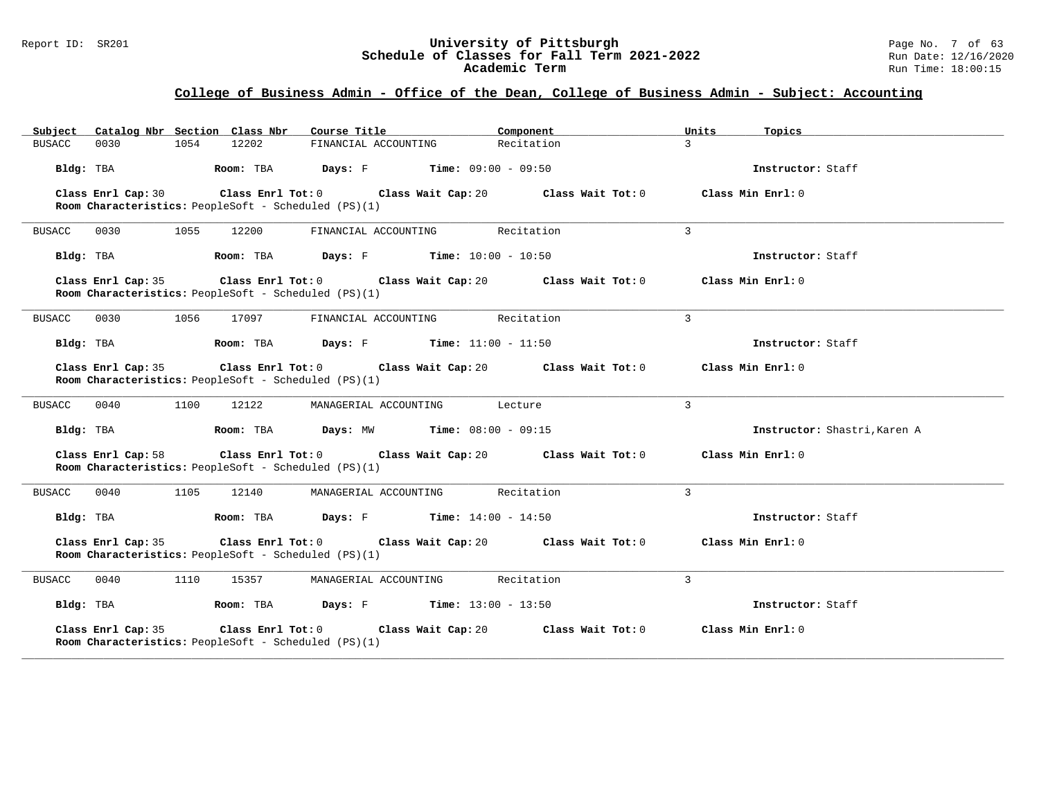## College of Business Admin - Office of the Dean, College of Business Admin - Subject: Accounting

| Subject | Catalog Nbr | Section | Class Nbr | Course Title | Component | Units | Topics |
|---|---|---|---|---|---|---|---|
| BUSACC | 0030 | 1054 | 12202 | FINANCIAL ACCOUNTING | Recitation | 3 | |

**Bldg:** TBA **Room:** TBA **Days:** F **Time:** 09:00 - 09:50 **Instructor:** Staff

**Class Enrl Cap:** 30 **Class Enrl Tot:** 0 **Class Wait Cap:** 20 **Class Wait Tot:** 0 **Class Min Enrl:** 0
**Room Characteristics:** PeopleSoft - Scheduled (PS)(1)

---

| Subject | Catalog Nbr | Section | Class Nbr | Course Title | Component | Units | Topics |
|---|---|---|---|---|---|---|---|
| BUSACC | 0030 | 1055 | 12200 | FINANCIAL ACCOUNTING | Recitation | 3 | |

**Bldg:** TBA **Room:** TBA **Days:** F **Time:** 10:00 - 10:50 **Instructor:** Staff

**Class Enrl Cap:** 35 **Class Enrl Tot:** 0 **Class Wait Cap:** 20 **Class Wait Tot:** 0 **Class Min Enrl:** 0
**Room Characteristics:** PeopleSoft - Scheduled (PS)(1)

---

| Subject | Catalog Nbr | Section | Class Nbr | Course Title | Component | Units | Topics |
|---|---|---|---|---|---|---|---|
| BUSACC | 0030 | 1056 | 17097 | FINANCIAL ACCOUNTING | Recitation | 3 | |

**Bldg:** TBA **Room:** TBA **Days:** F **Time:** 11:00 - 11:50 **Instructor:** Staff

**Class Enrl Cap:** 35 **Class Enrl Tot:** 0 **Class Wait Cap:** 20 **Class Wait Tot:** 0 **Class Min Enrl:** 0
**Room Characteristics:** PeopleSoft - Scheduled (PS)(1)

---

| Subject | Catalog Nbr | Section | Class Nbr | Course Title | Component | Units | Topics |
|---|---|---|---|---|---|---|---|
| BUSACC | 0040 | 1100 | 12122 | MANAGERIAL ACCOUNTING | Lecture | 3 | |

**Bldg:** TBA **Room:** TBA **Days:** MW **Time:** 08:00 - 09:15 **Instructor:** Shastri,Karen A

**Class Enrl Cap:** 58 **Class Enrl Tot:** 0 **Class Wait Cap:** 20 **Class Wait Tot:** 0 **Class Min Enrl:** 0
**Room Characteristics:** PeopleSoft - Scheduled (PS)(1)

---

| Subject | Catalog Nbr | Section | Class Nbr | Course Title | Component | Units | Topics |
|---|---|---|---|---|---|---|---|
| BUSACC | 0040 | 1105 | 12140 | MANAGERIAL ACCOUNTING | Recitation | 3 | |

**Bldg:** TBA **Room:** TBA **Days:** F **Time:** 14:00 - 14:50 **Instructor:** Staff

**Class Enrl Cap:** 35 **Class Enrl Tot:** 0 **Class Wait Cap:** 20 **Class Wait Tot:** 0 **Class Min Enrl:** 0
**Room Characteristics:** PeopleSoft - Scheduled (PS)(1)

---

| Subject | Catalog Nbr | Section | Class Nbr | Course Title | Component | Units | Topics |
|---|---|---|---|---|---|---|---|
| BUSACC | 0040 | 1110 | 15357 | MANAGERIAL ACCOUNTING | Recitation | 3 | |

**Bldg:** TBA **Room:** TBA **Days:** F **Time:** 13:00 - 13:50 **Instructor:** Staff

**Class Enrl Cap:** 35 **Class Enrl Tot:** 0 **Class Wait Cap:** 20 **Class Wait Tot:** 0 **Class Min Enrl:** 0
**Room Characteristics:** PeopleSoft - Scheduled (PS)(1)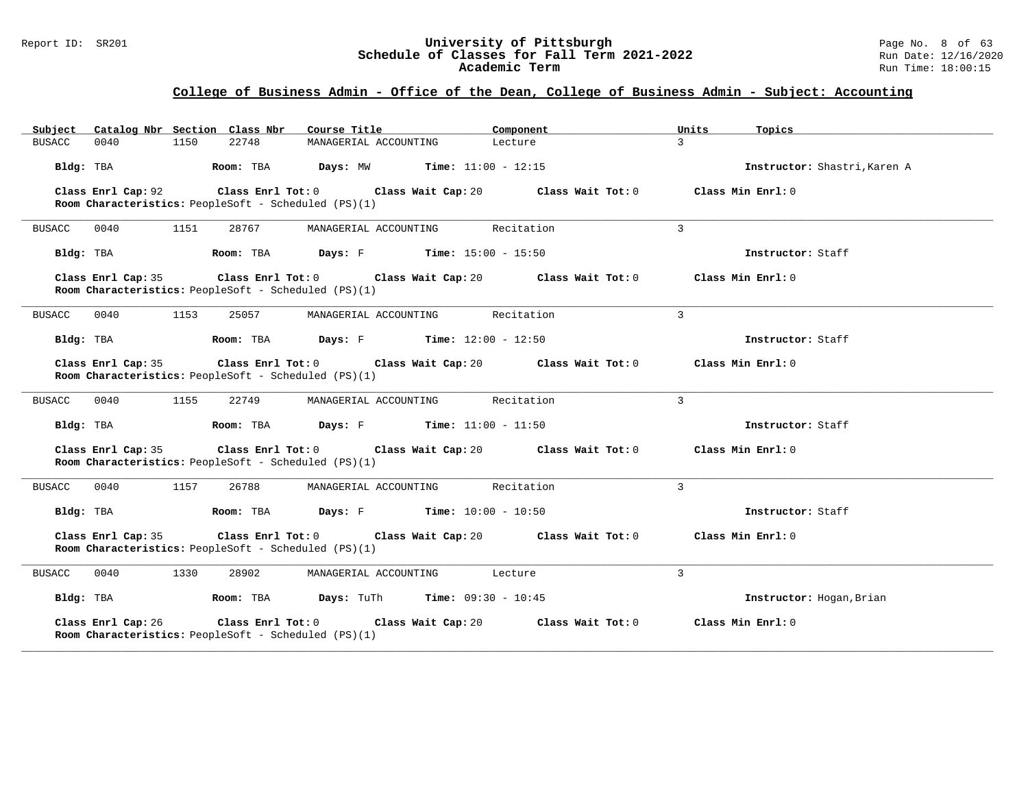## College of Business Admin - Office of the Dean, College of Business Admin - Subject: Accounting

| Subject | Catalog Nbr | Section | Class Nbr | Course Title | Component | Units | Topics |
|---|---|---|---|---|---|---|---|
| BUSACC | 0040 | 1150 | 22748 | MANAGERIAL ACCOUNTING | Lecture | 3 | |

**Bldg:** TBA **Room:** TBA **Days:** MW **Time:** 11:00 - 12:15 **Instructor:** Shastri,Karen A

**Class Enrl Cap:** 92 **Class Enrl Tot:** 0 **Class Wait Cap:** 20 **Class Wait Tot:** 0 **Class Min Enrl:** 0
**Room Characteristics:** PeopleSoft - Scheduled (PS)(1)

---

| Subject | Catalog Nbr | Section | Class Nbr | Course Title | Component | Units | Topics |
|---|---|---|---|---|---|---|---|
| BUSACC | 0040 | 1151 | 28767 | MANAGERIAL ACCOUNTING | Recitation | 3 | |

**Bldg:** TBA **Room:** TBA **Days:** F **Time:** 15:00 - 15:50 **Instructor:** Staff

**Class Enrl Cap:** 35 **Class Enrl Tot:** 0 **Class Wait Cap:** 20 **Class Wait Tot:** 0 **Class Min Enrl:** 0
**Room Characteristics:** PeopleSoft - Scheduled (PS)(1)

---

| Subject | Catalog Nbr | Section | Class Nbr | Course Title | Component | Units | Topics |
|---|---|---|---|---|---|---|---|
| BUSACC | 0040 | 1153 | 25057 | MANAGERIAL ACCOUNTING | Recitation | 3 | |

**Bldg:** TBA **Room:** TBA **Days:** F **Time:** 12:00 - 12:50 **Instructor:** Staff

**Class Enrl Cap:** 35 **Class Enrl Tot:** 0 **Class Wait Cap:** 20 **Class Wait Tot:** 0 **Class Min Enrl:** 0
**Room Characteristics:** PeopleSoft - Scheduled (PS)(1)

---

| Subject | Catalog Nbr | Section | Class Nbr | Course Title | Component | Units | Topics |
|---|---|---|---|---|---|---|---|
| BUSACC | 0040 | 1155 | 22749 | MANAGERIAL ACCOUNTING | Recitation | 3 | |

**Bldg:** TBA **Room:** TBA **Days:** F **Time:** 11:00 - 11:50 **Instructor:** Staff

**Class Enrl Cap:** 35 **Class Enrl Tot:** 0 **Class Wait Cap:** 20 **Class Wait Tot:** 0 **Class Min Enrl:** 0
**Room Characteristics:** PeopleSoft - Scheduled (PS)(1)

---

| Subject | Catalog Nbr | Section | Class Nbr | Course Title | Component | Units | Topics |
|---|---|---|---|---|---|---|---|
| BUSACC | 0040 | 1157 | 26788 | MANAGERIAL ACCOUNTING | Recitation | 3 | |

**Bldg:** TBA **Room:** TBA **Days:** F **Time:** 10:00 - 10:50 **Instructor:** Staff

**Class Enrl Cap:** 35 **Class Enrl Tot:** 0 **Class Wait Cap:** 20 **Class Wait Tot:** 0 **Class Min Enrl:** 0
**Room Characteristics:** PeopleSoft - Scheduled (PS)(1)

---

| Subject | Catalog Nbr | Section | Class Nbr | Course Title | Component | Units | Topics |
|---|---|---|---|---|---|---|---|
| BUSACC | 0040 | 1330 | 28902 | MANAGERIAL ACCOUNTING | Lecture | 3 | |

**Bldg:** TBA **Room:** TBA **Days:** TuTh **Time:** 09:30 - 10:45 **Instructor:** Hogan,Brian

**Class Enrl Cap:** 26 **Class Enrl Tot:** 0 **Class Wait Cap:** 20 **Class Wait Tot:** 0 **Class Min Enrl:** 0
**Room Characteristics:** PeopleSoft - Scheduled (PS)(1)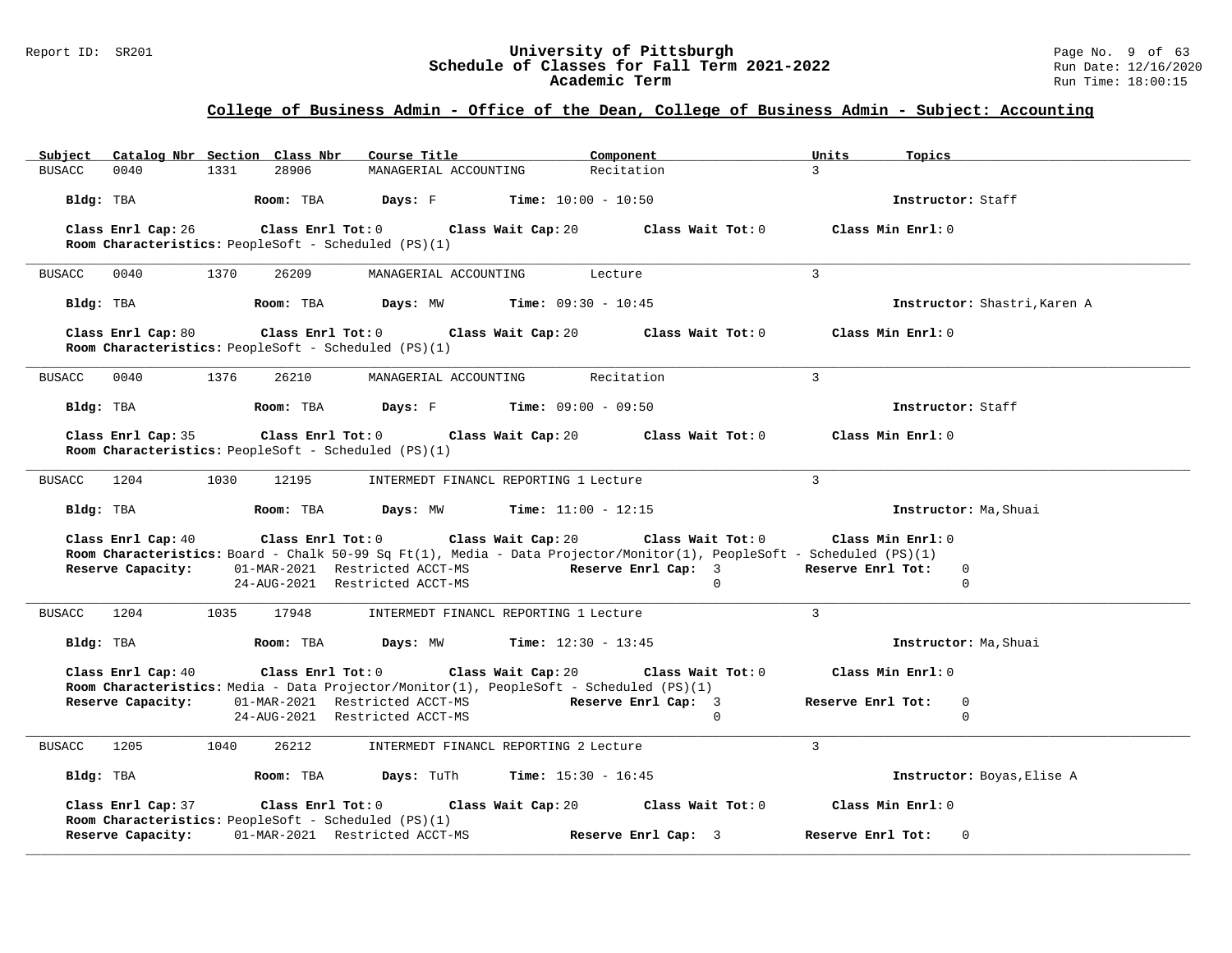## College of Business Admin - Office of the Dean, College of Business Admin - Subject: Accounting

| Subject | Catalog Nbr | Section | Class Nbr | Course Title | Component | Units | Topics |
|---|---|---|---|---|---|---|---|
| BUSACC | 0040 | 1331 | 28906 | MANAGERIAL ACCOUNTING | Recitation | 3 | |

**Bldg:** TBA **Room:** TBA **Days:** F **Time:** 10:00 - 10:50 **Instructor:** Staff

**Class Enrl Cap:** 26 **Class Enrl Tot:** 0 **Class Wait Cap:** 20 **Class Wait Tot:** 0 **Class Min Enrl:** 0
**Room Characteristics:** PeopleSoft - Scheduled (PS)(1)

---

| Subject | Catalog Nbr | Section | Class Nbr | Course Title | Component | Units | Topics |
|---|---|---|---|---|---|---|---|
| BUSACC | 0040 | 1370 | 26209 | MANAGERIAL ACCOUNTING | Lecture | 3 | |

**Bldg:** TBA **Room:** TBA **Days:** MW **Time:** 09:30 - 10:45 **Instructor:** Shastri,Karen A

**Class Enrl Cap:** 80 **Class Enrl Tot:** 0 **Class Wait Cap:** 20 **Class Wait Tot:** 0 **Class Min Enrl:** 0
**Room Characteristics:** PeopleSoft - Scheduled (PS)(1)

---

| Subject | Catalog Nbr | Section | Class Nbr | Course Title | Component | Units | Topics |
|---|---|---|---|---|---|---|---|
| BUSACC | 0040 | 1376 | 26210 | MANAGERIAL ACCOUNTING | Recitation | 3 | |

**Bldg:** TBA **Room:** TBA **Days:** F **Time:** 09:00 - 09:50 **Instructor:** Staff

**Class Enrl Cap:** 35 **Class Enrl Tot:** 0 **Class Wait Cap:** 20 **Class Wait Tot:** 0 **Class Min Enrl:** 0
**Room Characteristics:** PeopleSoft - Scheduled (PS)(1)

---

| Subject | Catalog Nbr | Section | Class Nbr | Course Title | Component | Units | Topics |
|---|---|---|---|---|---|---|---|
| BUSACC | 1204 | 1030 | 12195 | INTERMEDT FINANCL REPORTING 1 | Lecture | 3 | |

**Bldg:** TBA **Room:** TBA **Days:** MW **Time:** 11:00 - 12:15 **Instructor:** Ma,Shuai

**Class Enrl Cap:** 40 **Class Enrl Tot:** 0 **Class Wait Cap:** 20 **Class Wait Tot:** 0 **Class Min Enrl:** 0
**Room Characteristics:** Board - Chalk 50-99 Sq Ft(1), Media - Data Projector/Monitor(1), PeopleSoft - Scheduled (PS)(1)

| Reserve Capacity: | | Reserve Enrl Cap: | Reserve Enrl Tot: |
|---|---|---|---|
| 01-MAR-2021 | Restricted ACCT-MS | 3 | 0 |
| 24-AUG-2021 | Restricted ACCT-MS | 0 | 0 |

---

| Subject | Catalog Nbr | Section | Class Nbr | Course Title | Component | Units | Topics |
|---|---|---|---|---|---|---|---|
| BUSACC | 1204 | 1035 | 17948 | INTERMEDT FINANCL REPORTING 1 | Lecture | 3 | |

**Bldg:** TBA **Room:** TBA **Days:** MW **Time:** 12:30 - 13:45 **Instructor:** Ma,Shuai

**Class Enrl Cap:** 40 **Class Enrl Tot:** 0 **Class Wait Cap:** 20 **Class Wait Tot:** 0 **Class Min Enrl:** 0
**Room Characteristics:** Media - Data Projector/Monitor(1), PeopleSoft - Scheduled (PS)(1)

| Reserve Capacity: | | Reserve Enrl Cap: | Reserve Enrl Tot: |
|---|---|---|---|
| 01-MAR-2021 | Restricted ACCT-MS | 3 | 0 |
| 24-AUG-2021 | Restricted ACCT-MS | 0 | 0 |

---

| Subject | Catalog Nbr | Section | Class Nbr | Course Title | Component | Units | Topics |
|---|---|---|---|---|---|---|---|
| BUSACC | 1205 | 1040 | 26212 | INTERMEDT FINANCL REPORTING 2 | Lecture | 3 | |

**Bldg:** TBA **Room:** TBA **Days:** TuTh **Time:** 15:30 - 16:45 **Instructor:** Boyas,Elise A

**Class Enrl Cap:** 37 **Class Enrl Tot:** 0 **Class Wait Cap:** 20 **Class Wait Tot:** 0 **Class Min Enrl:** 0
**Room Characteristics:** PeopleSoft - Scheduled (PS)(1)

| Reserve Capacity: | | Reserve Enrl Cap: | Reserve Enrl Tot: |
|---|---|---|---|
| 01-MAR-2021 | Restricted ACCT-MS | 3 | 0 |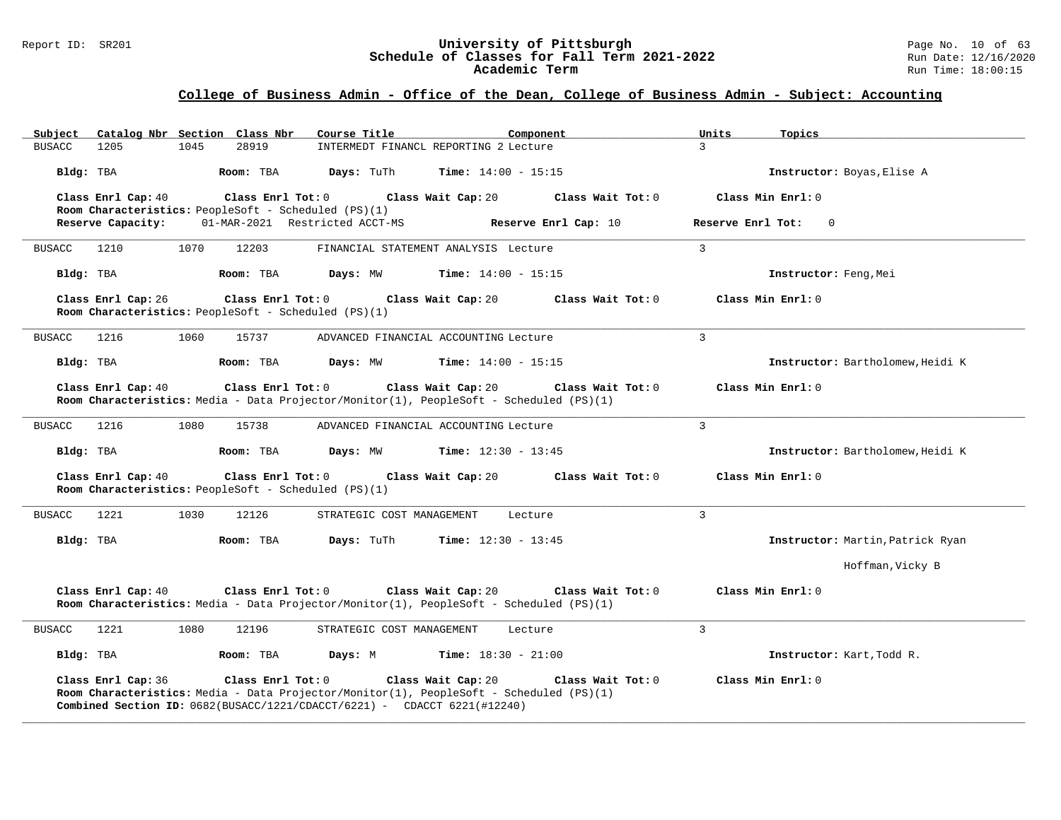## College of Business Admin - Office of the Dean, College of Business Admin - Subject: Accounting

| Subject | Catalog Nbr | Section | Class Nbr | Course Title | Component | Units | Topics |
|---|---|---|---|---|---|---|---|
| BUSACC | 1205 | 1045 | 28919 | INTERMEDT FINANCL REPORTING 2 | Lecture | 3 | |

**Bldg:** TBA **Room:** TBA **Days:** TuTh **Time:** 14:00 - 15:15 **Instructor:** Boyas,Elise A

**Class Enrl Cap:** 40 **Class Enrl Tot:** 0 **Class Wait Cap:** 20 **Class Wait Tot:** 0 **Class Min Enrl:** 0
**Room Characteristics:** PeopleSoft - Scheduled (PS)(1)
**Reserve Capacity:** 01-MAR-2021 Restricted ACCT-MS **Reserve Enrl Cap:** 10 **Reserve Enrl Tot:** 0

---

| Subject | Catalog Nbr | Section | Class Nbr | Course Title | Component | Units | Topics |
|---|---|---|---|---|---|---|---|
| BUSACC | 1210 | 1070 | 12203 | FINANCIAL STATEMENT ANALYSIS | Lecture | 3 | |

**Bldg:** TBA **Room:** TBA **Days:** MW **Time:** 14:00 - 15:15 **Instructor:** Feng,Mei

**Class Enrl Cap:** 26 **Class Enrl Tot:** 0 **Class Wait Cap:** 20 **Class Wait Tot:** 0 **Class Min Enrl:** 0
**Room Characteristics:** PeopleSoft - Scheduled (PS)(1)

---

| Subject | Catalog Nbr | Section | Class Nbr | Course Title | Component | Units | Topics |
|---|---|---|---|---|---|---|---|
| BUSACC | 1216 | 1060 | 15737 | ADVANCED FINANCIAL ACCOUNTING | Lecture | 3 | |

**Bldg:** TBA **Room:** TBA **Days:** MW **Time:** 14:00 - 15:15 **Instructor:** Bartholomew,Heidi K

**Class Enrl Cap:** 40 **Class Enrl Tot:** 0 **Class Wait Cap:** 20 **Class Wait Tot:** 0 **Class Min Enrl:** 0
**Room Characteristics:** Media - Data Projector/Monitor(1), PeopleSoft - Scheduled (PS)(1)

---

| Subject | Catalog Nbr | Section | Class Nbr | Course Title | Component | Units | Topics |
|---|---|---|---|---|---|---|---|
| BUSACC | 1216 | 1080 | 15738 | ADVANCED FINANCIAL ACCOUNTING | Lecture | 3 | |

**Bldg:** TBA **Room:** TBA **Days:** MW **Time:** 12:30 - 13:45 **Instructor:** Bartholomew,Heidi K

**Class Enrl Cap:** 40 **Class Enrl Tot:** 0 **Class Wait Cap:** 20 **Class Wait Tot:** 0 **Class Min Enrl:** 0
**Room Characteristics:** PeopleSoft - Scheduled (PS)(1)

---

| Subject | Catalog Nbr | Section | Class Nbr | Course Title | Component | Units | Topics |
|---|---|---|---|---|---|---|---|
| BUSACC | 1221 | 1030 | 12126 | STRATEGIC COST MANAGEMENT | Lecture | 3 | |

**Bldg:** TBA **Room:** TBA **Days:** TuTh **Time:** 12:30 - 13:45 **Instructor:** Martin,Patrick Ryan
Hoffman,Vicky B

**Class Enrl Cap:** 40 **Class Enrl Tot:** 0 **Class Wait Cap:** 20 **Class Wait Tot:** 0 **Class Min Enrl:** 0
**Room Characteristics:** Media - Data Projector/Monitor(1), PeopleSoft - Scheduled (PS)(1)

---

| Subject | Catalog Nbr | Section | Class Nbr | Course Title | Component | Units | Topics |
|---|---|---|---|---|---|---|---|
| BUSACC | 1221 | 1080 | 12196 | STRATEGIC COST MANAGEMENT | Lecture | 3 | |

**Bldg:** TBA **Room:** TBA **Days:** M **Time:** 18:30 - 21:00 **Instructor:** Kart,Todd R.

**Class Enrl Cap:** 36 **Class Enrl Tot:** 0 **Class Wait Cap:** 20 **Class Wait Tot:** 0 **Class Min Enrl:** 0
**Room Characteristics:** Media - Data Projector/Monitor(1), PeopleSoft - Scheduled (PS)(1)
**Combined Section ID:** 0682(BUSACC/1221/CDACCT/6221) - CDACCT 6221(#12240)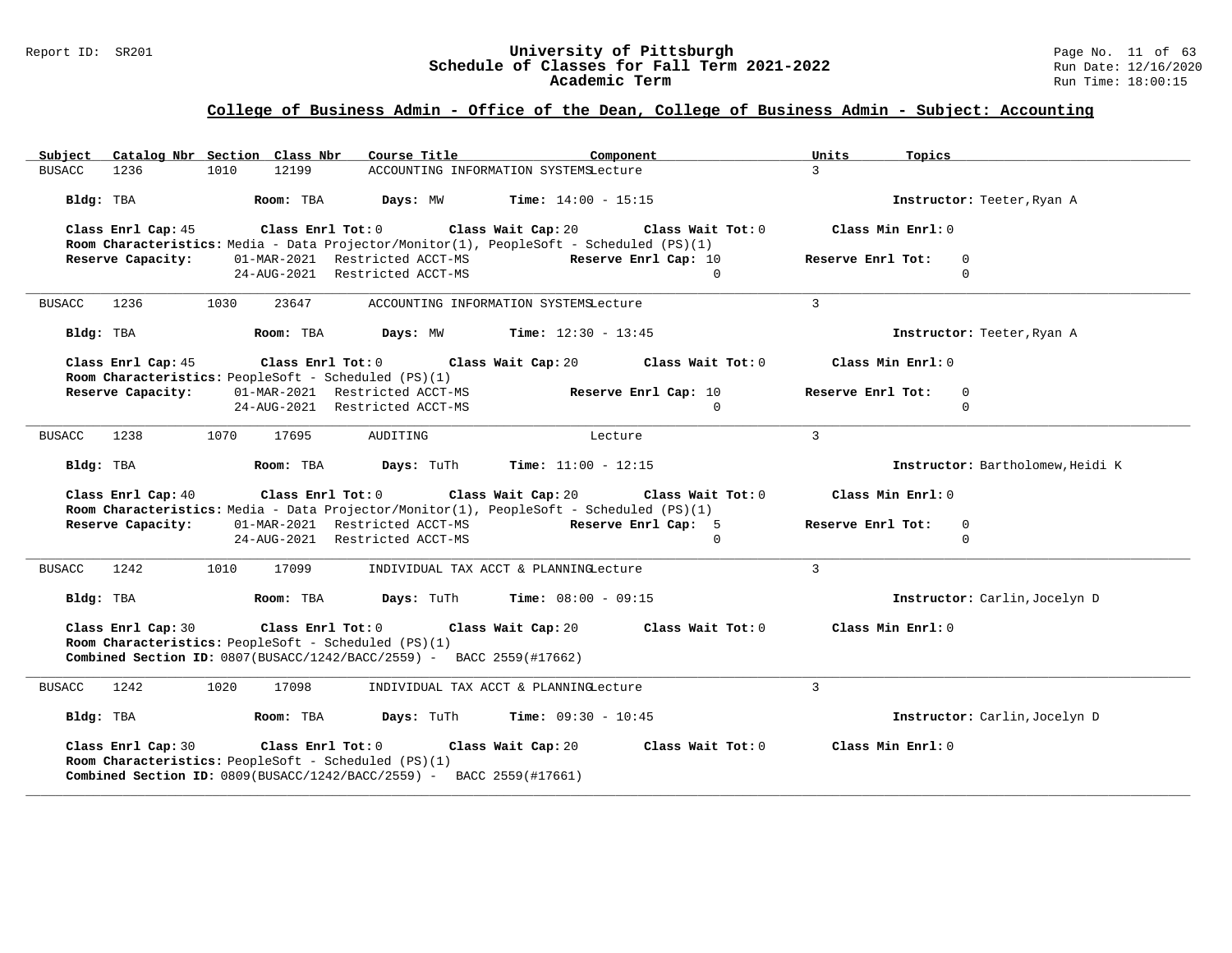## College of Business Admin - Office of the Dean, College of Business Admin - Subject: Accounting

| Subject | Catalog Nbr | Section | Class Nbr | Course Title | Component | Units | Topics |
|---|---|---|---|---|---|---|---|
| BUSACC | 1236 | 1010 | 12199 | ACCOUNTING INFORMATION SYSTEMS | Lecture | 3 | |

**Bldg:** TBA **Room:** TBA **Days:** MW **Time:** 14:00 - 15:15 **Instructor:** Teeter,Ryan A

**Class Enrl Cap:** 45 **Class Enrl Tot:** 0 **Class Wait Cap:** 20 **Class Wait Tot:** 0 **Class Min Enrl:** 0

**Room Characteristics:** Media - Data Projector/Monitor(1), PeopleSoft - Scheduled (PS)(1)

**Reserve Capacity:** 01-MAR-2021 Restricted ACCT-MS **Reserve Enrl Cap:** 10 **Reserve Enrl Tot:** 0
24-AUG-2021 Restricted ACCT-MS 0 0

---

| Subject | Catalog Nbr | Section | Class Nbr | Course Title | Component | Units | Topics |
|---|---|---|---|---|---|---|---|
| BUSACC | 1236 | 1030 | 23647 | ACCOUNTING INFORMATION SYSTEMS | Lecture | 3 | |

**Bldg:** TBA **Room:** TBA **Days:** MW **Time:** 12:30 - 13:45 **Instructor:** Teeter,Ryan A

**Class Enrl Cap:** 45 **Class Enrl Tot:** 0 **Class Wait Cap:** 20 **Class Wait Tot:** 0 **Class Min Enrl:** 0

**Room Characteristics:** PeopleSoft - Scheduled (PS)(1)

**Reserve Capacity:** 01-MAR-2021 Restricted ACCT-MS **Reserve Enrl Cap:** 10 **Reserve Enrl Tot:** 0
24-AUG-2021 Restricted ACCT-MS 0 0

---

| Subject | Catalog Nbr | Section | Class Nbr | Course Title | Component | Units | Topics |
|---|---|---|---|---|---|---|---|
| BUSACC | 1238 | 1070 | 17695 | AUDITING | Lecture | 3 | |

**Bldg:** TBA **Room:** TBA **Days:** TuTh **Time:** 11:00 - 12:15 **Instructor:** Bartholomew,Heidi K

**Class Enrl Cap:** 40 **Class Enrl Tot:** 0 **Class Wait Cap:** 20 **Class Wait Tot:** 0 **Class Min Enrl:** 0

**Room Characteristics:** Media - Data Projector/Monitor(1), PeopleSoft - Scheduled (PS)(1)

**Reserve Capacity:** 01-MAR-2021 Restricted ACCT-MS **Reserve Enrl Cap:** 5 **Reserve Enrl Tot:** 0
24-AUG-2021 Restricted ACCT-MS 0 0

---

| Subject | Catalog Nbr | Section | Class Nbr | Course Title | Component | Units | Topics |
|---|---|---|---|---|---|---|---|
| BUSACC | 1242 | 1010 | 17099 | INDIVIDUAL TAX ACCT & PLANNING | Lecture | 3 | |

**Bldg:** TBA **Room:** TBA **Days:** TuTh **Time:** 08:00 - 09:15 **Instructor:** Carlin,Jocelyn D

**Class Enrl Cap:** 30 **Class Enrl Tot:** 0 **Class Wait Cap:** 20 **Class Wait Tot:** 0 **Class Min Enrl:** 0

**Room Characteristics:** PeopleSoft - Scheduled (PS)(1)

**Combined Section ID:** 0807(BUSACC/1242/BACC/2559) - BACC 2559(#17662)

---

| Subject | Catalog Nbr | Section | Class Nbr | Course Title | Component | Units | Topics |
|---|---|---|---|---|---|---|---|
| BUSACC | 1242 | 1020 | 17098 | INDIVIDUAL TAX ACCT & PLANNING | Lecture | 3 | |

**Bldg:** TBA **Room:** TBA **Days:** TuTh **Time:** 09:30 - 10:45 **Instructor:** Carlin,Jocelyn D

**Class Enrl Cap:** 30 **Class Enrl Tot:** 0 **Class Wait Cap:** 20 **Class Wait Tot:** 0 **Class Min Enrl:** 0

**Room Characteristics:** PeopleSoft - Scheduled (PS)(1)

**Combined Section ID:** 0809(BUSACC/1242/BACC/2559) - BACC 2559(#17661)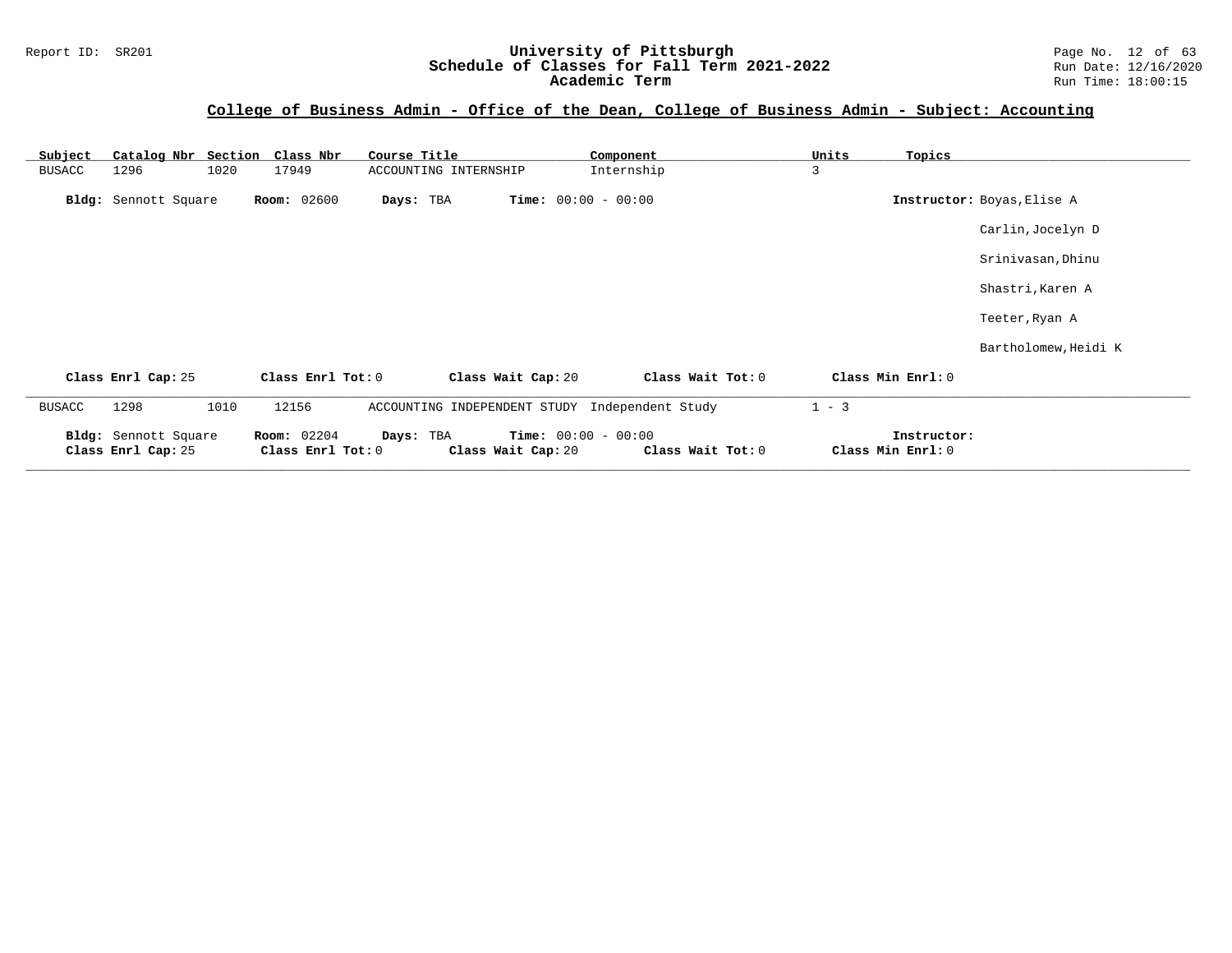## College of Business Admin - Office of the Dean, College of Business Admin - Subject: Accounting

| Subject | Catalog Nbr | Section | Class Nbr | Course Title | Component | Units | Topics |
|---|---|---|---|---|---|---|---|
| BUSACC | 1296 | 1020 | 17949 | ACCOUNTING INTERNSHIP | Internship | 3 | |

**Bldg:** Sennott Square **Room:** 02600 **Days:** TBA **Time:** 00:00 - 00:00 **Instructor:** Boyas,Elise A

Carlin,Jocelyn D

Srinivasan,Dhinu

Shastri,Karen A

Teeter,Ryan A

Bartholomew,Heidi K

**Class Enrl Cap:** 25 **Class Enrl Tot:** 0 **Class Wait Cap:** 20 **Class Wait Tot:** 0 **Class Min Enrl:** 0

---

| Subject | Catalog Nbr | Section | Class Nbr | Course Title | Component | Units | Topics |
|---|---|---|---|---|---|---|---|
| BUSACC | 1298 | 1010 | 12156 | ACCOUNTING INDEPENDENT STUDY | Independent Study | 1 - 3 | |

**Bldg:** Sennott Square **Room:** 02204 **Days:** TBA **Time:** 00:00 - 00:00 **Instructor:**
**Class Enrl Cap:** 25 **Class Enrl Tot:** 0 **Class Wait Cap:** 20 **Class Wait Tot:** 0 **Class Min Enrl:** 0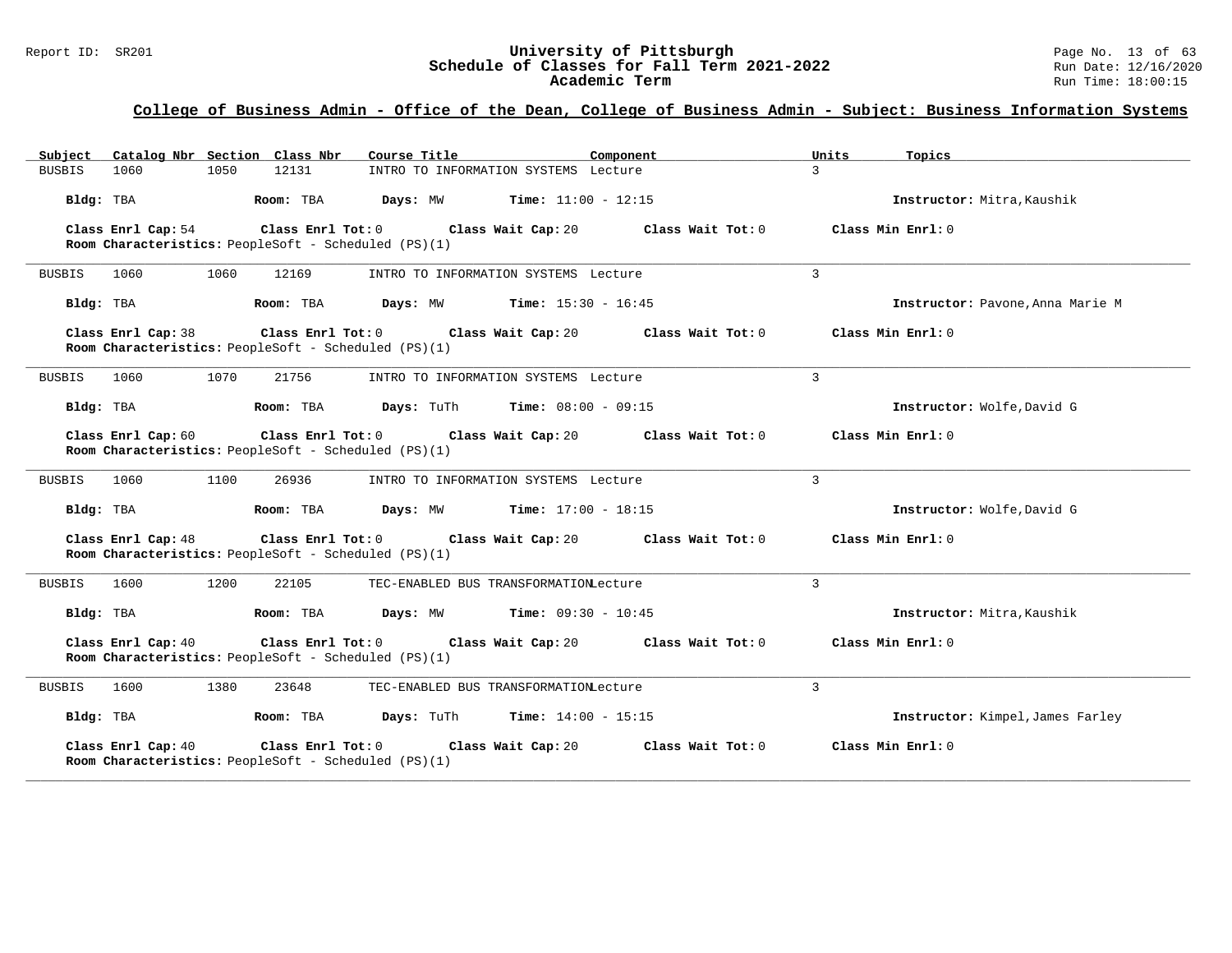## College of Business Admin - Office of the Dean, College of Business Admin - Subject: Business Information Systems

| Subject | Catalog Nbr | Section | Class Nbr | Course Title | Component | Units | Topics |
|---|---|---|---|---|---|---|---|
| BUSBIS | 1060 | 1050 | 12131 | INTRO TO INFORMATION SYSTEMS | Lecture | 3 | |

**Bldg:** TBA **Room:** TBA **Days:** MW **Time:** 11:00 - 12:15 **Instructor:** Mitra,Kaushik

**Class Enrl Cap:** 54 **Class Enrl Tot:** 0 **Class Wait Cap:** 20 **Class Wait Tot:** 0 **Class Min Enrl:** 0
**Room Characteristics:** PeopleSoft - Scheduled (PS)(1)

---

| Subject | Catalog Nbr | Section | Class Nbr | Course Title | Component | Units | Topics |
|---|---|---|---|---|---|---|---|
| BUSBIS | 1060 | 1060 | 12169 | INTRO TO INFORMATION SYSTEMS | Lecture | 3 | |

**Bldg:** TBA **Room:** TBA **Days:** MW **Time:** 15:30 - 16:45 **Instructor:** Pavone,Anna Marie M

**Class Enrl Cap:** 38 **Class Enrl Tot:** 0 **Class Wait Cap:** 20 **Class Wait Tot:** 0 **Class Min Enrl:** 0
**Room Characteristics:** PeopleSoft - Scheduled (PS)(1)

---

| Subject | Catalog Nbr | Section | Class Nbr | Course Title | Component | Units | Topics |
|---|---|---|---|---|---|---|---|
| BUSBIS | 1060 | 1070 | 21756 | INTRO TO INFORMATION SYSTEMS | Lecture | 3 | |

**Bldg:** TBA **Room:** TBA **Days:** TuTh **Time:** 08:00 - 09:15 **Instructor:** Wolfe,David G

**Class Enrl Cap:** 60 **Class Enrl Tot:** 0 **Class Wait Cap:** 20 **Class Wait Tot:** 0 **Class Min Enrl:** 0
**Room Characteristics:** PeopleSoft - Scheduled (PS)(1)

---

| Subject | Catalog Nbr | Section | Class Nbr | Course Title | Component | Units | Topics |
|---|---|---|---|---|---|---|---|
| BUSBIS | 1060 | 1100 | 26936 | INTRO TO INFORMATION SYSTEMS | Lecture | 3 | |

**Bldg:** TBA **Room:** TBA **Days:** MW **Time:** 17:00 - 18:15 **Instructor:** Wolfe,David G

**Class Enrl Cap:** 48 **Class Enrl Tot:** 0 **Class Wait Cap:** 20 **Class Wait Tot:** 0 **Class Min Enrl:** 0
**Room Characteristics:** PeopleSoft - Scheduled (PS)(1)

---

| Subject | Catalog Nbr | Section | Class Nbr | Course Title | Component | Units | Topics |
|---|---|---|---|---|---|---|---|
| BUSBIS | 1600 | 1200 | 22105 | TEC-ENABLED BUS TRANSFORMATION | Lecture | 3 | |

**Bldg:** TBA **Room:** TBA **Days:** MW **Time:** 09:30 - 10:45 **Instructor:** Mitra,Kaushik

**Class Enrl Cap:** 40 **Class Enrl Tot:** 0 **Class Wait Cap:** 20 **Class Wait Tot:** 0 **Class Min Enrl:** 0
**Room Characteristics:** PeopleSoft - Scheduled (PS)(1)

---

| Subject | Catalog Nbr | Section | Class Nbr | Course Title | Component | Units | Topics |
|---|---|---|---|---|---|---|---|
| BUSBIS | 1600 | 1380 | 23648 | TEC-ENABLED BUS TRANSFORMATION | Lecture | 3 | |

**Bldg:** TBA **Room:** TBA **Days:** TuTh **Time:** 14:00 - 15:15 **Instructor:** Kimpel,James Farley

**Class Enrl Cap:** 40 **Class Enrl Tot:** 0 **Class Wait Cap:** 20 **Class Wait Tot:** 0 **Class Min Enrl:** 0
**Room Characteristics:** PeopleSoft - Scheduled (PS)(1)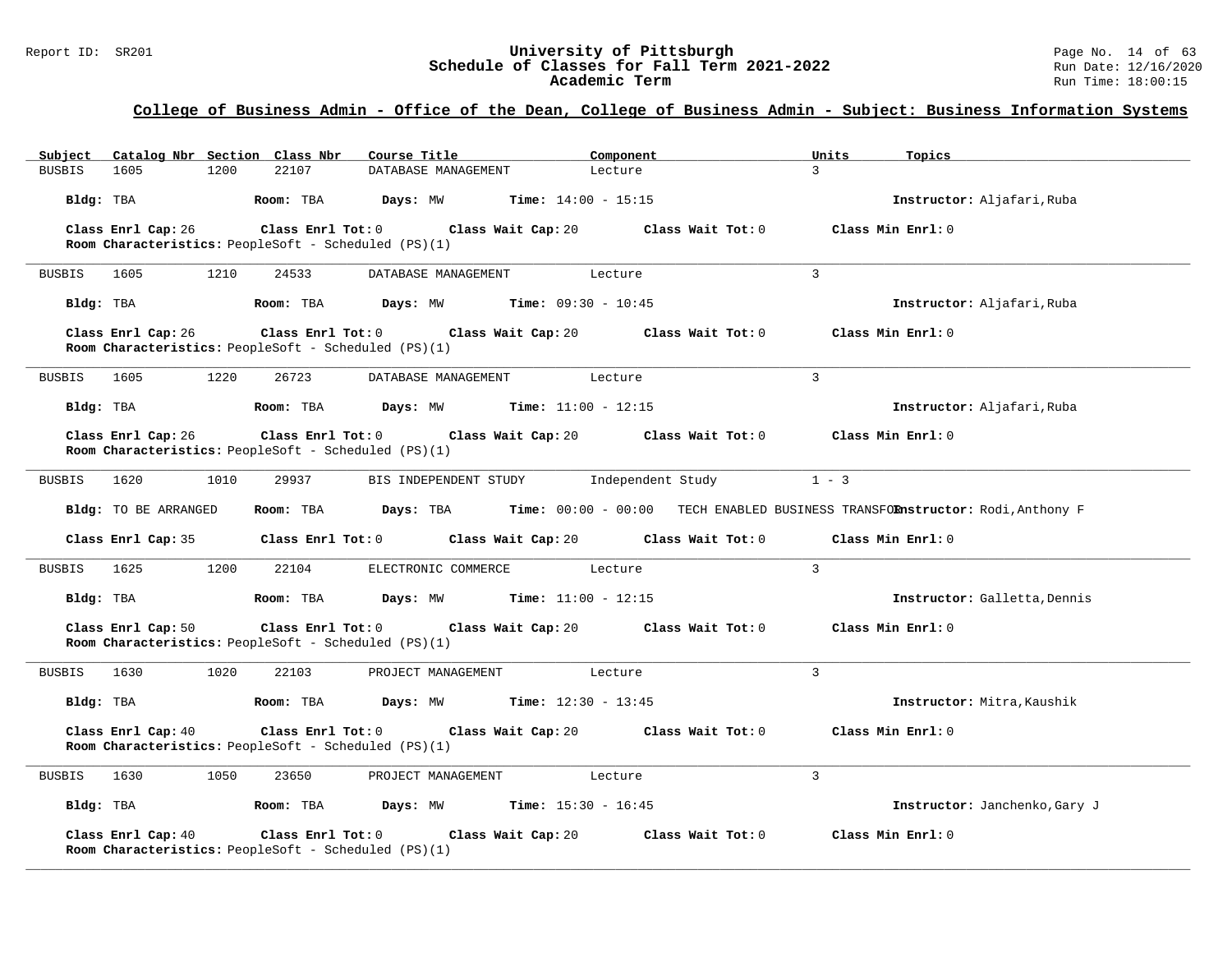## College of Business Admin - Office of the Dean, College of Business Admin - Subject: Business Information Systems

| Subject | Catalog Nbr | Section | Class Nbr | Course Title | Component | Units | Topics |
|---|---|---|---|---|---|---|---|
| BUSBIS | 1605 | 1200 | 22107 | DATABASE MANAGEMENT | Lecture | 3 | |

**Bldg:** TBA **Room:** TBA **Days:** MW **Time:** 14:00 - 15:15 **Instructor:** Aljafari,Ruba

**Class Enrl Cap:** 26 **Class Enrl Tot:** 0 **Class Wait Cap:** 20 **Class Wait Tot:** 0 **Class Min Enrl:** 0
**Room Characteristics:** PeopleSoft - Scheduled (PS)(1)

---

| Subject | Catalog Nbr | Section | Class Nbr | Course Title | Component | Units | Topics |
|---|---|---|---|---|---|---|---|
| BUSBIS | 1605 | 1210 | 24533 | DATABASE MANAGEMENT | Lecture | 3 | |

**Bldg:** TBA **Room:** TBA **Days:** MW **Time:** 09:30 - 10:45 **Instructor:** Aljafari,Ruba

**Class Enrl Cap:** 26 **Class Enrl Tot:** 0 **Class Wait Cap:** 20 **Class Wait Tot:** 0 **Class Min Enrl:** 0
**Room Characteristics:** PeopleSoft - Scheduled (PS)(1)

---

| Subject | Catalog Nbr | Section | Class Nbr | Course Title | Component | Units | Topics |
|---|---|---|---|---|---|---|---|
| BUSBIS | 1605 | 1220 | 26723 | DATABASE MANAGEMENT | Lecture | 3 | |

**Bldg:** TBA **Room:** TBA **Days:** MW **Time:** 11:00 - 12:15 **Instructor:** Aljafari,Ruba

**Class Enrl Cap:** 26 **Class Enrl Tot:** 0 **Class Wait Cap:** 20 **Class Wait Tot:** 0 **Class Min Enrl:** 0
**Room Characteristics:** PeopleSoft - Scheduled (PS)(1)

---

| Subject | Catalog Nbr | Section | Class Nbr | Course Title | Component | Units | Topics |
|---|---|---|---|---|---|---|---|
| BUSBIS | 1620 | 1010 | 29937 | BIS INDEPENDENT STUDY | Independent Study | 1 - 3 | |

**Bldg:** TO BE ARRANGED **Room:** TBA **Days:** TBA **Time:** 00:00 - 00:00 TECH ENABLED BUSINESS TRANSFOR **Instructor:** Rodi,Anthony F

**Class Enrl Cap:** 35 **Class Enrl Tot:** 0 **Class Wait Cap:** 20 **Class Wait Tot:** 0 **Class Min Enrl:** 0

---

| Subject | Catalog Nbr | Section | Class Nbr | Course Title | Component | Units | Topics |
|---|---|---|---|---|---|---|---|
| BUSBIS | 1625 | 1200 | 22104 | ELECTRONIC COMMERCE | Lecture | 3 | |

**Bldg:** TBA **Room:** TBA **Days:** MW **Time:** 11:00 - 12:15 **Instructor:** Galletta,Dennis

**Class Enrl Cap:** 50 **Class Enrl Tot:** 0 **Class Wait Cap:** 20 **Class Wait Tot:** 0 **Class Min Enrl:** 0
**Room Characteristics:** PeopleSoft - Scheduled (PS)(1)

---

| Subject | Catalog Nbr | Section | Class Nbr | Course Title | Component | Units | Topics |
|---|---|---|---|---|---|---|---|
| BUSBIS | 1630 | 1020 | 22103 | PROJECT MANAGEMENT | Lecture | 3 | |

**Bldg:** TBA **Room:** TBA **Days:** MW **Time:** 12:30 - 13:45 **Instructor:** Mitra,Kaushik

**Class Enrl Cap:** 40 **Class Enrl Tot:** 0 **Class Wait Cap:** 20 **Class Wait Tot:** 0 **Class Min Enrl:** 0
**Room Characteristics:** PeopleSoft - Scheduled (PS)(1)

---

| Subject | Catalog Nbr | Section | Class Nbr | Course Title | Component | Units | Topics |
|---|---|---|---|---|---|---|---|
| BUSBIS | 1630 | 1050 | 23650 | PROJECT MANAGEMENT | Lecture | 3 | |

**Bldg:** TBA **Room:** TBA **Days:** MW **Time:** 15:30 - 16:45 **Instructor:** Janchenko,Gary J

**Class Enrl Cap:** 40 **Class Enrl Tot:** 0 **Class Wait Cap:** 20 **Class Wait Tot:** 0 **Class Min Enrl:** 0
**Room Characteristics:** PeopleSoft - Scheduled (PS)(1)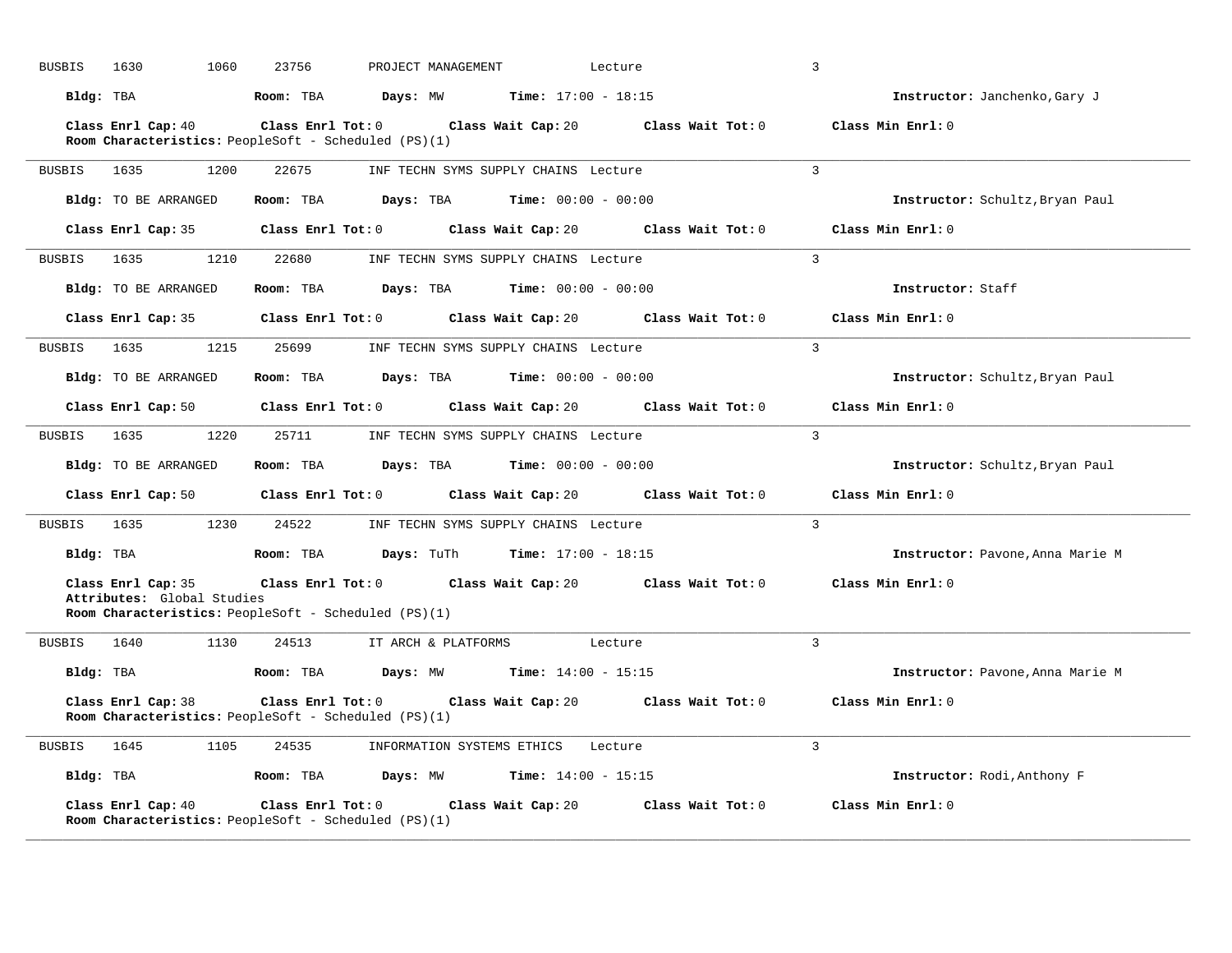BUSBIS 1630 1060 23756 PROJECT MANAGEMENT Lecture 3

**Bldg:** TBA **Room:** TBA **Days:** MW **Time:** 17:00 - 18:15 **Instructor:** Janchenko,Gary J

**Class Enrl Cap:** 40 **Class Enrl Tot:** 0 **Class Wait Cap:** 20 **Class Wait Tot:** 0 **Class Min Enrl:** 0
**Room Characteristics:** PeopleSoft - Scheduled (PS)(1)

---

BUSBIS 1635 1200 22675 INF TECHN SYMS SUPPLY CHAINS Lecture 3

**Bldg:** TO BE ARRANGED **Room:** TBA **Days:** TBA **Time:** 00:00 - 00:00 **Instructor:** Schultz,Bryan Paul

**Class Enrl Cap:** 35 **Class Enrl Tot:** 0 **Class Wait Cap:** 20 **Class Wait Tot:** 0 **Class Min Enrl:** 0

---

BUSBIS 1635 1210 22680 INF TECHN SYMS SUPPLY CHAINS Lecture 3

**Bldg:** TO BE ARRANGED **Room:** TBA **Days:** TBA **Time:** 00:00 - 00:00 **Instructor:** Staff

**Class Enrl Cap:** 35 **Class Enrl Tot:** 0 **Class Wait Cap:** 20 **Class Wait Tot:** 0 **Class Min Enrl:** 0

---

BUSBIS 1635 1215 25699 INF TECHN SYMS SUPPLY CHAINS Lecture 3

**Bldg:** TO BE ARRANGED **Room:** TBA **Days:** TBA **Time:** 00:00 - 00:00 **Instructor:** Schultz,Bryan Paul

**Class Enrl Cap:** 50 **Class Enrl Tot:** 0 **Class Wait Cap:** 20 **Class Wait Tot:** 0 **Class Min Enrl:** 0

---

BUSBIS 1635 1220 25711 INF TECHN SYMS SUPPLY CHAINS Lecture 3

**Bldg:** TO BE ARRANGED **Room:** TBA **Days:** TBA **Time:** 00:00 - 00:00 **Instructor:** Schultz,Bryan Paul

**Class Enrl Cap:** 50 **Class Enrl Tot:** 0 **Class Wait Cap:** 20 **Class Wait Tot:** 0 **Class Min Enrl:** 0

---

BUSBIS 1635 1230 24522 INF TECHN SYMS SUPPLY CHAINS Lecture 3

**Bldg:** TBA **Room:** TBA **Days:** TuTh **Time:** 17:00 - 18:15 **Instructor:** Pavone,Anna Marie M

**Class Enrl Cap:** 35 **Class Enrl Tot:** 0 **Class Wait Cap:** 20 **Class Wait Tot:** 0 **Class Min Enrl:** 0
**Attributes:** Global Studies
**Room Characteristics:** PeopleSoft - Scheduled (PS)(1)

---

BUSBIS 1640 1130 24513 IT ARCH & PLATFORMS Lecture 3

**Bldg:** TBA **Room:** TBA **Days:** MW **Time:** 14:00 - 15:15 **Instructor:** Pavone,Anna Marie M

**Class Enrl Cap:** 38 **Class Enrl Tot:** 0 **Class Wait Cap:** 20 **Class Wait Tot:** 0 **Class Min Enrl:** 0
**Room Characteristics:** PeopleSoft - Scheduled (PS)(1)

---

BUSBIS 1645 1105 24535 INFORMATION SYSTEMS ETHICS Lecture 3

**Bldg:** TBA **Room:** TBA **Days:** MW **Time:** 14:00 - 15:15 **Instructor:** Rodi,Anthony F

**Class Enrl Cap:** 40 **Class Enrl Tot:** 0 **Class Wait Cap:** 20 **Class Wait Tot:** 0 **Class Min Enrl:** 0
**Room Characteristics:** PeopleSoft - Scheduled (PS)(1)

---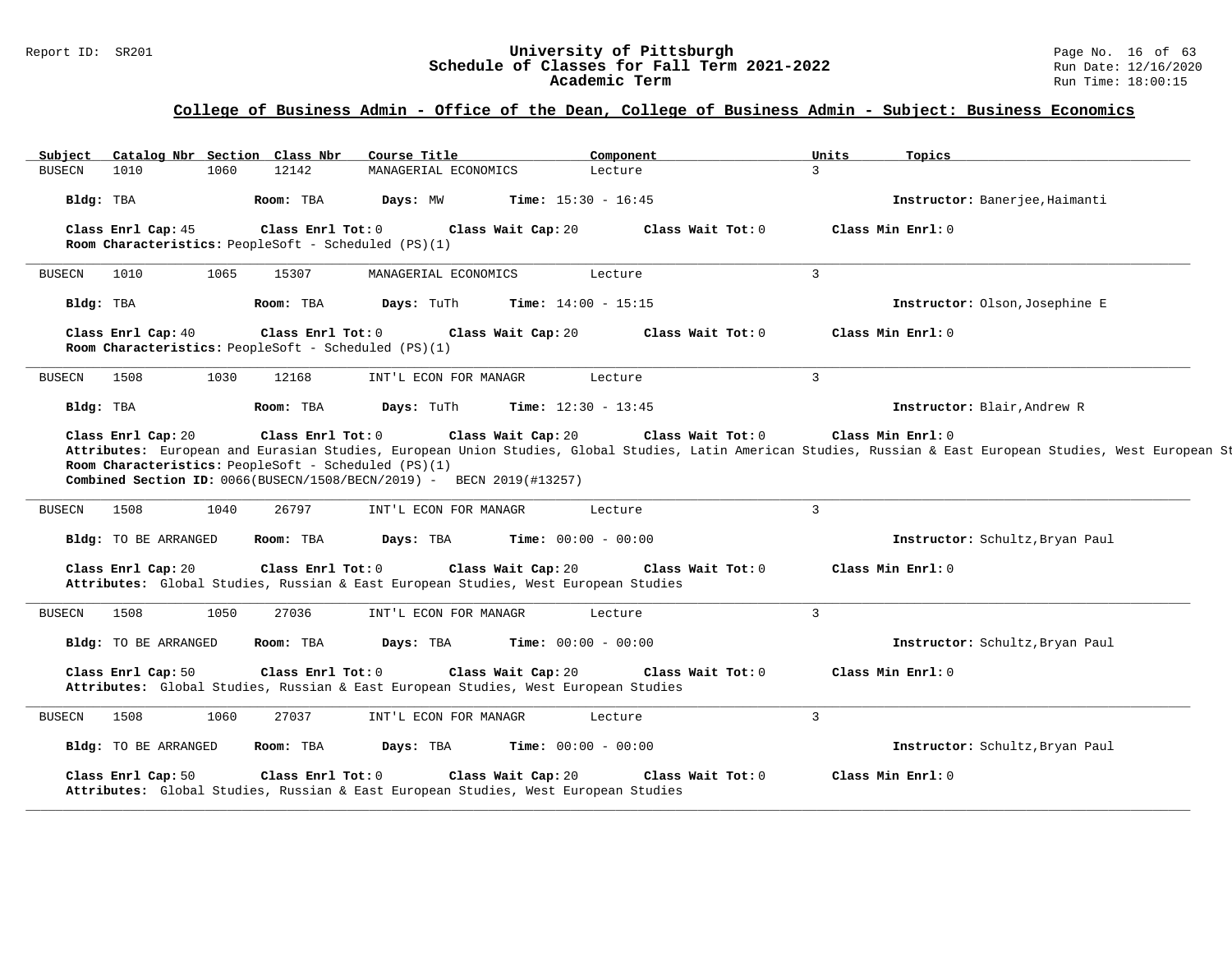## College of Business Admin - Office of the Dean, College of Business Admin - Subject: Business Economics

| Subject | Catalog Nbr | Section | Class Nbr | Course Title | Component | Units | Topics |
|---|---|---|---|---|---|---|---|
| BUSECN | 1010 | 1060 | 12142 | MANAGERIAL ECONOMICS | Lecture | 3 | |

**Bldg:** TBA **Room:** TBA **Days:** MW **Time:** 15:30 - 16:45 **Instructor:** Banerjee,Haimanti

**Class Enrl Cap:** 45 **Class Enrl Tot:** 0 **Class Wait Cap:** 20 **Class Wait Tot:** 0 **Class Min Enrl:** 0

**Room Characteristics:** PeopleSoft - Scheduled (PS)(1)

---

| Subject | Catalog Nbr | Section | Class Nbr | Course Title | Component | Units | Topics |
|---|---|---|---|---|---|---|---|
| BUSECN | 1010 | 1065 | 15307 | MANAGERIAL ECONOMICS | Lecture | 3 | |

**Bldg:** TBA **Room:** TBA **Days:** TuTh **Time:** 14:00 - 15:15 **Instructor:** Olson,Josephine E

**Class Enrl Cap:** 40 **Class Enrl Tot:** 0 **Class Wait Cap:** 20 **Class Wait Tot:** 0 **Class Min Enrl:** 0

**Room Characteristics:** PeopleSoft - Scheduled (PS)(1)

---

| Subject | Catalog Nbr | Section | Class Nbr | Course Title | Component | Units | Topics |
|---|---|---|---|---|---|---|---|
| BUSECN | 1508 | 1030 | 12168 | INT'L ECON FOR MANAGR | Lecture | 3 | |

**Bldg:** TBA **Room:** TBA **Days:** TuTh **Time:** 12:30 - 13:45 **Instructor:** Blair,Andrew R

**Class Enrl Cap:** 20 **Class Enrl Tot:** 0 **Class Wait Cap:** 20 **Class Wait Tot:** 0 **Class Min Enrl:** 0

**Attributes:** European and Eurasian Studies, European Union Studies, Global Studies, Latin American Studies, Russian & East European Studies, West European St

**Room Characteristics:** PeopleSoft - Scheduled (PS)(1)

**Combined Section ID:** 0066(BUSECN/1508/BECN/2019) - BECN 2019(#13257)

---

| Subject | Catalog Nbr | Section | Class Nbr | Course Title | Component | Units | Topics |
|---|---|---|---|---|---|---|---|
| BUSECN | 1508 | 1040 | 26797 | INT'L ECON FOR MANAGR | Lecture | 3 | |

**Bldg:** TO BE ARRANGED **Room:** TBA **Days:** TBA **Time:** 00:00 - 00:00 **Instructor:** Schultz,Bryan Paul

**Class Enrl Cap:** 20 **Class Enrl Tot:** 0 **Class Wait Cap:** 20 **Class Wait Tot:** 0 **Class Min Enrl:** 0

**Attributes:** Global Studies, Russian & East European Studies, West European Studies

---

| Subject | Catalog Nbr | Section | Class Nbr | Course Title | Component | Units | Topics |
|---|---|---|---|---|---|---|---|
| BUSECN | 1508 | 1050 | 27036 | INT'L ECON FOR MANAGR | Lecture | 3 | |

**Bldg:** TO BE ARRANGED **Room:** TBA **Days:** TBA **Time:** 00:00 - 00:00 **Instructor:** Schultz,Bryan Paul

**Class Enrl Cap:** 50 **Class Enrl Tot:** 0 **Class Wait Cap:** 20 **Class Wait Tot:** 0 **Class Min Enrl:** 0

**Attributes:** Global Studies, Russian & East European Studies, West European Studies

---

| Subject | Catalog Nbr | Section | Class Nbr | Course Title | Component | Units | Topics |
|---|---|---|---|---|---|---|---|
| BUSECN | 1508 | 1060 | 27037 | INT'L ECON FOR MANAGR | Lecture | 3 | |

**Bldg:** TO BE ARRANGED **Room:** TBA **Days:** TBA **Time:** 00:00 - 00:00 **Instructor:** Schultz,Bryan Paul

**Class Enrl Cap:** 50 **Class Enrl Tot:** 0 **Class Wait Cap:** 20 **Class Wait Tot:** 0 **Class Min Enrl:** 0

**Attributes:** Global Studies, Russian & East European Studies, West European Studies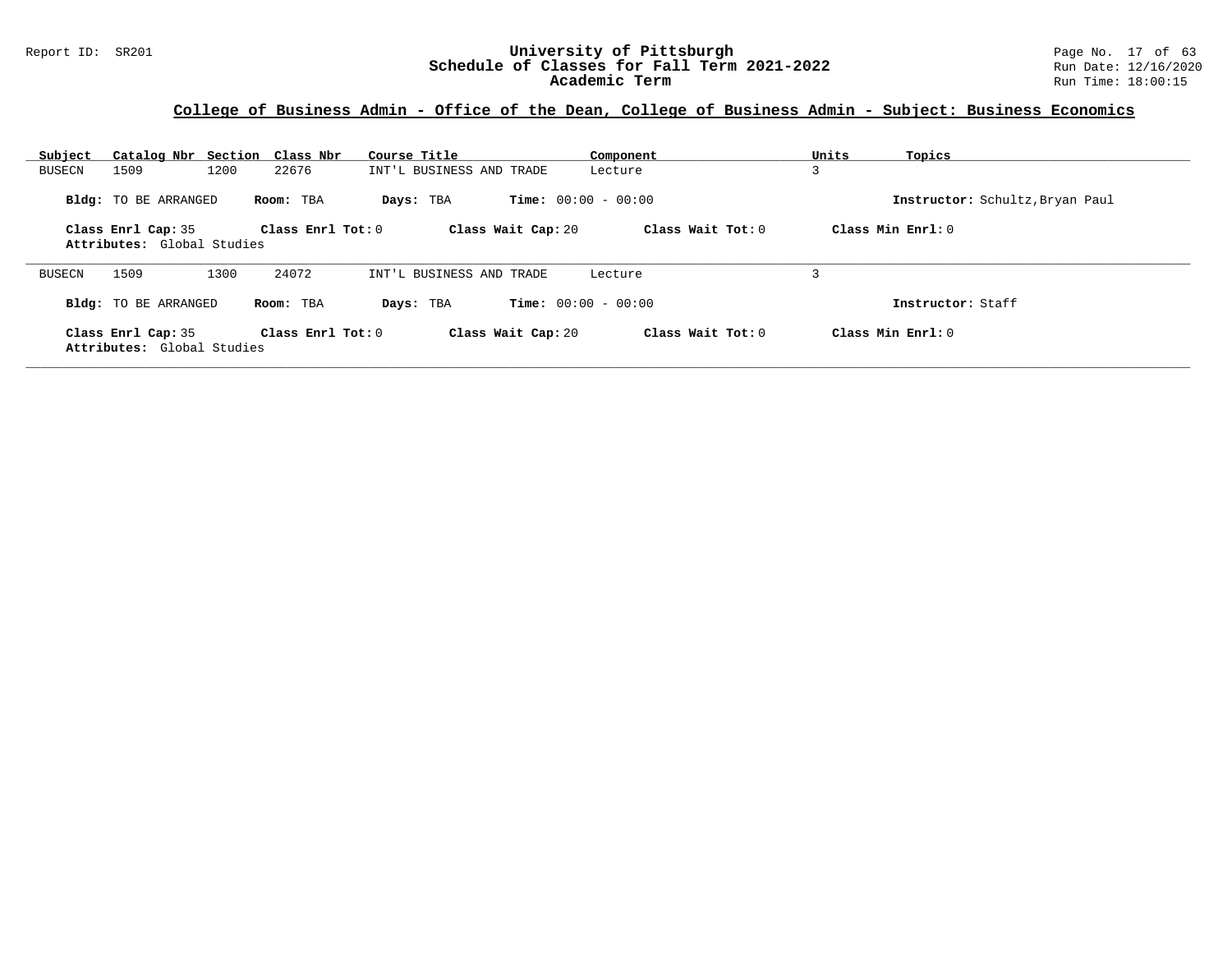## College of Business Admin - Office of the Dean, College of Business Admin - Subject: Business Economics

| Subject | Catalog Nbr | Section | Class Nbr | Course Title | Component | Units | Topics |
|---|---|---|---|---|---|---|---|
| BUSECN | 1509 | 1200 | 22676 | INT'L BUSINESS AND TRADE | Lecture | 3 | |

**Bldg:** TO BE ARRANGED **Room:** TBA **Days:** TBA **Time:** 00:00 - 00:00 **Instructor:** Schultz,Bryan Paul

**Class Enrl Cap:** 35 **Class Enrl Tot:** 0 **Class Wait Cap:** 20 **Class Wait Tot:** 0 **Class Min Enrl:** 0

**Attributes:** Global Studies

---

| Subject | Catalog Nbr | Section | Class Nbr | Course Title | Component | Units | Topics |
|---|---|---|---|---|---|---|---|
| BUSECN | 1509 | 1300 | 24072 | INT'L BUSINESS AND TRADE | Lecture | 3 | |

**Bldg:** TO BE ARRANGED **Room:** TBA **Days:** TBA **Time:** 00:00 - 00:00 **Instructor:** Staff

**Class Enrl Cap:** 35 **Class Enrl Tot:** 0 **Class Wait Cap:** 20 **Class Wait Tot:** 0 **Class Min Enrl:** 0

**Attributes:** Global Studies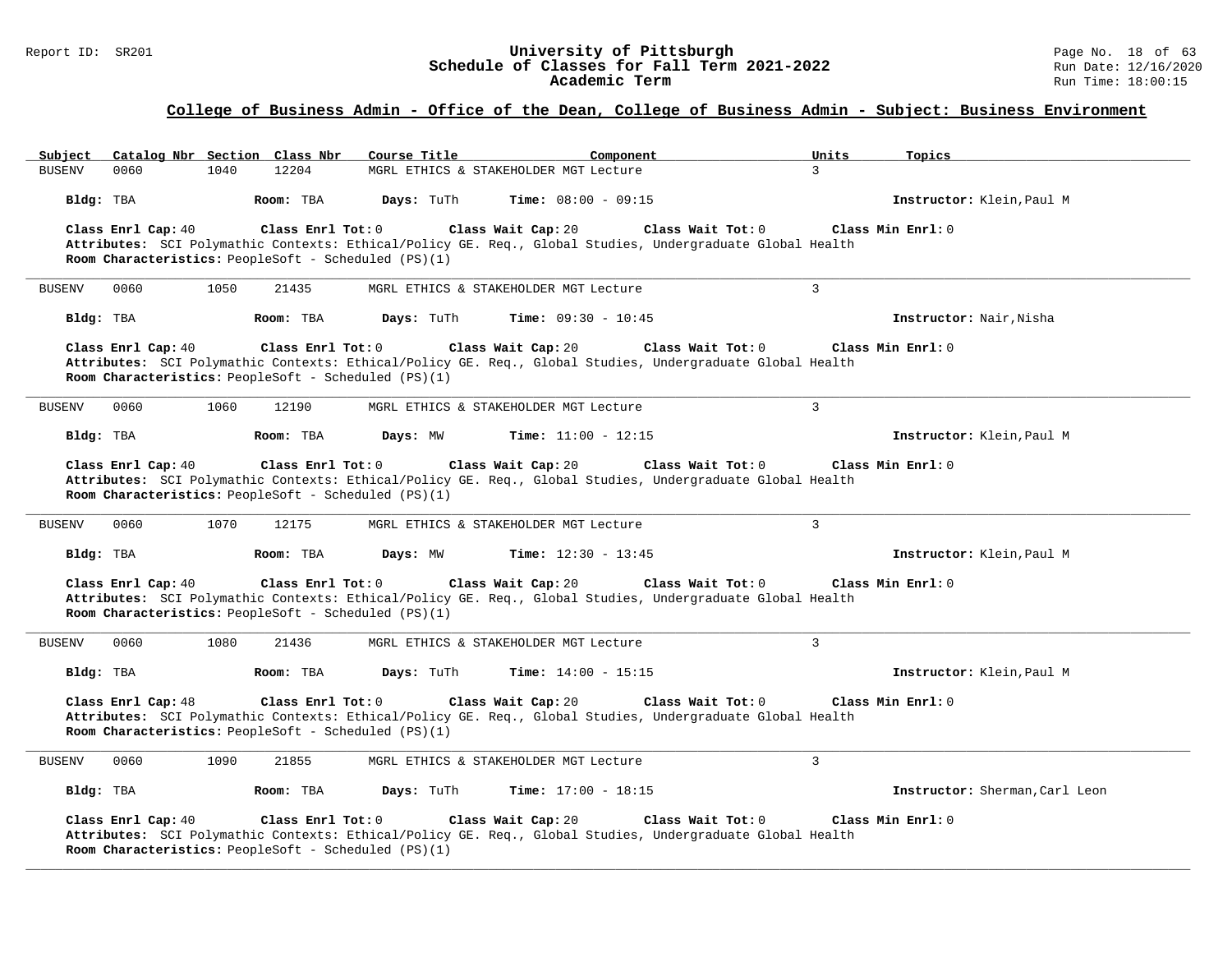## College of Business Admin - Office of the Dean, College of Business Admin - Subject: Business Environment

| Subject | Catalog Nbr | Section | Class Nbr | Course Title | Component | Units | Topics |
|---|---|---|---|---|---|---|---|
| BUSENV | 0060 | 1040 | 12204 | MGRL ETHICS & STAKEHOLDER MGT | Lecture | 3 | |

**Bldg:** TBA **Room:** TBA **Days:** TuTh **Time:** 08:00 - 09:15 **Instructor:** Klein,Paul M

**Class Enrl Cap:** 40 **Class Enrl Tot:** 0 **Class Wait Cap:** 20 **Class Wait Tot:** 0 **Class Min Enrl:** 0

**Attributes:** SCI Polymathic Contexts: Ethical/Policy GE. Req., Global Studies, Undergraduate Global Health

**Room Characteristics:** PeopleSoft - Scheduled (PS)(1)

---

| Subject | Catalog Nbr | Section | Class Nbr | Course Title | Component | Units | Topics |
|---|---|---|---|---|---|---|---|
| BUSENV | 0060 | 1050 | 21435 | MGRL ETHICS & STAKEHOLDER MGT | Lecture | 3 | |

**Bldg:** TBA **Room:** TBA **Days:** TuTh **Time:** 09:30 - 10:45 **Instructor:** Nair,Nisha

**Class Enrl Cap:** 40 **Class Enrl Tot:** 0 **Class Wait Cap:** 20 **Class Wait Tot:** 0 **Class Min Enrl:** 0

**Attributes:** SCI Polymathic Contexts: Ethical/Policy GE. Req., Global Studies, Undergraduate Global Health

**Room Characteristics:** PeopleSoft - Scheduled (PS)(1)

---

| Subject | Catalog Nbr | Section | Class Nbr | Course Title | Component | Units | Topics |
|---|---|---|---|---|---|---|---|
| BUSENV | 0060 | 1060 | 12190 | MGRL ETHICS & STAKEHOLDER MGT | Lecture | 3 | |

**Bldg:** TBA **Room:** TBA **Days:** MW **Time:** 11:00 - 12:15 **Instructor:** Klein,Paul M

**Class Enrl Cap:** 40 **Class Enrl Tot:** 0 **Class Wait Cap:** 20 **Class Wait Tot:** 0 **Class Min Enrl:** 0

**Attributes:** SCI Polymathic Contexts: Ethical/Policy GE. Req., Global Studies, Undergraduate Global Health

**Room Characteristics:** PeopleSoft - Scheduled (PS)(1)

---

| Subject | Catalog Nbr | Section | Class Nbr | Course Title | Component | Units | Topics |
|---|---|---|---|---|---|---|---|
| BUSENV | 0060 | 1070 | 12175 | MGRL ETHICS & STAKEHOLDER MGT | Lecture | 3 | |

**Bldg:** TBA **Room:** TBA **Days:** MW **Time:** 12:30 - 13:45 **Instructor:** Klein,Paul M

**Class Enrl Cap:** 40 **Class Enrl Tot:** 0 **Class Wait Cap:** 20 **Class Wait Tot:** 0 **Class Min Enrl:** 0

**Attributes:** SCI Polymathic Contexts: Ethical/Policy GE. Req., Global Studies, Undergraduate Global Health

**Room Characteristics:** PeopleSoft - Scheduled (PS)(1)

---

| Subject | Catalog Nbr | Section | Class Nbr | Course Title | Component | Units | Topics |
|---|---|---|---|---|---|---|---|
| BUSENV | 0060 | 1080 | 21436 | MGRL ETHICS & STAKEHOLDER MGT | Lecture | 3 | |

**Bldg:** TBA **Room:** TBA **Days:** TuTh **Time:** 14:00 - 15:15 **Instructor:** Klein,Paul M

**Class Enrl Cap:** 48 **Class Enrl Tot:** 0 **Class Wait Cap:** 20 **Class Wait Tot:** 0 **Class Min Enrl:** 0

**Attributes:** SCI Polymathic Contexts: Ethical/Policy GE. Req., Global Studies, Undergraduate Global Health

**Room Characteristics:** PeopleSoft - Scheduled (PS)(1)

---

| Subject | Catalog Nbr | Section | Class Nbr | Course Title | Component | Units | Topics |
|---|---|---|---|---|---|---|---|
| BUSENV | 0060 | 1090 | 21855 | MGRL ETHICS & STAKEHOLDER MGT | Lecture | 3 | |

**Bldg:** TBA **Room:** TBA **Days:** TuTh **Time:** 17:00 - 18:15 **Instructor:** Sherman,Carl Leon

**Class Enrl Cap:** 40 **Class Enrl Tot:** 0 **Class Wait Cap:** 20 **Class Wait Tot:** 0 **Class Min Enrl:** 0

**Attributes:** SCI Polymathic Contexts: Ethical/Policy GE. Req., Global Studies, Undergraduate Global Health

**Room Characteristics:** PeopleSoft - Scheduled (PS)(1)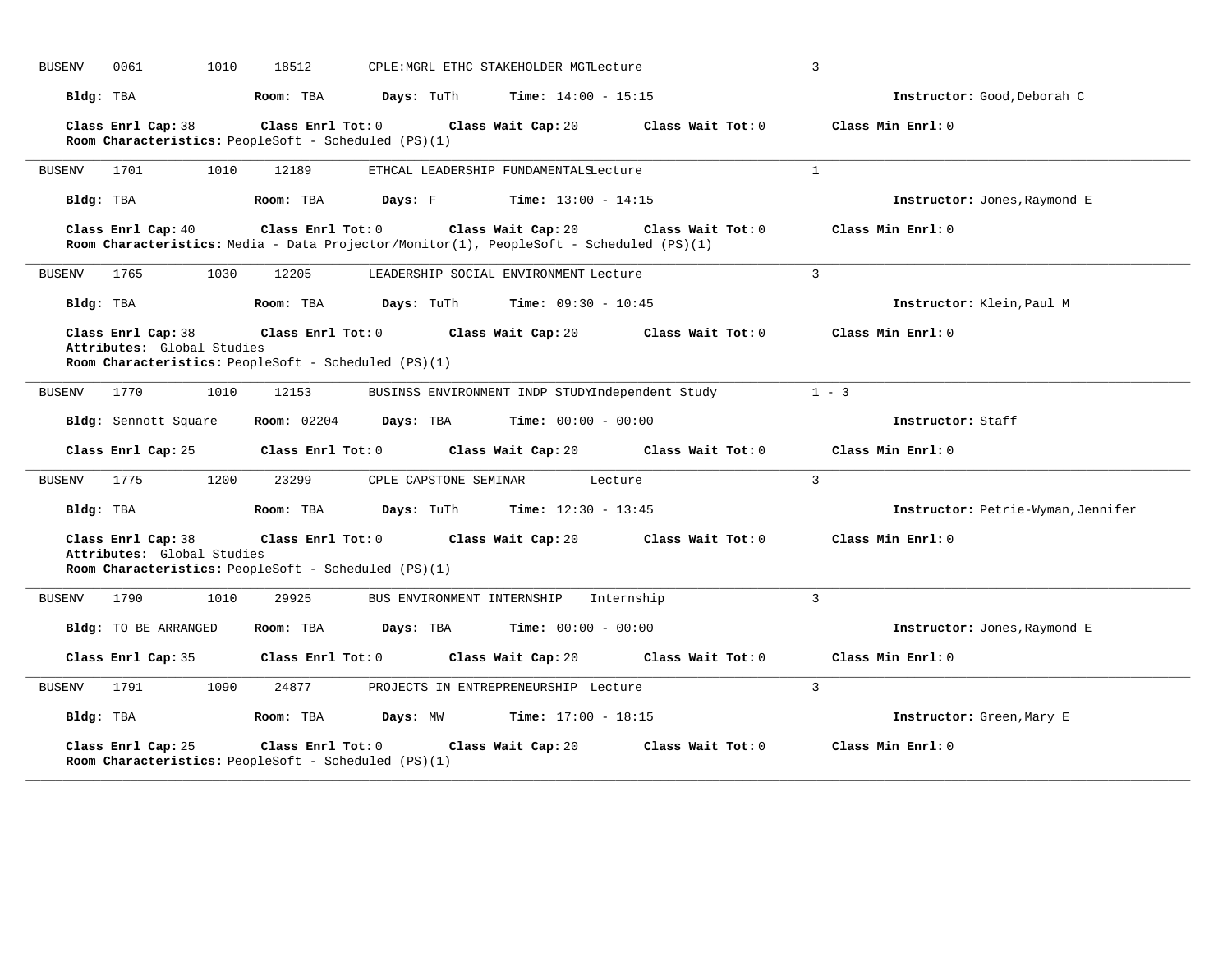BUSENV 0061 1010 18512 CPLE:MGRL ETHC STAKEHOLDER MGT Lecture 3

**Bldg:** TBA **Room:** TBA **Days:** TuTh **Time:** 14:00 - 15:15 **Instructor:** Good,Deborah C

**Class Enrl Cap:** 38 **Class Enrl Tot:** 0 **Class Wait Cap:** 20 **Class Wait Tot:** 0 **Class Min Enrl:** 0
**Room Characteristics:** PeopleSoft - Scheduled (PS)(1)

---

BUSENV 1701 1010 12189 ETHCAL LEADERSHIP FUNDAMENTALS Lecture 1

**Bldg:** TBA **Room:** TBA **Days:** F **Time:** 13:00 - 14:15 **Instructor:** Jones,Raymond E

**Class Enrl Cap:** 40 **Class Enrl Tot:** 0 **Class Wait Cap:** 20 **Class Wait Tot:** 0 **Class Min Enrl:** 0
**Room Characteristics:** Media - Data Projector/Monitor(1), PeopleSoft - Scheduled (PS)(1)

---

BUSENV 1765 1030 12205 LEADERSHIP SOCIAL ENVIRONMENT Lecture 3

**Bldg:** TBA **Room:** TBA **Days:** TuTh **Time:** 09:30 - 10:45 **Instructor:** Klein,Paul M

**Class Enrl Cap:** 38 **Class Enrl Tot:** 0 **Class Wait Cap:** 20 **Class Wait Tot:** 0 **Class Min Enrl:** 0
**Attributes:** Global Studies
**Room Characteristics:** PeopleSoft - Scheduled (PS)(1)

---

BUSENV 1770 1010 12153 BUSINSS ENVIRONMENT INDP STUDY Independent Study 1 - 3

**Bldg:** Sennott Square **Room:** 02204 **Days:** TBA **Time:** 00:00 - 00:00 **Instructor:** Staff

**Class Enrl Cap:** 25 **Class Enrl Tot:** 0 **Class Wait Cap:** 20 **Class Wait Tot:** 0 **Class Min Enrl:** 0

---

BUSENV 1775 1200 23299 CPLE CAPSTONE SEMINAR Lecture 3

**Bldg:** TBA **Room:** TBA **Days:** TuTh **Time:** 12:30 - 13:45 **Instructor:** Petrie-Wyman,Jennifer

**Class Enrl Cap:** 38 **Class Enrl Tot:** 0 **Class Wait Cap:** 20 **Class Wait Tot:** 0 **Class Min Enrl:** 0
**Attributes:** Global Studies
**Room Characteristics:** PeopleSoft - Scheduled (PS)(1)

---

BUSENV 1790 1010 29925 BUS ENVIRONMENT INTERNSHIP Internship 3

**Bldg:** TO BE ARRANGED **Room:** TBA **Days:** TBA **Time:** 00:00 - 00:00 **Instructor:** Jones,Raymond E

**Class Enrl Cap:** 35 **Class Enrl Tot:** 0 **Class Wait Cap:** 20 **Class Wait Tot:** 0 **Class Min Enrl:** 0

---

BUSENV 1791 1090 24877 PROJECTS IN ENTREPRENEURSHIP Lecture 3

**Bldg:** TBA **Room:** TBA **Days:** MW **Time:** 17:00 - 18:15 **Instructor:** Green,Mary E

**Class Enrl Cap:** 25 **Class Enrl Tot:** 0 **Class Wait Cap:** 20 **Class Wait Tot:** 0 **Class Min Enrl:** 0
**Room Characteristics:** PeopleSoft - Scheduled (PS)(1)

---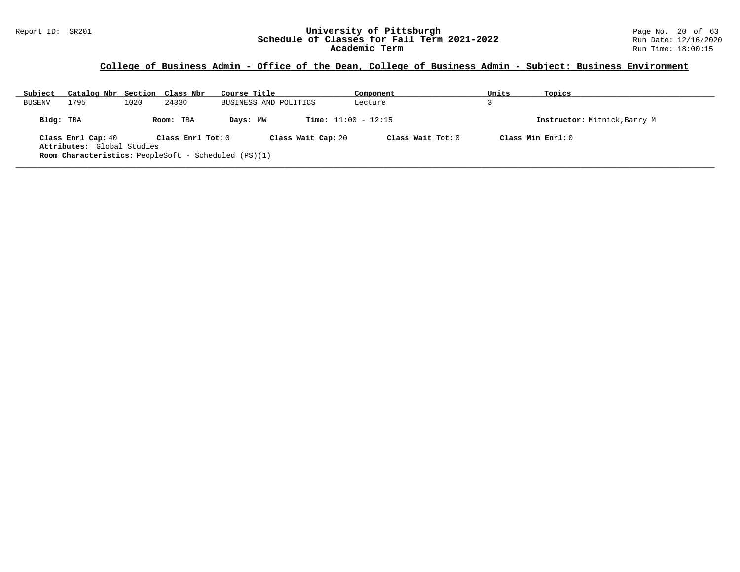## College of Business Admin - Office of the Dean, College of Business Admin - Subject: Business Environment

| Subject | Catalog Nbr | Section | Class Nbr | Course Title | Component | Units | Topics |
|---|---|---|---|---|---|---|---|
| BUSENV | 1795 | 1020 | 24330 | BUSINESS AND POLITICS | Lecture | 3 | |

**Bldg:** TBA **Room:** TBA **Days:** MW **Time:** 11:00 - 12:15 **Instructor:** Mitnick,Barry M

**Class Enrl Cap:** 40 **Class Enrl Tot:** 0 **Class Wait Cap:** 20 **Class Wait Tot:** 0 **Class Min Enrl:** 0

**Attributes:** Global Studies

**Room Characteristics:** PeopleSoft - Scheduled (PS)(1)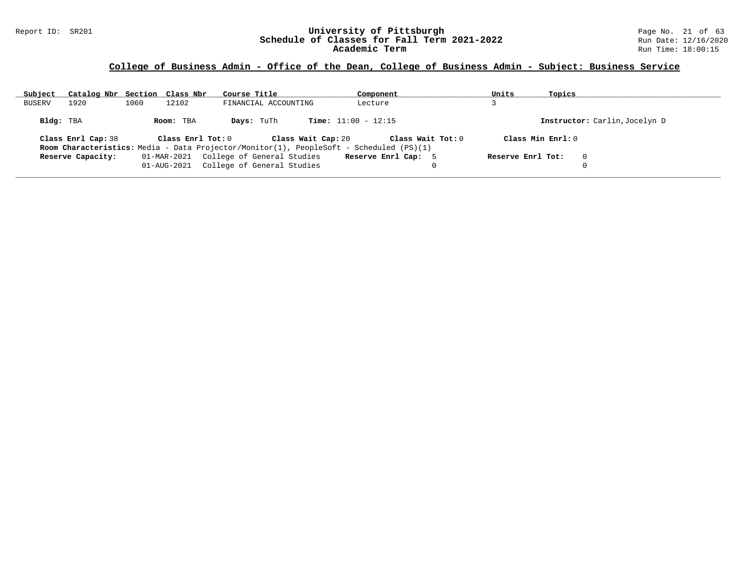## College of Business Admin - Office of the Dean, College of Business Admin - Subject: Business Service

| Subject | Catalog Nbr | Section | Class Nbr | Course Title | Component | Units | Topics |
|---|---|---|---|---|---|---|---|
| BUSERV | 1920 | 1060 | 12102 | FINANCIAL ACCOUNTING | Lecture | 3 | |

**Bldg:** TBA **Room:** TBA **Days:** TuTh **Time:** 11:00 - 12:15 **Instructor:** Carlin,Jocelyn D

**Class Enrl Cap:** 38 **Class Enrl Tot:** 0 **Class Wait Cap:** 20 **Class Wait Tot:** 0 **Class Min Enrl:** 0

**Room Characteristics:** Media - Data Projector/Monitor(1), PeopleSoft - Scheduled (PS)(1)

| Reserve Capacity: | | Reserve Enrl Cap: | Reserve Enrl Tot: |
|---|---|---|---|
| 01-MAR-2021 | College of General Studies | 5 | 0 |
| 01-AUG-2021 | College of General Studies | 0 | 0 |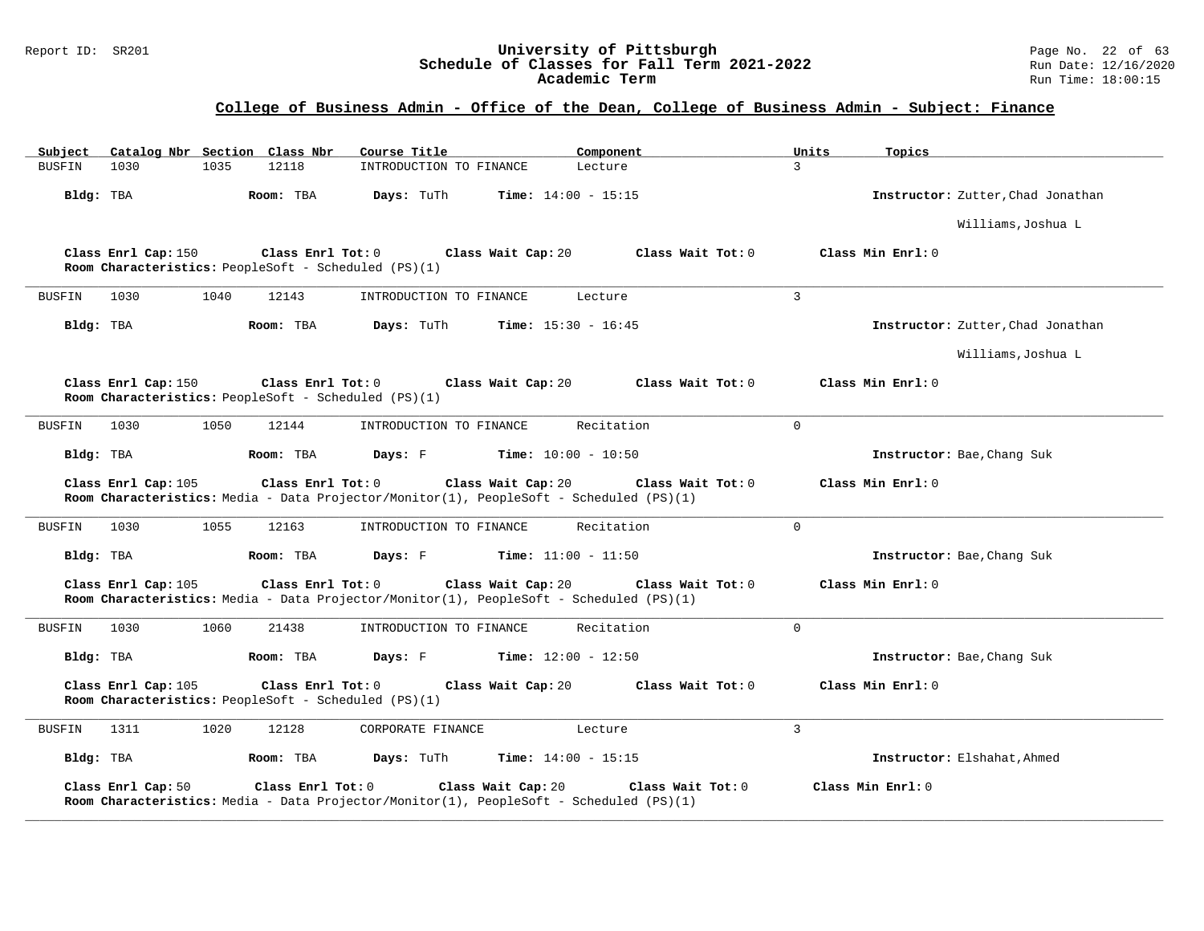## College of Business Admin - Office of the Dean, College of Business Admin - Subject: Finance

| Subject | Catalog Nbr | Section | Class Nbr | Course Title | Component | Units | Topics |
|---|---|---|---|---|---|---|---|
| BUSFIN | 1030 | 1035 | 12118 | INTRODUCTION TO FINANCE | Lecture | 3 | |

**Bldg:** TBA **Room:** TBA **Days:** TuTh **Time:** 14:00 - 15:15 **Instructor:** Zutter,Chad Jonathan; Williams,Joshua L

**Class Enrl Cap:** 150 **Class Enrl Tot:** 0 **Class Wait Cap:** 20 **Class Wait Tot:** 0 **Class Min Enrl:** 0
**Room Characteristics:** PeopleSoft - Scheduled (PS)(1)

---

| Subject | Catalog Nbr | Section | Class Nbr | Course Title | Component | Units | Topics |
|---|---|---|---|---|---|---|---|
| BUSFIN | 1030 | 1040 | 12143 | INTRODUCTION TO FINANCE | Lecture | 3 | |

**Bldg:** TBA **Room:** TBA **Days:** TuTh **Time:** 15:30 - 16:45 **Instructor:** Zutter,Chad Jonathan; Williams,Joshua L

**Class Enrl Cap:** 150 **Class Enrl Tot:** 0 **Class Wait Cap:** 20 **Class Wait Tot:** 0 **Class Min Enrl:** 0
**Room Characteristics:** PeopleSoft - Scheduled (PS)(1)

---

| Subject | Catalog Nbr | Section | Class Nbr | Course Title | Component | Units | Topics |
|---|---|---|---|---|---|---|---|
| BUSFIN | 1030 | 1050 | 12144 | INTRODUCTION TO FINANCE | Recitation | 0 | |

**Bldg:** TBA **Room:** TBA **Days:** F **Time:** 10:00 - 10:50 **Instructor:** Bae,Chang Suk

**Class Enrl Cap:** 105 **Class Enrl Tot:** 0 **Class Wait Cap:** 20 **Class Wait Tot:** 0 **Class Min Enrl:** 0
**Room Characteristics:** Media - Data Projector/Monitor(1), PeopleSoft - Scheduled (PS)(1)

---

| Subject | Catalog Nbr | Section | Class Nbr | Course Title | Component | Units | Topics |
|---|---|---|---|---|---|---|---|
| BUSFIN | 1030 | 1055 | 12163 | INTRODUCTION TO FINANCE | Recitation | 0 | |

**Bldg:** TBA **Room:** TBA **Days:** F **Time:** 11:00 - 11:50 **Instructor:** Bae,Chang Suk

**Class Enrl Cap:** 105 **Class Enrl Tot:** 0 **Class Wait Cap:** 20 **Class Wait Tot:** 0 **Class Min Enrl:** 0
**Room Characteristics:** Media - Data Projector/Monitor(1), PeopleSoft - Scheduled (PS)(1)

---

| Subject | Catalog Nbr | Section | Class Nbr | Course Title | Component | Units | Topics |
|---|---|---|---|---|---|---|---|
| BUSFIN | 1030 | 1060 | 21438 | INTRODUCTION TO FINANCE | Recitation | 0 | |

**Bldg:** TBA **Room:** TBA **Days:** F **Time:** 12:00 - 12:50 **Instructor:** Bae,Chang Suk

**Class Enrl Cap:** 105 **Class Enrl Tot:** 0 **Class Wait Cap:** 20 **Class Wait Tot:** 0 **Class Min Enrl:** 0
**Room Characteristics:** PeopleSoft - Scheduled (PS)(1)

---

| Subject | Catalog Nbr | Section | Class Nbr | Course Title | Component | Units | Topics |
|---|---|---|---|---|---|---|---|
| BUSFIN | 1311 | 1020 | 12128 | CORPORATE FINANCE | Lecture | 3 | |

**Bldg:** TBA **Room:** TBA **Days:** TuTh **Time:** 14:00 - 15:15 **Instructor:** Elshahat,Ahmed

**Class Enrl Cap:** 50 **Class Enrl Tot:** 0 **Class Wait Cap:** 20 **Class Wait Tot:** 0 **Class Min Enrl:** 0
**Room Characteristics:** Media - Data Projector/Monitor(1), PeopleSoft - Scheduled (PS)(1)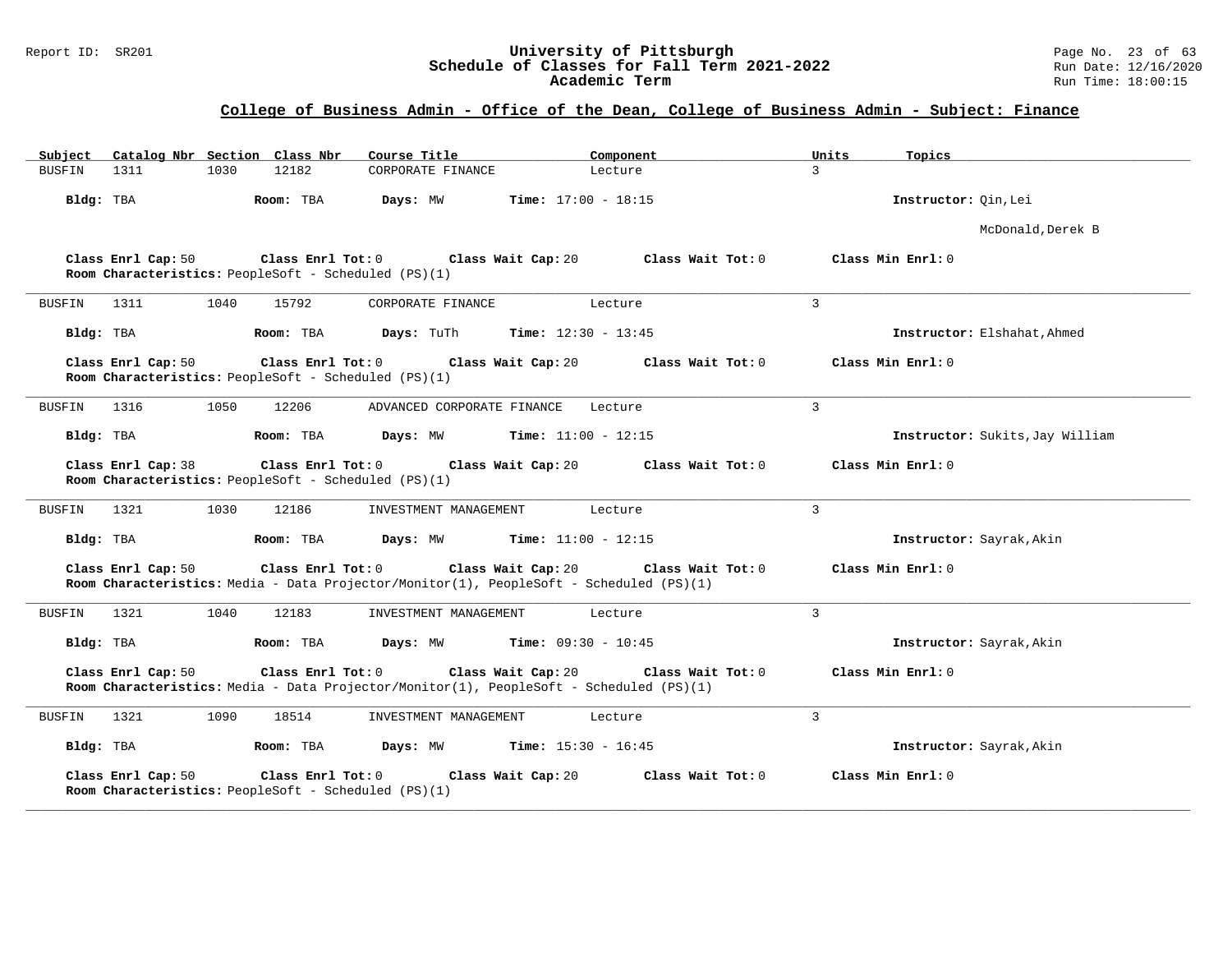## College of Business Admin - Office of the Dean, College of Business Admin - Subject: Finance

| Subject | Catalog Nbr | Section | Class Nbr | Course Title | Component | Units | Topics |
|---|---|---|---|---|---|---|---|
| BUSFIN | 1311 | 1030 | 12182 | CORPORATE FINANCE | Lecture | 3 | |

**Bldg:** TBA **Room:** TBA **Days:** MW **Time:** 17:00 - 18:15 **Instructor:** Qin,Lei

McDonald,Derek B

**Class Enrl Cap:** 50 **Class Enrl Tot:** 0 **Class Wait Cap:** 20 **Class Wait Tot:** 0 **Class Min Enrl:** 0
**Room Characteristics:** PeopleSoft - Scheduled (PS)(1)

---

| Subject | Catalog Nbr | Section | Class Nbr | Course Title | Component | Units | Topics |
|---|---|---|---|---|---|---|---|
| BUSFIN | 1311 | 1040 | 15792 | CORPORATE FINANCE | Lecture | 3 | |

**Bldg:** TBA **Room:** TBA **Days:** TuTh **Time:** 12:30 - 13:45 **Instructor:** Elshahat,Ahmed

**Class Enrl Cap:** 50 **Class Enrl Tot:** 0 **Class Wait Cap:** 20 **Class Wait Tot:** 0 **Class Min Enrl:** 0
**Room Characteristics:** PeopleSoft - Scheduled (PS)(1)

---

| Subject | Catalog Nbr | Section | Class Nbr | Course Title | Component | Units | Topics |
|---|---|---|---|---|---|---|---|
| BUSFIN | 1316 | 1050 | 12206 | ADVANCED CORPORATE FINANCE | Lecture | 3 | |

**Bldg:** TBA **Room:** TBA **Days:** MW **Time:** 11:00 - 12:15 **Instructor:** Sukits,Jay William

**Class Enrl Cap:** 38 **Class Enrl Tot:** 0 **Class Wait Cap:** 20 **Class Wait Tot:** 0 **Class Min Enrl:** 0
**Room Characteristics:** PeopleSoft - Scheduled (PS)(1)

---

| Subject | Catalog Nbr | Section | Class Nbr | Course Title | Component | Units | Topics |
|---|---|---|---|---|---|---|---|
| BUSFIN | 1321 | 1030 | 12186 | INVESTMENT MANAGEMENT | Lecture | 3 | |

**Bldg:** TBA **Room:** TBA **Days:** MW **Time:** 11:00 - 12:15 **Instructor:** Sayrak,Akin

**Class Enrl Cap:** 50 **Class Enrl Tot:** 0 **Class Wait Cap:** 20 **Class Wait Tot:** 0 **Class Min Enrl:** 0
**Room Characteristics:** Media - Data Projector/Monitor(1), PeopleSoft - Scheduled (PS)(1)

---

| Subject | Catalog Nbr | Section | Class Nbr | Course Title | Component | Units | Topics |
|---|---|---|---|---|---|---|---|
| BUSFIN | 1321 | 1040 | 12183 | INVESTMENT MANAGEMENT | Lecture | 3 | |

**Bldg:** TBA **Room:** TBA **Days:** MW **Time:** 09:30 - 10:45 **Instructor:** Sayrak,Akin

**Class Enrl Cap:** 50 **Class Enrl Tot:** 0 **Class Wait Cap:** 20 **Class Wait Tot:** 0 **Class Min Enrl:** 0
**Room Characteristics:** Media - Data Projector/Monitor(1), PeopleSoft - Scheduled (PS)(1)

---

| Subject | Catalog Nbr | Section | Class Nbr | Course Title | Component | Units | Topics |
|---|---|---|---|---|---|---|---|
| BUSFIN | 1321 | 1090 | 18514 | INVESTMENT MANAGEMENT | Lecture | 3 | |

**Bldg:** TBA **Room:** TBA **Days:** MW **Time:** 15:30 - 16:45 **Instructor:** Sayrak,Akin

**Class Enrl Cap:** 50 **Class Enrl Tot:** 0 **Class Wait Cap:** 20 **Class Wait Tot:** 0 **Class Min Enrl:** 0
**Room Characteristics:** PeopleSoft - Scheduled (PS)(1)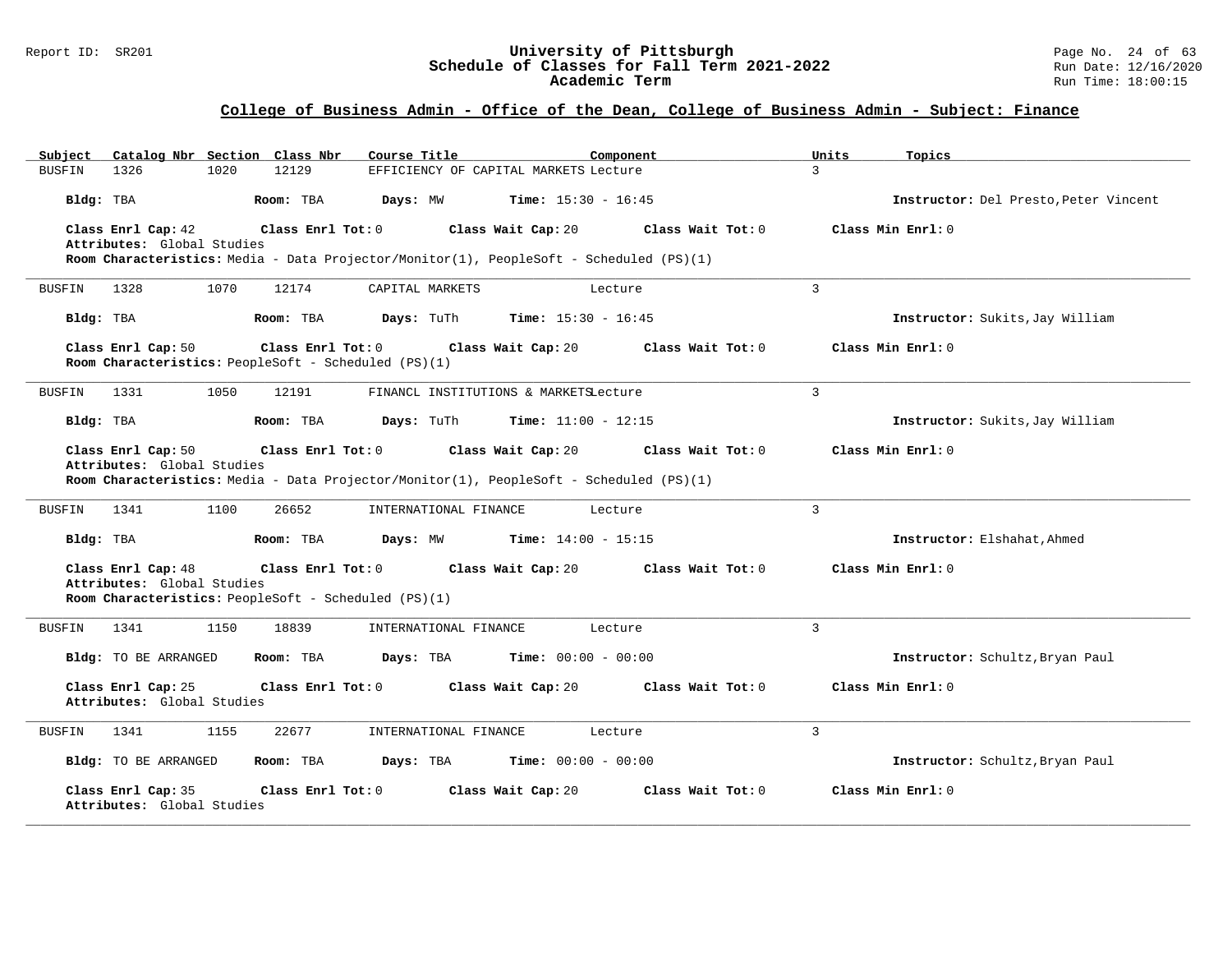## College of Business Admin - Office of the Dean, College of Business Admin - Subject: Finance

| Subject | Catalog Nbr | Section | Class Nbr | Course Title | Component | Units | Topics |
|---|---|---|---|---|---|---|---|
| BUSFIN | 1326 | 1020 | 12129 | EFFICIENCY OF CAPITAL MARKETS | Lecture | 3 | |

**Bldg:** TBA **Room:** TBA **Days:** MW **Time:** 15:30 - 16:45 **Instructor:** Del Presto,Peter Vincent

**Class Enrl Cap:** 42 **Class Enrl Tot:** 0 **Class Wait Cap:** 20 **Class Wait Tot:** 0 **Class Min Enrl:** 0

**Attributes:** Global Studies

**Room Characteristics:** Media - Data Projector/Monitor(1), PeopleSoft - Scheduled (PS)(1)

---

| Subject | Catalog Nbr | Section | Class Nbr | Course Title | Component | Units | Topics |
|---|---|---|---|---|---|---|---|
| BUSFIN | 1328 | 1070 | 12174 | CAPITAL MARKETS | Lecture | 3 | |

**Bldg:** TBA **Room:** TBA **Days:** TuTh **Time:** 15:30 - 16:45 **Instructor:** Sukits,Jay William

**Class Enrl Cap:** 50 **Class Enrl Tot:** 0 **Class Wait Cap:** 20 **Class Wait Tot:** 0 **Class Min Enrl:** 0

**Room Characteristics:** PeopleSoft - Scheduled (PS)(1)

---

| Subject | Catalog Nbr | Section | Class Nbr | Course Title | Component | Units | Topics |
|---|---|---|---|---|---|---|---|
| BUSFIN | 1331 | 1050 | 12191 | FINANCL INSTITUTIONS & MARKETS | Lecture | 3 | |

**Bldg:** TBA **Room:** TBA **Days:** TuTh **Time:** 11:00 - 12:15 **Instructor:** Sukits,Jay William

**Class Enrl Cap:** 50 **Class Enrl Tot:** 0 **Class Wait Cap:** 20 **Class Wait Tot:** 0 **Class Min Enrl:** 0

**Attributes:** Global Studies

**Room Characteristics:** Media - Data Projector/Monitor(1), PeopleSoft - Scheduled (PS)(1)

---

| Subject | Catalog Nbr | Section | Class Nbr | Course Title | Component | Units | Topics |
|---|---|---|---|---|---|---|---|
| BUSFIN | 1341 | 1100 | 26652 | INTERNATIONAL FINANCE | Lecture | 3 | |

**Bldg:** TBA **Room:** TBA **Days:** MW **Time:** 14:00 - 15:15 **Instructor:** Elshahat,Ahmed

**Class Enrl Cap:** 48 **Class Enrl Tot:** 0 **Class Wait Cap:** 20 **Class Wait Tot:** 0 **Class Min Enrl:** 0

**Attributes:** Global Studies

**Room Characteristics:** PeopleSoft - Scheduled (PS)(1)

---

| Subject | Catalog Nbr | Section | Class Nbr | Course Title | Component | Units | Topics |
|---|---|---|---|---|---|---|---|
| BUSFIN | 1341 | 1150 | 18839 | INTERNATIONAL FINANCE | Lecture | 3 | |

**Bldg:** TO BE ARRANGED **Room:** TBA **Days:** TBA **Time:** 00:00 - 00:00 **Instructor:** Schultz,Bryan Paul

**Class Enrl Cap:** 25 **Class Enrl Tot:** 0 **Class Wait Cap:** 20 **Class Wait Tot:** 0 **Class Min Enrl:** 0

**Attributes:** Global Studies

---

| Subject | Catalog Nbr | Section | Class Nbr | Course Title | Component | Units | Topics |
|---|---|---|---|---|---|---|---|
| BUSFIN | 1341 | 1155 | 22677 | INTERNATIONAL FINANCE | Lecture | 3 | |

**Bldg:** TO BE ARRANGED **Room:** TBA **Days:** TBA **Time:** 00:00 - 00:00 **Instructor:** Schultz,Bryan Paul

**Class Enrl Cap:** 35 **Class Enrl Tot:** 0 **Class Wait Cap:** 20 **Class Wait Tot:** 0 **Class Min Enrl:** 0

**Attributes:** Global Studies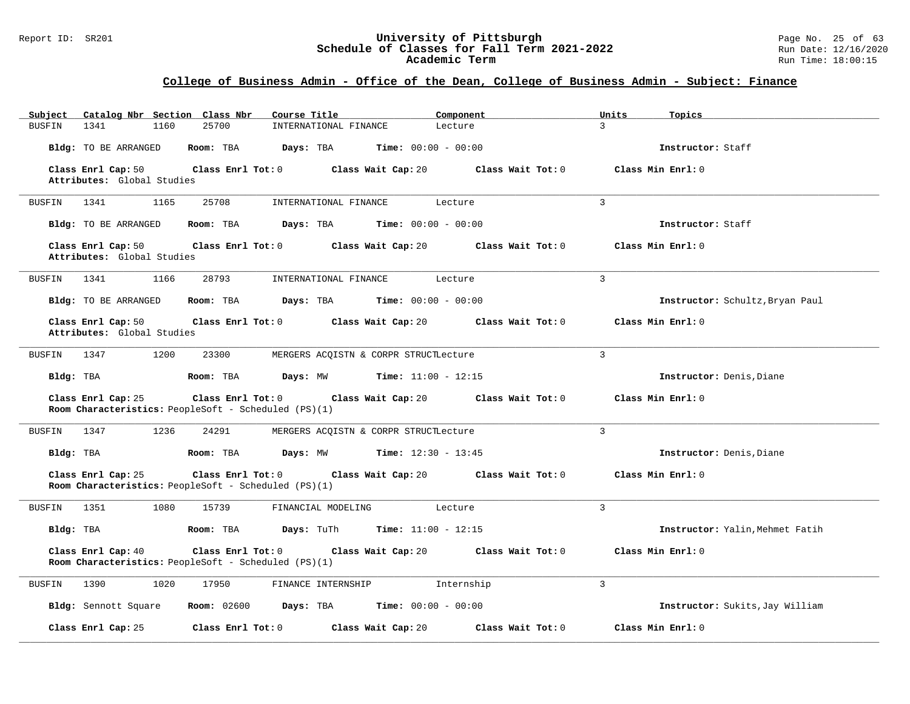## College of Business Admin - Office of the Dean, College of Business Admin - Subject: Finance

| Subject | Catalog Nbr | Section | Class Nbr | Course Title | Component | Units | Topics |
|---|---|---|---|---|---|---|---|
| BUSFIN | 1341 | 1160 | 25700 | INTERNATIONAL FINANCE | Lecture | 3 | |

**Bldg:** TO BE ARRANGED **Room:** TBA **Days:** TBA **Time:** 00:00 - 00:00 **Instructor:** Staff

**Class Enrl Cap:** 50 **Class Enrl Tot:** 0 **Class Wait Cap:** 20 **Class Wait Tot:** 0 **Class Min Enrl:** 0

**Attributes:** Global Studies

---

| Subject | Catalog Nbr | Section | Class Nbr | Course Title | Component | Units | Topics |
|---|---|---|---|---|---|---|---|
| BUSFIN | 1341 | 1165 | 25708 | INTERNATIONAL FINANCE | Lecture | 3 | |

**Bldg:** TO BE ARRANGED **Room:** TBA **Days:** TBA **Time:** 00:00 - 00:00 **Instructor:** Staff

**Class Enrl Cap:** 50 **Class Enrl Tot:** 0 **Class Wait Cap:** 20 **Class Wait Tot:** 0 **Class Min Enrl:** 0

**Attributes:** Global Studies

---

| Subject | Catalog Nbr | Section | Class Nbr | Course Title | Component | Units | Topics |
|---|---|---|---|---|---|---|---|
| BUSFIN | 1341 | 1166 | 28793 | INTERNATIONAL FINANCE | Lecture | 3 | |

**Bldg:** TO BE ARRANGED **Room:** TBA **Days:** TBA **Time:** 00:00 - 00:00 **Instructor:** Schultz,Bryan Paul

**Class Enrl Cap:** 50 **Class Enrl Tot:** 0 **Class Wait Cap:** 20 **Class Wait Tot:** 0 **Class Min Enrl:** 0

**Attributes:** Global Studies

---

| Subject | Catalog Nbr | Section | Class Nbr | Course Title | Component | Units | Topics |
|---|---|---|---|---|---|---|---|
| BUSFIN | 1347 | 1200 | 23300 | MERGERS ACQISTN & CORPR STRUCT | Lecture | 3 | |

**Bldg:** TBA **Room:** TBA **Days:** MW **Time:** 11:00 - 12:15 **Instructor:** Denis,Diane

**Class Enrl Cap:** 25 **Class Enrl Tot:** 0 **Class Wait Cap:** 20 **Class Wait Tot:** 0 **Class Min Enrl:** 0

**Room Characteristics:** PeopleSoft - Scheduled (PS)(1)

---

| Subject | Catalog Nbr | Section | Class Nbr | Course Title | Component | Units | Topics |
|---|---|---|---|---|---|---|---|
| BUSFIN | 1347 | 1236 | 24291 | MERGERS ACQISTN & CORPR STRUCT | Lecture | 3 | |

**Bldg:** TBA **Room:** TBA **Days:** MW **Time:** 12:30 - 13:45 **Instructor:** Denis,Diane

**Class Enrl Cap:** 25 **Class Enrl Tot:** 0 **Class Wait Cap:** 20 **Class Wait Tot:** 0 **Class Min Enrl:** 0

**Room Characteristics:** PeopleSoft - Scheduled (PS)(1)

---

| Subject | Catalog Nbr | Section | Class Nbr | Course Title | Component | Units | Topics |
|---|---|---|---|---|---|---|---|
| BUSFIN | 1351 | 1080 | 15739 | FINANCIAL MODELING | Lecture | 3 | |

**Bldg:** TBA **Room:** TBA **Days:** TuTh **Time:** 11:00 - 12:15 **Instructor:** Yalin,Mehmet Fatih

**Class Enrl Cap:** 40 **Class Enrl Tot:** 0 **Class Wait Cap:** 20 **Class Wait Tot:** 0 **Class Min Enrl:** 0

**Room Characteristics:** PeopleSoft - Scheduled (PS)(1)

---

| Subject | Catalog Nbr | Section | Class Nbr | Course Title | Component | Units | Topics |
|---|---|---|---|---|---|---|---|
| BUSFIN | 1390 | 1020 | 17950 | FINANCE INTERNSHIP | Internship | 3 | |

**Bldg:** Sennott Square **Room:** 02600 **Days:** TBA **Time:** 00:00 - 00:00 **Instructor:** Sukits,Jay William

**Class Enrl Cap:** 25 **Class Enrl Tot:** 0 **Class Wait Cap:** 20 **Class Wait Tot:** 0 **Class Min Enrl:** 0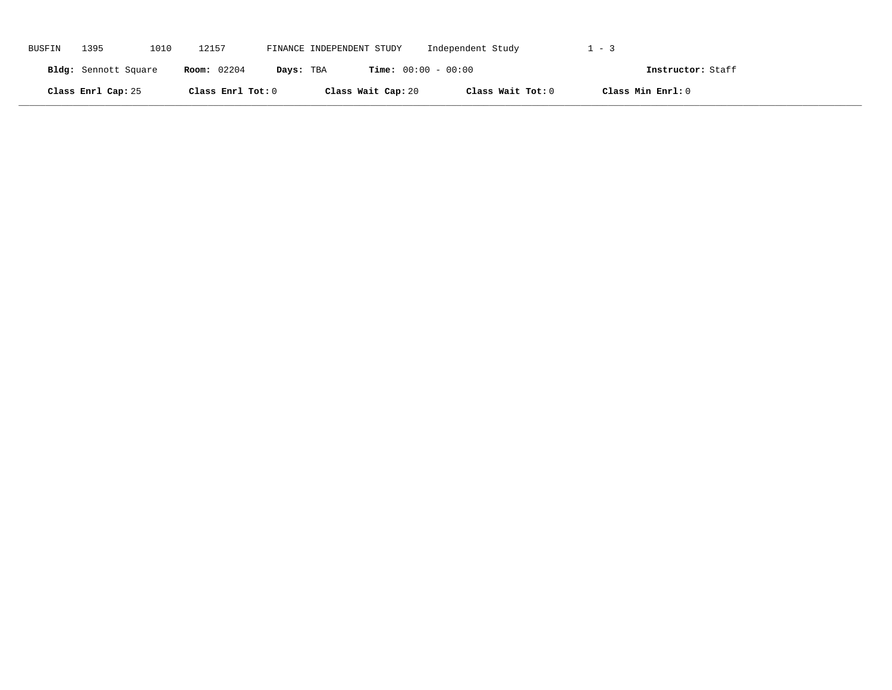BUSFIN 1395 1010 12157 FINANCE INDEPENDENT STUDY Independent Study 1 - 3

**Bldg:** Sennott Square **Room:** 02204 **Days:** TBA **Time:** 00:00 - 00:00 **Instructor:** Staff

**Class Enrl Cap:** 25 **Class Enrl Tot:** 0 **Class Wait Cap:** 20 **Class Wait Tot:** 0 **Class Min Enrl:** 0

---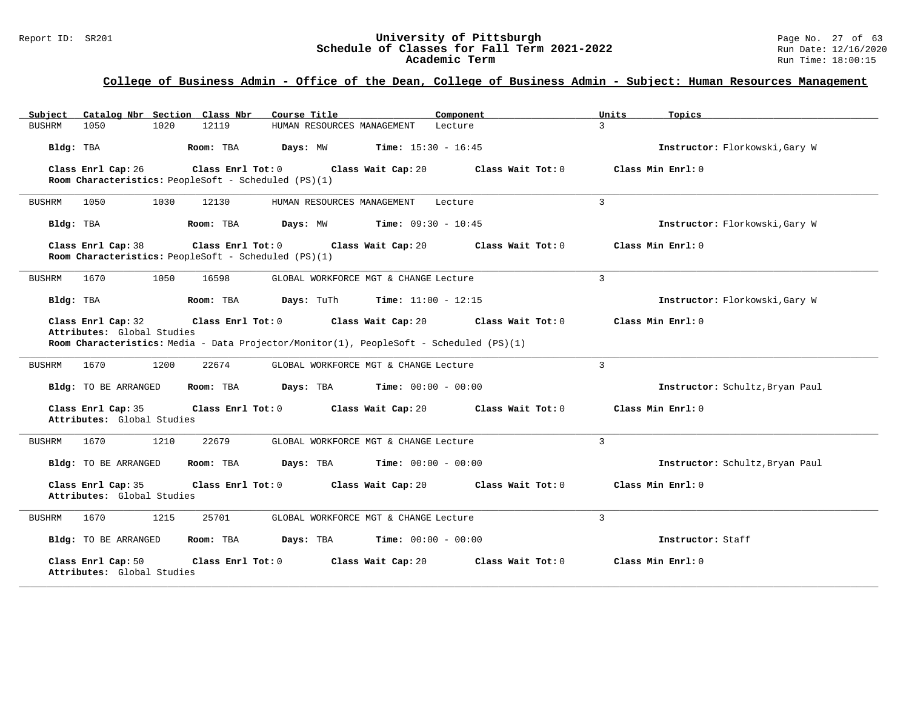## College of Business Admin - Office of the Dean, College of Business Admin - Subject: Human Resources Management

| Subject | Catalog Nbr | Section | Class Nbr | Course Title | Component | Units | Topics |
|---|---|---|---|---|---|---|---|
| BUSHRM | 1050 | 1020 | 12119 | HUMAN RESOURCES MANAGEMENT | Lecture | 3 | |

**Bldg:** TBA **Room:** TBA **Days:** MW **Time:** 15:30 - 16:45 **Instructor:** Florkowski,Gary W

**Class Enrl Cap:** 26 **Class Enrl Tot:** 0 **Class Wait Cap:** 20 **Class Wait Tot:** 0 **Class Min Enrl:** 0
**Room Characteristics:** PeopleSoft - Scheduled (PS)(1)

---

| Subject | Catalog Nbr | Section | Class Nbr | Course Title | Component | Units | Topics |
|---|---|---|---|---|---|---|---|
| BUSHRM | 1050 | 1030 | 12130 | HUMAN RESOURCES MANAGEMENT | Lecture | 3 | |

**Bldg:** TBA **Room:** TBA **Days:** MW **Time:** 09:30 - 10:45 **Instructor:** Florkowski,Gary W

**Class Enrl Cap:** 38 **Class Enrl Tot:** 0 **Class Wait Cap:** 20 **Class Wait Tot:** 0 **Class Min Enrl:** 0
**Room Characteristics:** PeopleSoft - Scheduled (PS)(1)

---

| Subject | Catalog Nbr | Section | Class Nbr | Course Title | Component | Units | Topics |
|---|---|---|---|---|---|---|---|
| BUSHRM | 1670 | 1050 | 16598 | GLOBAL WORKFORCE MGT & CHANGE | Lecture | 3 | |

**Bldg:** TBA **Room:** TBA **Days:** TuTh **Time:** 11:00 - 12:15 **Instructor:** Florkowski,Gary W

**Class Enrl Cap:** 32 **Class Enrl Tot:** 0 **Class Wait Cap:** 20 **Class Wait Tot:** 0 **Class Min Enrl:** 0
**Attributes:** Global Studies
**Room Characteristics:** Media - Data Projector/Monitor(1), PeopleSoft - Scheduled (PS)(1)

---

| Subject | Catalog Nbr | Section | Class Nbr | Course Title | Component | Units | Topics |
|---|---|---|---|---|---|---|---|
| BUSHRM | 1670 | 1200 | 22674 | GLOBAL WORKFORCE MGT & CHANGE | Lecture | 3 | |

**Bldg:** TO BE ARRANGED **Room:** TBA **Days:** TBA **Time:** 00:00 - 00:00 **Instructor:** Schultz,Bryan Paul

**Class Enrl Cap:** 35 **Class Enrl Tot:** 0 **Class Wait Cap:** 20 **Class Wait Tot:** 0 **Class Min Enrl:** 0
**Attributes:** Global Studies

---

| Subject | Catalog Nbr | Section | Class Nbr | Course Title | Component | Units | Topics |
|---|---|---|---|---|---|---|---|
| BUSHRM | 1670 | 1210 | 22679 | GLOBAL WORKFORCE MGT & CHANGE | Lecture | 3 | |

**Bldg:** TO BE ARRANGED **Room:** TBA **Days:** TBA **Time:** 00:00 - 00:00 **Instructor:** Schultz,Bryan Paul

**Class Enrl Cap:** 35 **Class Enrl Tot:** 0 **Class Wait Cap:** 20 **Class Wait Tot:** 0 **Class Min Enrl:** 0
**Attributes:** Global Studies

---

| Subject | Catalog Nbr | Section | Class Nbr | Course Title | Component | Units | Topics |
|---|---|---|---|---|---|---|---|
| BUSHRM | 1670 | 1215 | 25701 | GLOBAL WORKFORCE MGT & CHANGE | Lecture | 3 | |

**Bldg:** TO BE ARRANGED **Room:** TBA **Days:** TBA **Time:** 00:00 - 00:00 **Instructor:** Staff

**Class Enrl Cap:** 50 **Class Enrl Tot:** 0 **Class Wait Cap:** 20 **Class Wait Tot:** 0 **Class Min Enrl:** 0
**Attributes:** Global Studies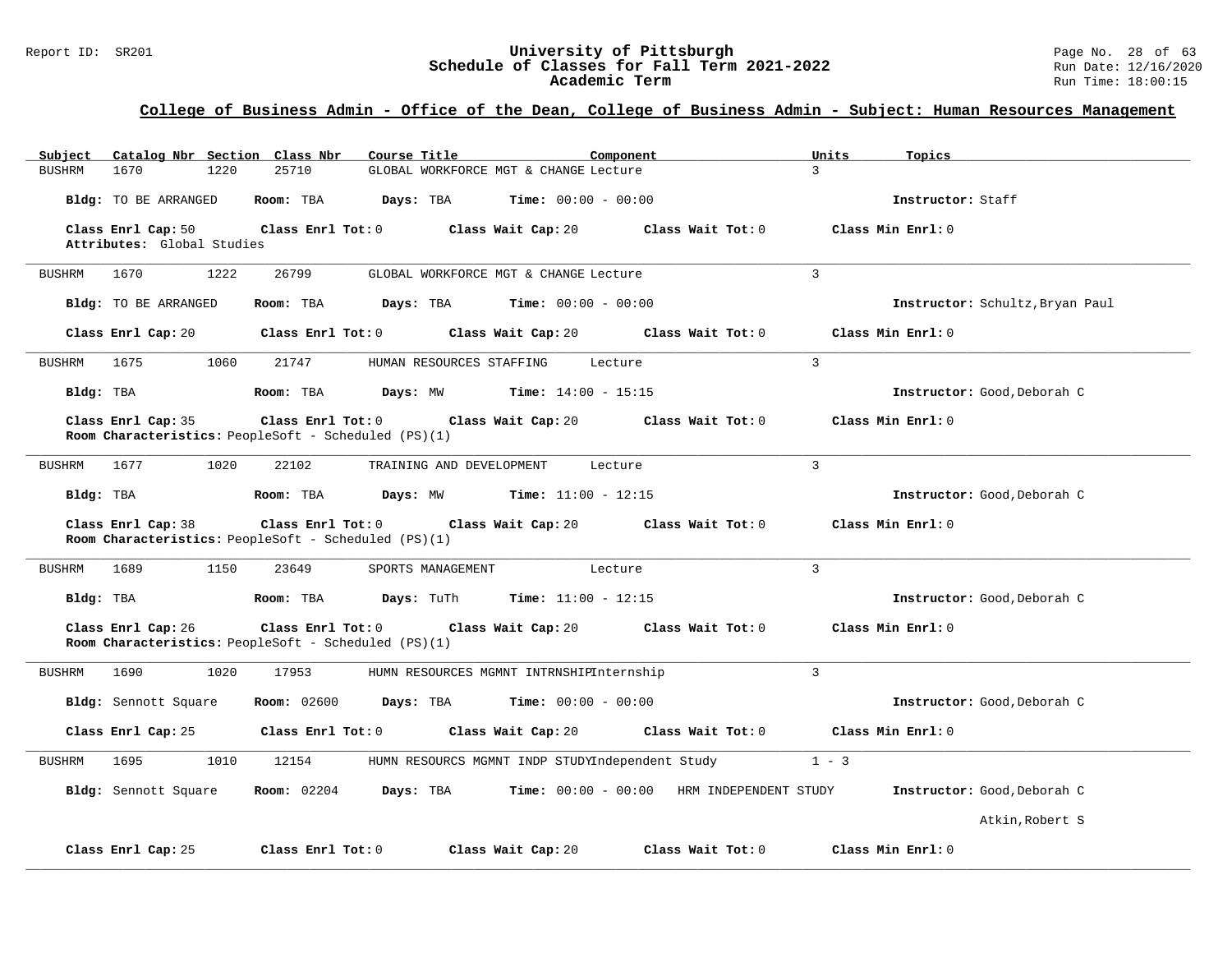## College of Business Admin - Office of the Dean, College of Business Admin - Subject: Human Resources Management

| Subject | Catalog Nbr | Section | Class Nbr | Course Title | Component | Units | Topics |
|---|---|---|---|---|---|---|---|
| BUSHRM | 1670 | 1220 | 25710 | GLOBAL WORKFORCE MGT & CHANGE | Lecture | 3 | |

**Bldg:** TO BE ARRANGED **Room:** TBA **Days:** TBA **Time:** 00:00 - 00:00 **Instructor:** Staff

**Class Enrl Cap:** 50 **Class Enrl Tot:** 0 **Class Wait Cap:** 20 **Class Wait Tot:** 0 **Class Min Enrl:** 0
**Attributes:** Global Studies

---

| Subject | Catalog Nbr | Section | Class Nbr | Course Title | Component | Units | Topics |
|---|---|---|---|---|---|---|---|
| BUSHRM | 1670 | 1222 | 26799 | GLOBAL WORKFORCE MGT & CHANGE | Lecture | 3 | |

**Bldg:** TO BE ARRANGED **Room:** TBA **Days:** TBA **Time:** 00:00 - 00:00 **Instructor:** Schultz,Bryan Paul

**Class Enrl Cap:** 20 **Class Enrl Tot:** 0 **Class Wait Cap:** 20 **Class Wait Tot:** 0 **Class Min Enrl:** 0

---

| Subject | Catalog Nbr | Section | Class Nbr | Course Title | Component | Units | Topics |
|---|---|---|---|---|---|---|---|
| BUSHRM | 1675 | 1060 | 21747 | HUMAN RESOURCES STAFFING | Lecture | 3 | |

**Bldg:** TBA **Room:** TBA **Days:** MW **Time:** 14:00 - 15:15 **Instructor:** Good,Deborah C

**Class Enrl Cap:** 35 **Class Enrl Tot:** 0 **Class Wait Cap:** 20 **Class Wait Tot:** 0 **Class Min Enrl:** 0
**Room Characteristics:** PeopleSoft - Scheduled (PS)(1)

---

| Subject | Catalog Nbr | Section | Class Nbr | Course Title | Component | Units | Topics |
|---|---|---|---|---|---|---|---|
| BUSHRM | 1677 | 1020 | 22102 | TRAINING AND DEVELOPMENT | Lecture | 3 | |

**Bldg:** TBA **Room:** TBA **Days:** MW **Time:** 11:00 - 12:15 **Instructor:** Good,Deborah C

**Class Enrl Cap:** 38 **Class Enrl Tot:** 0 **Class Wait Cap:** 20 **Class Wait Tot:** 0 **Class Min Enrl:** 0
**Room Characteristics:** PeopleSoft - Scheduled (PS)(1)

---

| Subject | Catalog Nbr | Section | Class Nbr | Course Title | Component | Units | Topics |
|---|---|---|---|---|---|---|---|
| BUSHRM | 1689 | 1150 | 23649 | SPORTS MANAGEMENT | Lecture | 3 | |

**Bldg:** TBA **Room:** TBA **Days:** TuTh **Time:** 11:00 - 12:15 **Instructor:** Good,Deborah C

**Class Enrl Cap:** 26 **Class Enrl Tot:** 0 **Class Wait Cap:** 20 **Class Wait Tot:** 0 **Class Min Enrl:** 0
**Room Characteristics:** PeopleSoft - Scheduled (PS)(1)

---

| Subject | Catalog Nbr | Section | Class Nbr | Course Title | Component | Units | Topics |
|---|---|---|---|---|---|---|---|
| BUSHRM | 1690 | 1020 | 17953 | HUMN RESOURCES MGMNT INTRNSHIP | Internship | 3 | |

**Bldg:** Sennott Square **Room:** 02600 **Days:** TBA **Time:** 00:00 - 00:00 **Instructor:** Good,Deborah C

**Class Enrl Cap:** 25 **Class Enrl Tot:** 0 **Class Wait Cap:** 20 **Class Wait Tot:** 0 **Class Min Enrl:** 0

---

| Subject | Catalog Nbr | Section | Class Nbr | Course Title | Component | Units | Topics |
|---|---|---|---|---|---|---|---|
| BUSHRM | 1695 | 1010 | 12154 | HUMN RESOURCS MGMNT INDP STUDY | Independent Study | 1 - 3 | |

**Bldg:** Sennott Square **Room:** 02204 **Days:** TBA **Time:** 00:00 - 00:00 HRM INDEPENDENT STUDY **Instructor:** Good,Deborah C
Atkin,Robert S

**Class Enrl Cap:** 25 **Class Enrl Tot:** 0 **Class Wait Cap:** 20 **Class Wait Tot:** 0 **Class Min Enrl:** 0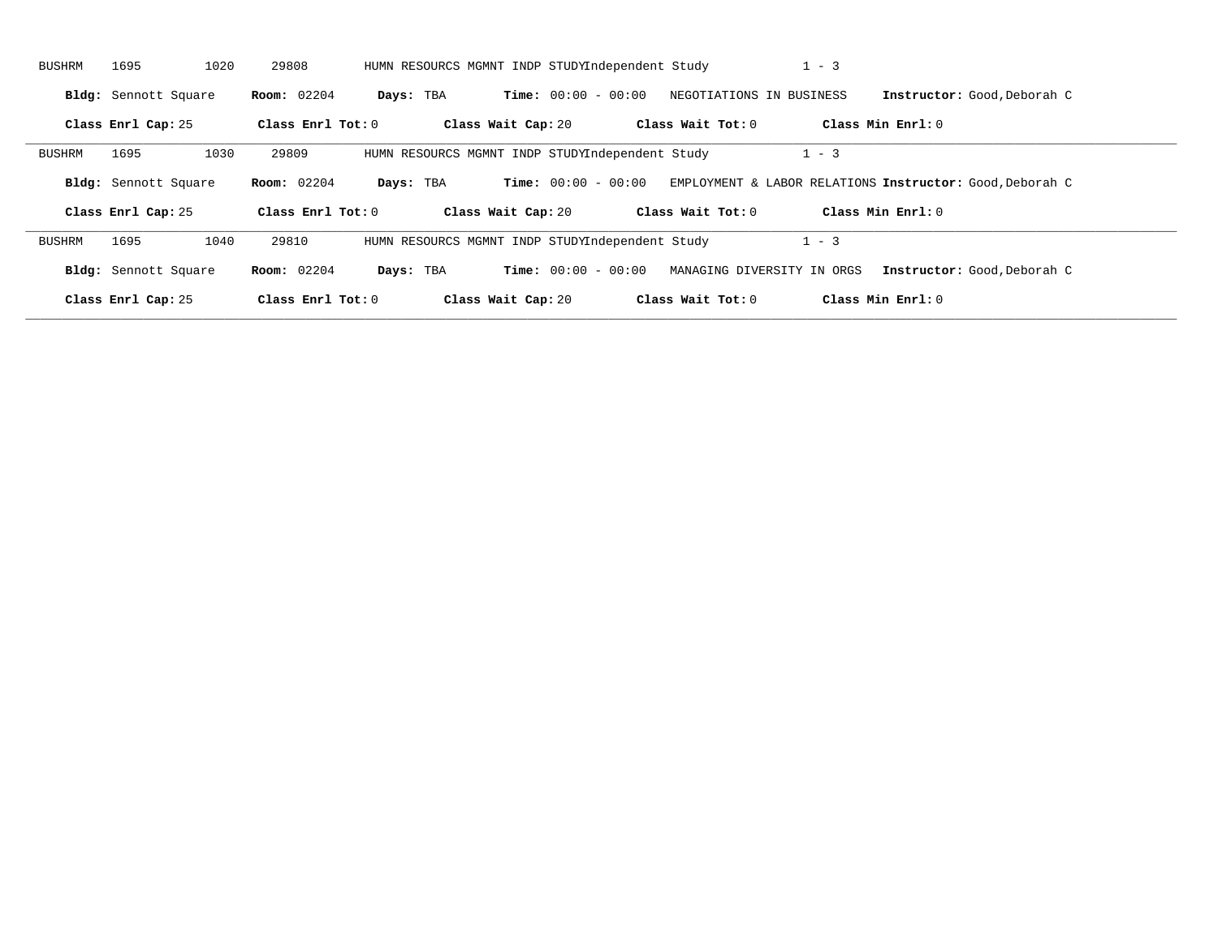BUSHRM 1695 1020 29808 HUMN RESOURCS MGMNT INDP STUDYIndependent Study 1 - 3

**Bldg:** Sennott Square **Room:** 02204 **Days:** TBA **Time:** 00:00 - 00:00 NEGOTIATIONS IN BUSINESS **Instructor:** Good,Deborah C

**Class Enrl Cap:** 25 **Class Enrl Tot:** 0 **Class Wait Cap:** 20 **Class Wait Tot:** 0 **Class Min Enrl:** 0

---

BUSHRM 1695 1030 29809 HUMN RESOURCS MGMNT INDP STUDYIndependent Study 1 - 3

**Bldg:** Sennott Square **Room:** 02204 **Days:** TBA **Time:** 00:00 - 00:00 EMPLOYMENT & LABOR RELATIONS **Instructor:** Good,Deborah C

**Class Enrl Cap:** 25 **Class Enrl Tot:** 0 **Class Wait Cap:** 20 **Class Wait Tot:** 0 **Class Min Enrl:** 0

---

BUSHRM 1695 1040 29810 HUMN RESOURCS MGMNT INDP STUDYIndependent Study 1 - 3

**Bldg:** Sennott Square **Room:** 02204 **Days:** TBA **Time:** 00:00 - 00:00 MANAGING DIVERSITY IN ORGS **Instructor:** Good,Deborah C

**Class Enrl Cap:** 25 **Class Enrl Tot:** 0 **Class Wait Cap:** 20 **Class Wait Tot:** 0 **Class Min Enrl:** 0

---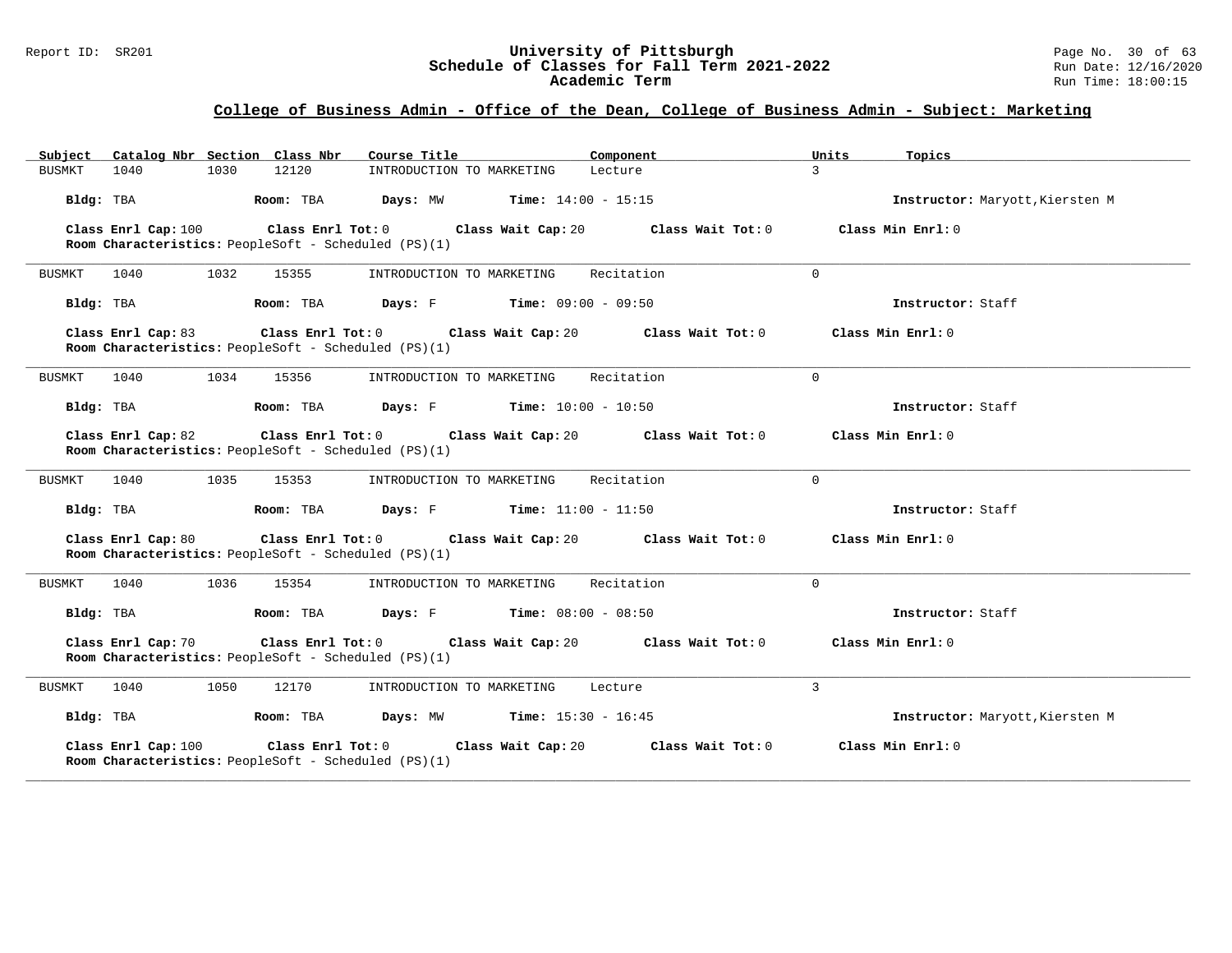## College of Business Admin - Office of the Dean, College of Business Admin - Subject: Marketing

| Subject | Catalog Nbr | Section | Class Nbr | Course Title | Component | Units | Topics |
|---|---|---|---|---|---|---|---|
| BUSMKT | 1040 | 1030 | 12120 | INTRODUCTION TO MARKETING | Lecture | 3 | |

**Bldg:** TBA **Room:** TBA **Days:** MW **Time:** 14:00 - 15:15 **Instructor:** Maryott,Kiersten M

**Class Enrl Cap:** 100 **Class Enrl Tot:** 0 **Class Wait Cap:** 20 **Class Wait Tot:** 0 **Class Min Enrl:** 0
**Room Characteristics:** PeopleSoft - Scheduled (PS)(1)

---

| Subject | Catalog Nbr | Section | Class Nbr | Course Title | Component | Units | Topics |
|---|---|---|---|---|---|---|---|
| BUSMKT | 1040 | 1032 | 15355 | INTRODUCTION TO MARKETING | Recitation | 0 | |

**Bldg:** TBA **Room:** TBA **Days:** F **Time:** 09:00 - 09:50 **Instructor:** Staff

**Class Enrl Cap:** 83 **Class Enrl Tot:** 0 **Class Wait Cap:** 20 **Class Wait Tot:** 0 **Class Min Enrl:** 0
**Room Characteristics:** PeopleSoft - Scheduled (PS)(1)

---

| Subject | Catalog Nbr | Section | Class Nbr | Course Title | Component | Units | Topics |
|---|---|---|---|---|---|---|---|
| BUSMKT | 1040 | 1034 | 15356 | INTRODUCTION TO MARKETING | Recitation | 0 | |

**Bldg:** TBA **Room:** TBA **Days:** F **Time:** 10:00 - 10:50 **Instructor:** Staff

**Class Enrl Cap:** 82 **Class Enrl Tot:** 0 **Class Wait Cap:** 20 **Class Wait Tot:** 0 **Class Min Enrl:** 0
**Room Characteristics:** PeopleSoft - Scheduled (PS)(1)

---

| Subject | Catalog Nbr | Section | Class Nbr | Course Title | Component | Units | Topics |
|---|---|---|---|---|---|---|---|
| BUSMKT | 1040 | 1035 | 15353 | INTRODUCTION TO MARKETING | Recitation | 0 | |

**Bldg:** TBA **Room:** TBA **Days:** F **Time:** 11:00 - 11:50 **Instructor:** Staff

**Class Enrl Cap:** 80 **Class Enrl Tot:** 0 **Class Wait Cap:** 20 **Class Wait Tot:** 0 **Class Min Enrl:** 0
**Room Characteristics:** PeopleSoft - Scheduled (PS)(1)

---

| Subject | Catalog Nbr | Section | Class Nbr | Course Title | Component | Units | Topics |
|---|---|---|---|---|---|---|---|
| BUSMKT | 1040 | 1036 | 15354 | INTRODUCTION TO MARKETING | Recitation | 0 | |

**Bldg:** TBA **Room:** TBA **Days:** F **Time:** 08:00 - 08:50 **Instructor:** Staff

**Class Enrl Cap:** 70 **Class Enrl Tot:** 0 **Class Wait Cap:** 20 **Class Wait Tot:** 0 **Class Min Enrl:** 0
**Room Characteristics:** PeopleSoft - Scheduled (PS)(1)

---

| Subject | Catalog Nbr | Section | Class Nbr | Course Title | Component | Units | Topics |
|---|---|---|---|---|---|---|---|
| BUSMKT | 1040 | 1050 | 12170 | INTRODUCTION TO MARKETING | Lecture | 3 | |

**Bldg:** TBA **Room:** TBA **Days:** MW **Time:** 15:30 - 16:45 **Instructor:** Maryott,Kiersten M

**Class Enrl Cap:** 100 **Class Enrl Tot:** 0 **Class Wait Cap:** 20 **Class Wait Tot:** 0 **Class Min Enrl:** 0
**Room Characteristics:** PeopleSoft - Scheduled (PS)(1)

---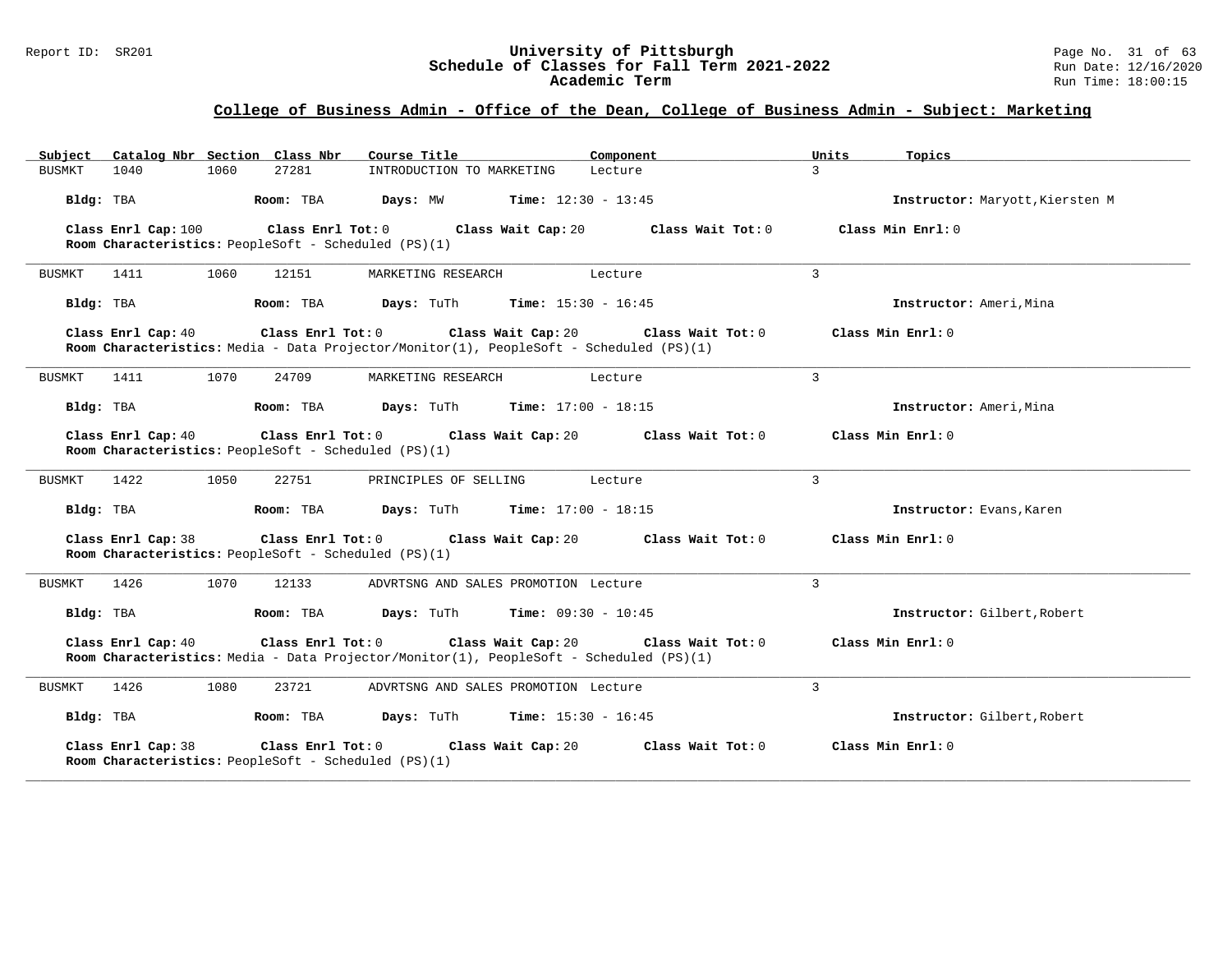## College of Business Admin - Office of the Dean, College of Business Admin - Subject: Marketing

| Subject | Catalog Nbr | Section | Class Nbr | Course Title | Component | Units | Topics |
|---|---|---|---|---|---|---|---|
| BUSMKT | 1040 | 1060 | 27281 | INTRODUCTION TO MARKETING | Lecture | 3 | |

**Bldg:** TBA **Room:** TBA **Days:** MW **Time:** 12:30 - 13:45 **Instructor:** Maryott,Kiersten M

**Class Enrl Cap:** 100 **Class Enrl Tot:** 0 **Class Wait Cap:** 20 **Class Wait Tot:** 0 **Class Min Enrl:** 0
**Room Characteristics:** PeopleSoft - Scheduled (PS)(1)

---

| Subject | Catalog Nbr | Section | Class Nbr | Course Title | Component | Units | Topics |
|---|---|---|---|---|---|---|---|
| BUSMKT | 1411 | 1060 | 12151 | MARKETING RESEARCH | Lecture | 3 | |

**Bldg:** TBA **Room:** TBA **Days:** TuTh **Time:** 15:30 - 16:45 **Instructor:** Ameri,Mina

**Class Enrl Cap:** 40 **Class Enrl Tot:** 0 **Class Wait Cap:** 20 **Class Wait Tot:** 0 **Class Min Enrl:** 0
**Room Characteristics:** Media - Data Projector/Monitor(1), PeopleSoft - Scheduled (PS)(1)

---

| Subject | Catalog Nbr | Section | Class Nbr | Course Title | Component | Units | Topics |
|---|---|---|---|---|---|---|---|
| BUSMKT | 1411 | 1070 | 24709 | MARKETING RESEARCH | Lecture | 3 | |

**Bldg:** TBA **Room:** TBA **Days:** TuTh **Time:** 17:00 - 18:15 **Instructor:** Ameri,Mina

**Class Enrl Cap:** 40 **Class Enrl Tot:** 0 **Class Wait Cap:** 20 **Class Wait Tot:** 0 **Class Min Enrl:** 0
**Room Characteristics:** PeopleSoft - Scheduled (PS)(1)

---

| Subject | Catalog Nbr | Section | Class Nbr | Course Title | Component | Units | Topics |
|---|---|---|---|---|---|---|---|
| BUSMKT | 1422 | 1050 | 22751 | PRINCIPLES OF SELLING | Lecture | 3 | |

**Bldg:** TBA **Room:** TBA **Days:** TuTh **Time:** 17:00 - 18:15 **Instructor:** Evans,Karen

**Class Enrl Cap:** 38 **Class Enrl Tot:** 0 **Class Wait Cap:** 20 **Class Wait Tot:** 0 **Class Min Enrl:** 0
**Room Characteristics:** PeopleSoft - Scheduled (PS)(1)

---

| Subject | Catalog Nbr | Section | Class Nbr | Course Title | Component | Units | Topics |
|---|---|---|---|---|---|---|---|
| BUSMKT | 1426 | 1070 | 12133 | ADVRTSNG AND SALES PROMOTION | Lecture | 3 | |

**Bldg:** TBA **Room:** TBA **Days:** TuTh **Time:** 09:30 - 10:45 **Instructor:** Gilbert,Robert

**Class Enrl Cap:** 40 **Class Enrl Tot:** 0 **Class Wait Cap:** 20 **Class Wait Tot:** 0 **Class Min Enrl:** 0
**Room Characteristics:** Media - Data Projector/Monitor(1), PeopleSoft - Scheduled (PS)(1)

---

| Subject | Catalog Nbr | Section | Class Nbr | Course Title | Component | Units | Topics |
|---|---|---|---|---|---|---|---|
| BUSMKT | 1426 | 1080 | 23721 | ADVRTSNG AND SALES PROMOTION | Lecture | 3 | |

**Bldg:** TBA **Room:** TBA **Days:** TuTh **Time:** 15:30 - 16:45 **Instructor:** Gilbert,Robert

**Class Enrl Cap:** 38 **Class Enrl Tot:** 0 **Class Wait Cap:** 20 **Class Wait Tot:** 0 **Class Min Enrl:** 0
**Room Characteristics:** PeopleSoft - Scheduled (PS)(1)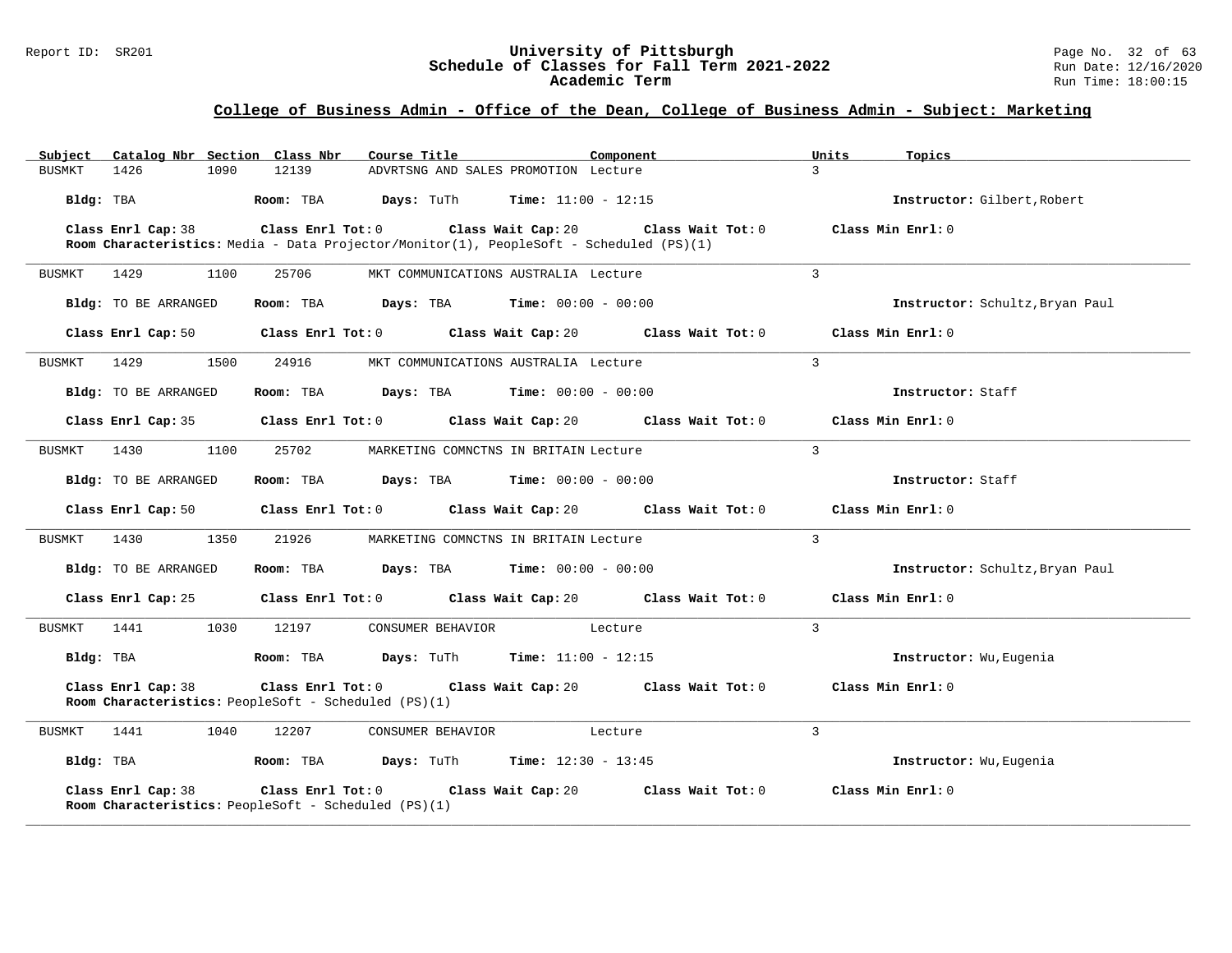## College of Business Admin - Office of the Dean, College of Business Admin - Subject: Marketing

| Subject | Catalog Nbr | Section | Class Nbr | Course Title | Component | Units | Topics |
|---|---|---|---|---|---|---|---|
| BUSMKT | 1426 | 1090 | 12139 | ADVRTSNG AND SALES PROMOTION | Lecture | 3 | |

**Bldg:** TBA **Room:** TBA **Days:** TuTh **Time:** 11:00 - 12:15 **Instructor:** Gilbert,Robert

**Class Enrl Cap:** 38 **Class Enrl Tot:** 0 **Class Wait Cap:** 20 **Class Wait Tot:** 0 **Class Min Enrl:** 0

**Room Characteristics:** Media - Data Projector/Monitor(1), PeopleSoft - Scheduled (PS)(1)

---

| Subject | Catalog Nbr | Section | Class Nbr | Course Title | Component | Units | Topics |
|---|---|---|---|---|---|---|---|
| BUSMKT | 1429 | 1100 | 25706 | MKT COMMUNICATIONS AUSTRALIA | Lecture | 3 | |

**Bldg:** TO BE ARRANGED **Room:** TBA **Days:** TBA **Time:** 00:00 - 00:00 **Instructor:** Schultz,Bryan Paul

**Class Enrl Cap:** 50 **Class Enrl Tot:** 0 **Class Wait Cap:** 20 **Class Wait Tot:** 0 **Class Min Enrl:** 0

---

| Subject | Catalog Nbr | Section | Class Nbr | Course Title | Component | Units | Topics |
|---|---|---|---|---|---|---|---|
| BUSMKT | 1429 | 1500 | 24916 | MKT COMMUNICATIONS AUSTRALIA | Lecture | 3 | |

**Bldg:** TO BE ARRANGED **Room:** TBA **Days:** TBA **Time:** 00:00 - 00:00 **Instructor:** Staff

**Class Enrl Cap:** 35 **Class Enrl Tot:** 0 **Class Wait Cap:** 20 **Class Wait Tot:** 0 **Class Min Enrl:** 0

---

| Subject | Catalog Nbr | Section | Class Nbr | Course Title | Component | Units | Topics |
|---|---|---|---|---|---|---|---|
| BUSMKT | 1430 | 1100 | 25702 | MARKETING COMNCTNS IN BRITAIN | Lecture | 3 | |

**Bldg:** TO BE ARRANGED **Room:** TBA **Days:** TBA **Time:** 00:00 - 00:00 **Instructor:** Staff

**Class Enrl Cap:** 50 **Class Enrl Tot:** 0 **Class Wait Cap:** 20 **Class Wait Tot:** 0 **Class Min Enrl:** 0

---

| Subject | Catalog Nbr | Section | Class Nbr | Course Title | Component | Units | Topics |
|---|---|---|---|---|---|---|---|
| BUSMKT | 1430 | 1350 | 21926 | MARKETING COMNCTNS IN BRITAIN | Lecture | 3 | |

**Bldg:** TO BE ARRANGED **Room:** TBA **Days:** TBA **Time:** 00:00 - 00:00 **Instructor:** Schultz,Bryan Paul

**Class Enrl Cap:** 25 **Class Enrl Tot:** 0 **Class Wait Cap:** 20 **Class Wait Tot:** 0 **Class Min Enrl:** 0

---

| Subject | Catalog Nbr | Section | Class Nbr | Course Title | Component | Units | Topics |
|---|---|---|---|---|---|---|---|
| BUSMKT | 1441 | 1030 | 12197 | CONSUMER BEHAVIOR | Lecture | 3 | |

**Bldg:** TBA **Room:** TBA **Days:** TuTh **Time:** 11:00 - 12:15 **Instructor:** Wu,Eugenia

**Class Enrl Cap:** 38 **Class Enrl Tot:** 0 **Class Wait Cap:** 20 **Class Wait Tot:** 0 **Class Min Enrl:** 0

**Room Characteristics:** PeopleSoft - Scheduled (PS)(1)

---

| Subject | Catalog Nbr | Section | Class Nbr | Course Title | Component | Units | Topics |
|---|---|---|---|---|---|---|---|
| BUSMKT | 1441 | 1040 | 12207 | CONSUMER BEHAVIOR | Lecture | 3 | |

**Bldg:** TBA **Room:** TBA **Days:** TuTh **Time:** 12:30 - 13:45 **Instructor:** Wu,Eugenia

**Class Enrl Cap:** 38 **Class Enrl Tot:** 0 **Class Wait Cap:** 20 **Class Wait Tot:** 0 **Class Min Enrl:** 0

**Room Characteristics:** PeopleSoft - Scheduled (PS)(1)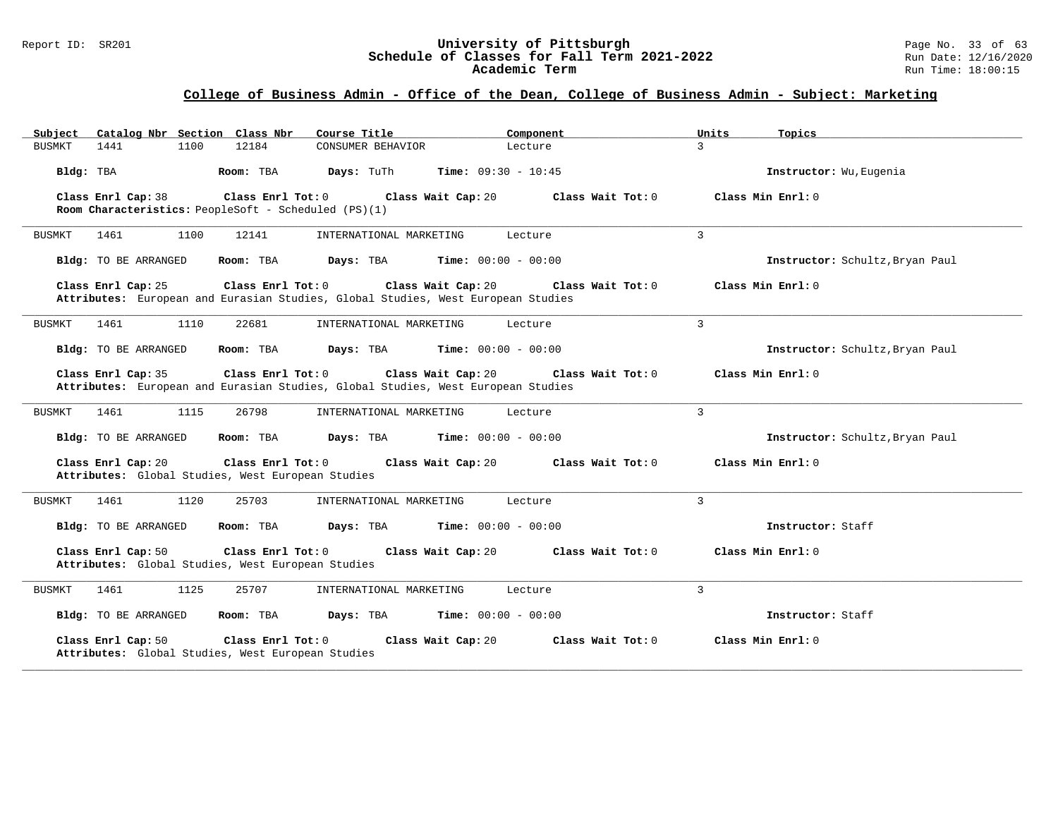## College of Business Admin - Office of the Dean, College of Business Admin - Subject: Marketing

| Subject | Catalog Nbr | Section | Class Nbr | Course Title | Component | Units | Topics |
|---|---|---|---|---|---|---|---|
| BUSMKT | 1441 | 1100 | 12184 | CONSUMER BEHAVIOR | Lecture | 3 | |

**Bldg:** TBA **Room:** TBA **Days:** TuTh **Time:** 09:30 - 10:45 **Instructor:** Wu,Eugenia

**Class Enrl Cap:** 38 **Class Enrl Tot:** 0 **Class Wait Cap:** 20 **Class Wait Tot:** 0 **Class Min Enrl:** 0

**Room Characteristics:** PeopleSoft - Scheduled (PS)(1)

---

| Subject | Catalog Nbr | Section | Class Nbr | Course Title | Component | Units | Topics |
|---|---|---|---|---|---|---|---|
| BUSMKT | 1461 | 1100 | 12141 | INTERNATIONAL MARKETING | Lecture | 3 | |

**Bldg:** TO BE ARRANGED **Room:** TBA **Days:** TBA **Time:** 00:00 - 00:00 **Instructor:** Schultz,Bryan Paul

**Class Enrl Cap:** 25 **Class Enrl Tot:** 0 **Class Wait Cap:** 20 **Class Wait Tot:** 0 **Class Min Enrl:** 0

**Attributes:** European and Eurasian Studies, Global Studies, West European Studies

---

| Subject | Catalog Nbr | Section | Class Nbr | Course Title | Component | Units | Topics |
|---|---|---|---|---|---|---|---|
| BUSMKT | 1461 | 1110 | 22681 | INTERNATIONAL MARKETING | Lecture | 3 | |

**Bldg:** TO BE ARRANGED **Room:** TBA **Days:** TBA **Time:** 00:00 - 00:00 **Instructor:** Schultz,Bryan Paul

**Class Enrl Cap:** 35 **Class Enrl Tot:** 0 **Class Wait Cap:** 20 **Class Wait Tot:** 0 **Class Min Enrl:** 0

**Attributes:** European and Eurasian Studies, Global Studies, West European Studies

---

| Subject | Catalog Nbr | Section | Class Nbr | Course Title | Component | Units | Topics |
|---|---|---|---|---|---|---|---|
| BUSMKT | 1461 | 1115 | 26798 | INTERNATIONAL MARKETING | Lecture | 3 | |

**Bldg:** TO BE ARRANGED **Room:** TBA **Days:** TBA **Time:** 00:00 - 00:00 **Instructor:** Schultz,Bryan Paul

**Class Enrl Cap:** 20 **Class Enrl Tot:** 0 **Class Wait Cap:** 20 **Class Wait Tot:** 0 **Class Min Enrl:** 0

**Attributes:** Global Studies, West European Studies

---

| Subject | Catalog Nbr | Section | Class Nbr | Course Title | Component | Units | Topics |
|---|---|---|---|---|---|---|---|
| BUSMKT | 1461 | 1120 | 25703 | INTERNATIONAL MARKETING | Lecture | 3 | |

**Bldg:** TO BE ARRANGED **Room:** TBA **Days:** TBA **Time:** 00:00 - 00:00 **Instructor:** Staff

**Class Enrl Cap:** 50 **Class Enrl Tot:** 0 **Class Wait Cap:** 20 **Class Wait Tot:** 0 **Class Min Enrl:** 0

**Attributes:** Global Studies, West European Studies

---

| Subject | Catalog Nbr | Section | Class Nbr | Course Title | Component | Units | Topics |
|---|---|---|---|---|---|---|---|
| BUSMKT | 1461 | 1125 | 25707 | INTERNATIONAL MARKETING | Lecture | 3 | |

**Bldg:** TO BE ARRANGED **Room:** TBA **Days:** TBA **Time:** 00:00 - 00:00 **Instructor:** Staff

**Class Enrl Cap:** 50 **Class Enrl Tot:** 0 **Class Wait Cap:** 20 **Class Wait Tot:** 0 **Class Min Enrl:** 0

**Attributes:** Global Studies, West European Studies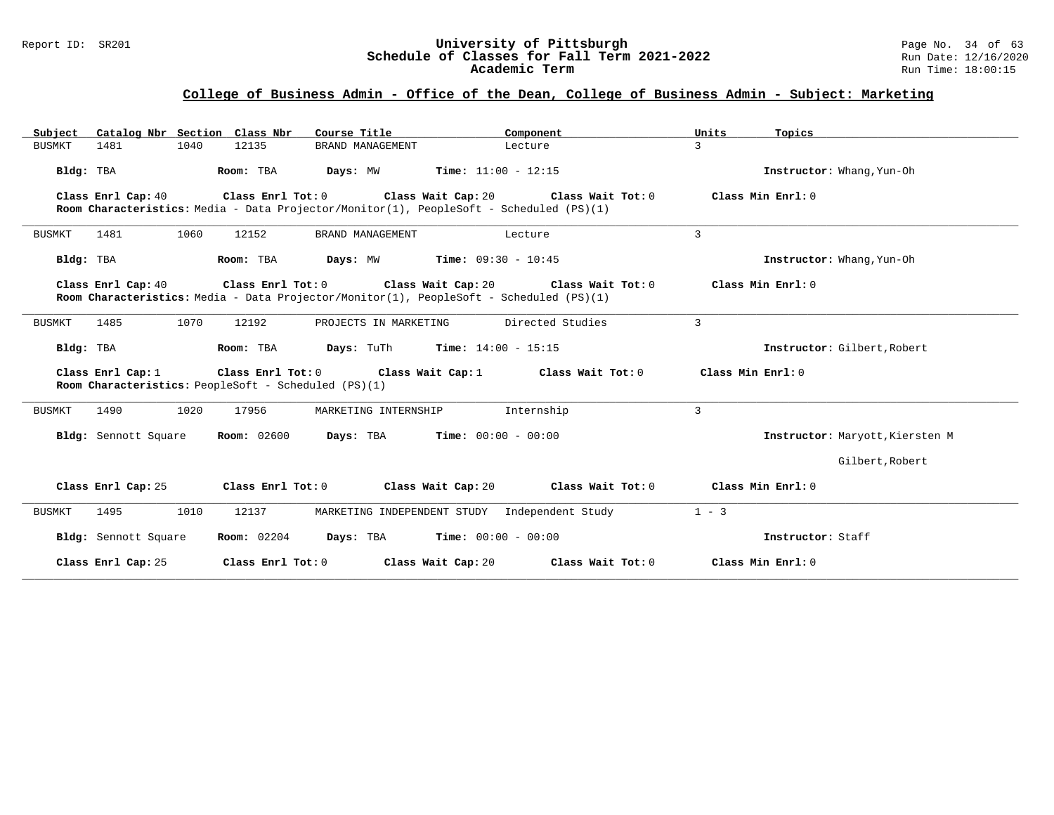## College of Business Admin - Office of the Dean, College of Business Admin - Subject: Marketing

| Subject | Catalog Nbr | Section | Class Nbr | Course Title | Component | Units | Topics |
|---|---|---|---|---|---|---|---|
| BUSMKT | 1481 | 1040 | 12135 | BRAND MANAGEMENT | Lecture | 3 | |

**Bldg:** TBA **Room:** TBA **Days:** MW **Time:** 11:00 - 12:15 **Instructor:** Whang,Yun-Oh

**Class Enrl Cap:** 40 **Class Enrl Tot:** 0 **Class Wait Cap:** 20 **Class Wait Tot:** 0 **Class Min Enrl:** 0
**Room Characteristics:** Media - Data Projector/Monitor(1), PeopleSoft - Scheduled (PS)(1)

---

| Subject | Catalog Nbr | Section | Class Nbr | Course Title | Component | Units | Topics |
|---|---|---|---|---|---|---|---|
| BUSMKT | 1481 | 1060 | 12152 | BRAND MANAGEMENT | Lecture | 3 | |

**Bldg:** TBA **Room:** TBA **Days:** MW **Time:** 09:30 - 10:45 **Instructor:** Whang,Yun-Oh

**Class Enrl Cap:** 40 **Class Enrl Tot:** 0 **Class Wait Cap:** 20 **Class Wait Tot:** 0 **Class Min Enrl:** 0
**Room Characteristics:** Media - Data Projector/Monitor(1), PeopleSoft - Scheduled (PS)(1)

---

| Subject | Catalog Nbr | Section | Class Nbr | Course Title | Component | Units | Topics |
|---|---|---|---|---|---|---|---|
| BUSMKT | 1485 | 1070 | 12192 | PROJECTS IN MARKETING | Directed Studies | 3 | |

**Bldg:** TBA **Room:** TBA **Days:** TuTh **Time:** 14:00 - 15:15 **Instructor:** Gilbert,Robert

**Class Enrl Cap:** 1 **Class Enrl Tot:** 0 **Class Wait Cap:** 1 **Class Wait Tot:** 0 **Class Min Enrl:** 0
**Room Characteristics:** PeopleSoft - Scheduled (PS)(1)

---

| Subject | Catalog Nbr | Section | Class Nbr | Course Title | Component | Units | Topics |
|---|---|---|---|---|---|---|---|
| BUSMKT | 1490 | 1020 | 17956 | MARKETING INTERNSHIP | Internship | 3 | |

**Bldg:** Sennott Square **Room:** 02600 **Days:** TBA **Time:** 00:00 - 00:00 **Instructor:** Maryott,Kiersten M
Gilbert,Robert

**Class Enrl Cap:** 25 **Class Enrl Tot:** 0 **Class Wait Cap:** 20 **Class Wait Tot:** 0 **Class Min Enrl:** 0

---

| Subject | Catalog Nbr | Section | Class Nbr | Course Title | Component | Units | Topics |
|---|---|---|---|---|---|---|---|
| BUSMKT | 1495 | 1010 | 12137 | MARKETING INDEPENDENT STUDY | Independent Study | 1 - 3 | |

**Bldg:** Sennott Square **Room:** 02204 **Days:** TBA **Time:** 00:00 - 00:00 **Instructor:** Staff

**Class Enrl Cap:** 25 **Class Enrl Tot:** 0 **Class Wait Cap:** 20 **Class Wait Tot:** 0 **Class Min Enrl:** 0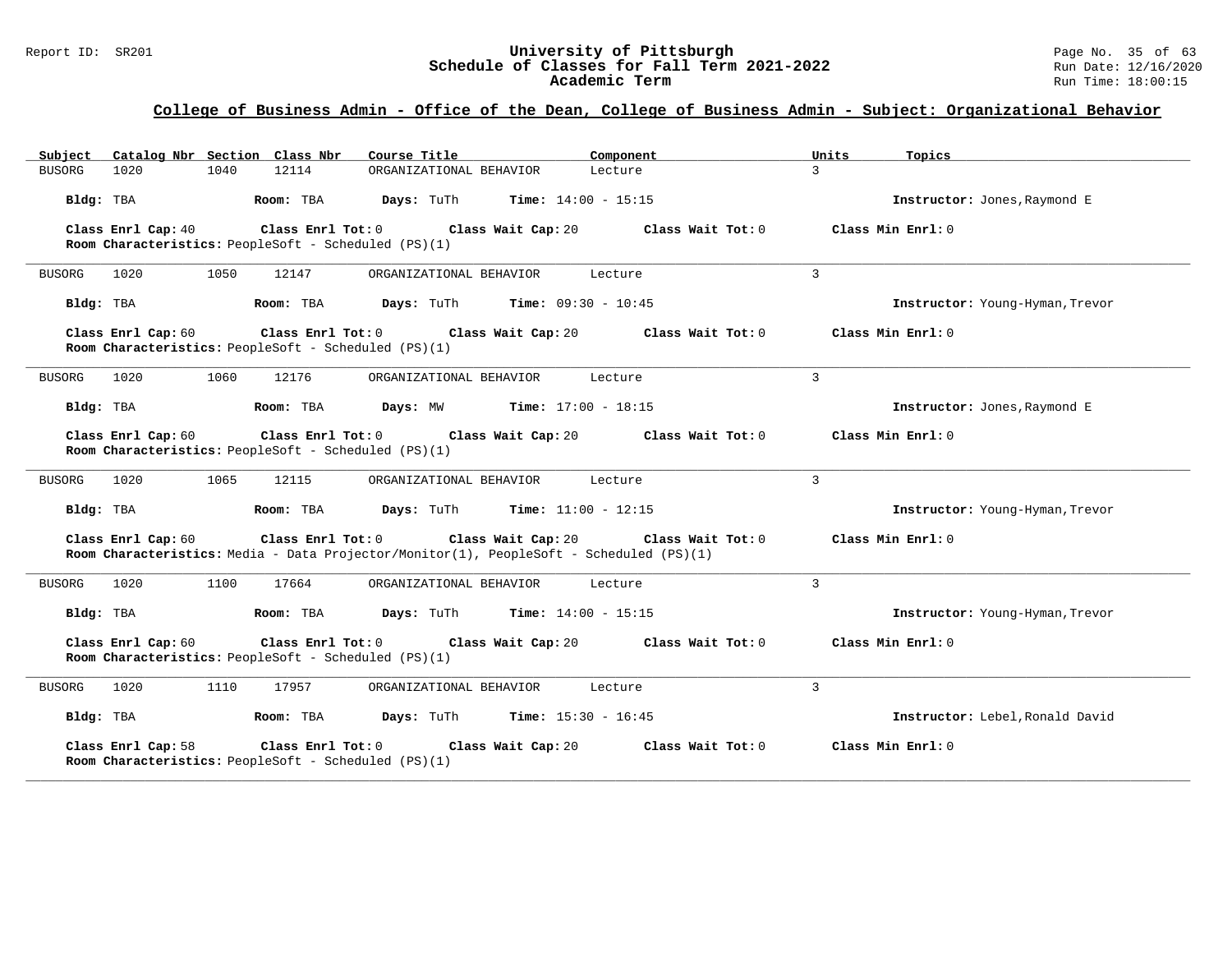## College of Business Admin - Office of the Dean, College of Business Admin - Subject: Organizational Behavior

| Subject | Catalog Nbr | Section | Class Nbr | Course Title | Component | Units | Topics |
|---|---|---|---|---|---|---|---|
| BUSORG | 1020 | 1040 | 12114 | ORGANIZATIONAL BEHAVIOR | Lecture | 3 | |

**Bldg:** TBA **Room:** TBA **Days:** TuTh **Time:** 14:00 - 15:15 **Instructor:** Jones,Raymond E

**Class Enrl Cap:** 40 **Class Enrl Tot:** 0 **Class Wait Cap:** 20 **Class Wait Tot:** 0 **Class Min Enrl:** 0

**Room Characteristics:** PeopleSoft - Scheduled (PS)(1)

---

| Subject | Catalog Nbr | Section | Class Nbr | Course Title | Component | Units | Topics |
|---|---|---|---|---|---|---|---|
| BUSORG | 1020 | 1050 | 12147 | ORGANIZATIONAL BEHAVIOR | Lecture | 3 | |

**Bldg:** TBA **Room:** TBA **Days:** TuTh **Time:** 09:30 - 10:45 **Instructor:** Young-Hyman,Trevor

**Class Enrl Cap:** 60 **Class Enrl Tot:** 0 **Class Wait Cap:** 20 **Class Wait Tot:** 0 **Class Min Enrl:** 0

**Room Characteristics:** PeopleSoft - Scheduled (PS)(1)

---

| Subject | Catalog Nbr | Section | Class Nbr | Course Title | Component | Units | Topics |
|---|---|---|---|---|---|---|---|
| BUSORG | 1020 | 1060 | 12176 | ORGANIZATIONAL BEHAVIOR | Lecture | 3 | |

**Bldg:** TBA **Room:** TBA **Days:** MW **Time:** 17:00 - 18:15 **Instructor:** Jones,Raymond E

**Class Enrl Cap:** 60 **Class Enrl Tot:** 0 **Class Wait Cap:** 20 **Class Wait Tot:** 0 **Class Min Enrl:** 0

**Room Characteristics:** PeopleSoft - Scheduled (PS)(1)

---

| Subject | Catalog Nbr | Section | Class Nbr | Course Title | Component | Units | Topics |
|---|---|---|---|---|---|---|---|
| BUSORG | 1020 | 1065 | 12115 | ORGANIZATIONAL BEHAVIOR | Lecture | 3 | |

**Bldg:** TBA **Room:** TBA **Days:** TuTh **Time:** 11:00 - 12:15 **Instructor:** Young-Hyman,Trevor

**Class Enrl Cap:** 60 **Class Enrl Tot:** 0 **Class Wait Cap:** 20 **Class Wait Tot:** 0 **Class Min Enrl:** 0

**Room Characteristics:** Media - Data Projector/Monitor(1), PeopleSoft - Scheduled (PS)(1)

---

| Subject | Catalog Nbr | Section | Class Nbr | Course Title | Component | Units | Topics |
|---|---|---|---|---|---|---|---|
| BUSORG | 1020 | 1100 | 17664 | ORGANIZATIONAL BEHAVIOR | Lecture | 3 | |

**Bldg:** TBA **Room:** TBA **Days:** TuTh **Time:** 14:00 - 15:15 **Instructor:** Young-Hyman,Trevor

**Class Enrl Cap:** 60 **Class Enrl Tot:** 0 **Class Wait Cap:** 20 **Class Wait Tot:** 0 **Class Min Enrl:** 0

**Room Characteristics:** PeopleSoft - Scheduled (PS)(1)

---

| Subject | Catalog Nbr | Section | Class Nbr | Course Title | Component | Units | Topics |
|---|---|---|---|---|---|---|---|
| BUSORG | 1020 | 1110 | 17957 | ORGANIZATIONAL BEHAVIOR | Lecture | 3 | |

**Bldg:** TBA **Room:** TBA **Days:** TuTh **Time:** 15:30 - 16:45 **Instructor:** Lebel,Ronald David

**Class Enrl Cap:** 58 **Class Enrl Tot:** 0 **Class Wait Cap:** 20 **Class Wait Tot:** 0 **Class Min Enrl:** 0

**Room Characteristics:** PeopleSoft - Scheduled (PS)(1)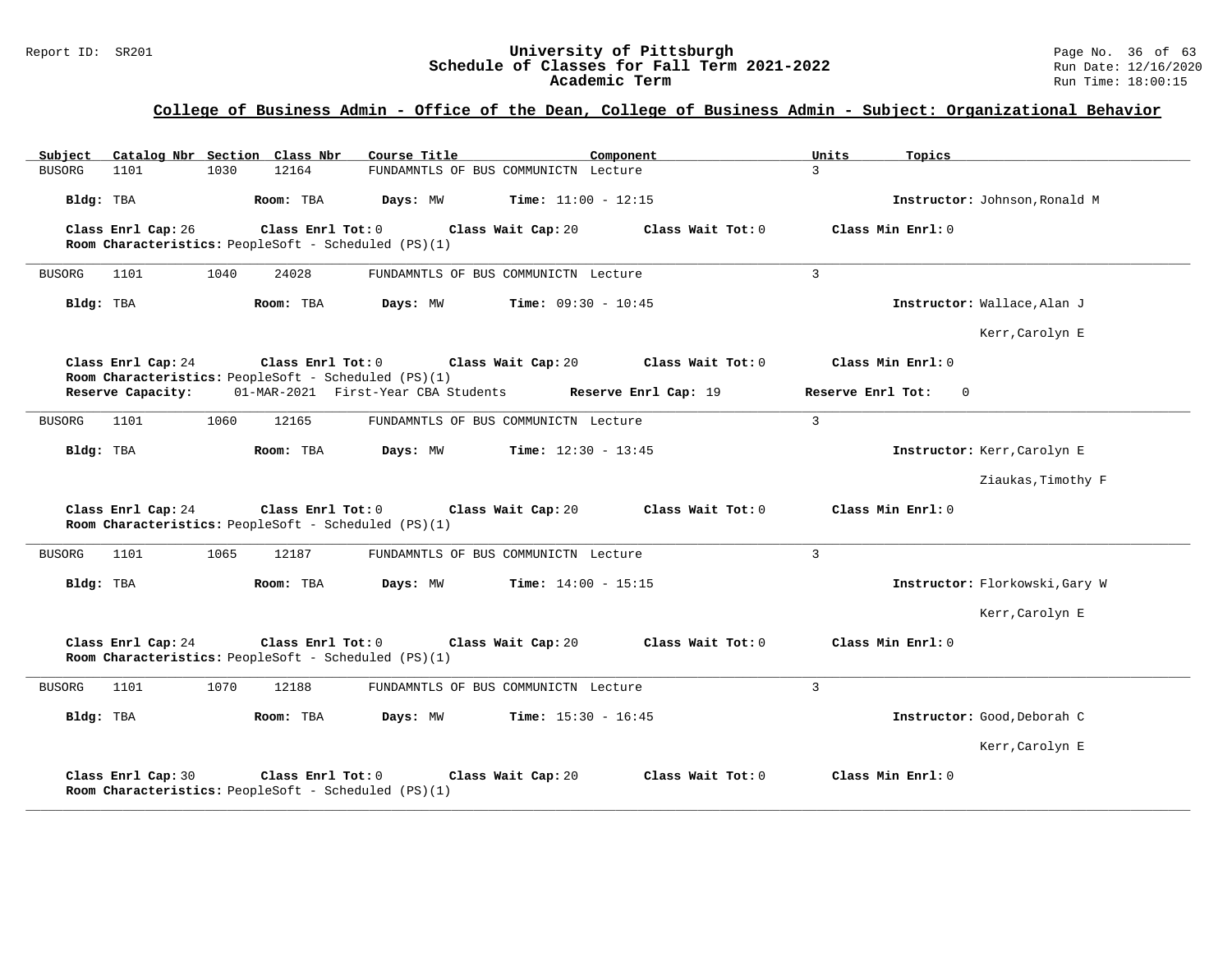## College of Business Admin - Office of the Dean, College of Business Admin - Subject: Organizational Behavior

| Subject | Catalog Nbr | Section | Class Nbr | Course Title | Component | Units | Topics |
|---|---|---|---|---|---|---|---|
| BUSORG | 1101 | 1030 | 12164 | FUNDAMNTLS OF BUS COMMUNICTN | Lecture | 3 | |

**Bldg:** TBA **Room:** TBA **Days:** MW **Time:** 11:00 - 12:15 **Instructor:** Johnson,Ronald M

**Class Enrl Cap:** 26 **Class Enrl Tot:** 0 **Class Wait Cap:** 20 **Class Wait Tot:** 0 **Class Min Enrl:** 0
**Room Characteristics:** PeopleSoft - Scheduled (PS)(1)

---

| Subject | Catalog Nbr | Section | Class Nbr | Course Title | Component | Units | Topics |
|---|---|---|---|---|---|---|---|
| BUSORG | 1101 | 1040 | 24028 | FUNDAMNTLS OF BUS COMMUNICTN | Lecture | 3 | |

**Bldg:** TBA **Room:** TBA **Days:** MW **Time:** 09:30 - 10:45 **Instructor:** Wallace,Alan J

Kerr,Carolyn E

**Class Enrl Cap:** 24 **Class Enrl Tot:** 0 **Class Wait Cap:** 20 **Class Wait Tot:** 0 **Class Min Enrl:** 0
**Room Characteristics:** PeopleSoft - Scheduled (PS)(1)
**Reserve Capacity:** 01-MAR-2021 First-Year CBA Students **Reserve Enrl Cap:** 19 **Reserve Enrl Tot:** 0

---

| Subject | Catalog Nbr | Section | Class Nbr | Course Title | Component | Units | Topics |
|---|---|---|---|---|---|---|---|
| BUSORG | 1101 | 1060 | 12165 | FUNDAMNTLS OF BUS COMMUNICTN | Lecture | 3 | |

**Bldg:** TBA **Room:** TBA **Days:** MW **Time:** 12:30 - 13:45 **Instructor:** Kerr,Carolyn E

Ziaukas,Timothy F

**Class Enrl Cap:** 24 **Class Enrl Tot:** 0 **Class Wait Cap:** 20 **Class Wait Tot:** 0 **Class Min Enrl:** 0
**Room Characteristics:** PeopleSoft - Scheduled (PS)(1)

---

| Subject | Catalog Nbr | Section | Class Nbr | Course Title | Component | Units | Topics |
|---|---|---|---|---|---|---|---|
| BUSORG | 1101 | 1065 | 12187 | FUNDAMNTLS OF BUS COMMUNICTN | Lecture | 3 | |

**Bldg:** TBA **Room:** TBA **Days:** MW **Time:** 14:00 - 15:15 **Instructor:** Florkowski,Gary W

Kerr,Carolyn E

**Class Enrl Cap:** 24 **Class Enrl Tot:** 0 **Class Wait Cap:** 20 **Class Wait Tot:** 0 **Class Min Enrl:** 0
**Room Characteristics:** PeopleSoft - Scheduled (PS)(1)

---

| Subject | Catalog Nbr | Section | Class Nbr | Course Title | Component | Units | Topics |
|---|---|---|---|---|---|---|---|
| BUSORG | 1101 | 1070 | 12188 | FUNDAMNTLS OF BUS COMMUNICTN | Lecture | 3 | |

**Bldg:** TBA **Room:** TBA **Days:** MW **Time:** 15:30 - 16:45 **Instructor:** Good,Deborah C

Kerr,Carolyn E

**Class Enrl Cap:** 30 **Class Enrl Tot:** 0 **Class Wait Cap:** 20 **Class Wait Tot:** 0 **Class Min Enrl:** 0
**Room Characteristics:** PeopleSoft - Scheduled (PS)(1)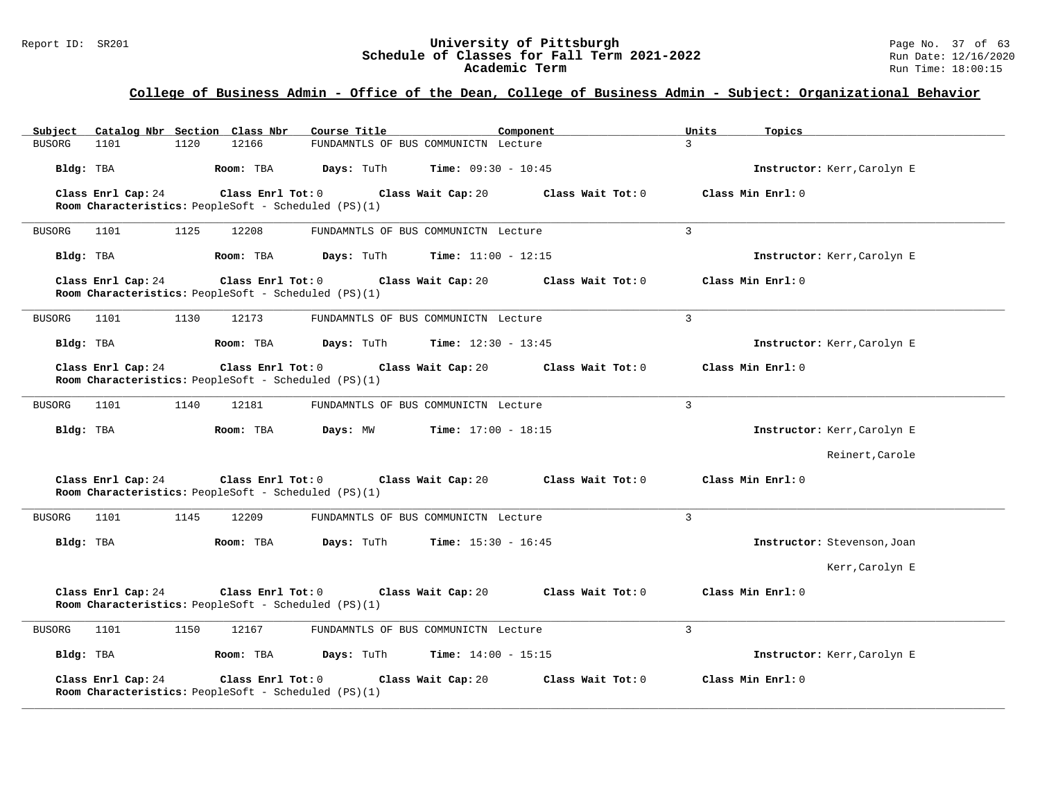## College of Business Admin - Office of the Dean, College of Business Admin - Subject: Organizational Behavior

| Subject | Catalog Nbr | Section | Class Nbr | Course Title | Component | Units | Topics |
|---|---|---|---|---|---|---|---|
| BUSORG | 1101 | 1120 | 12166 | FUNDAMNTLS OF BUS COMMUNICTN | Lecture | 3 | |

**Bldg:** TBA **Room:** TBA **Days:** TuTh **Time:** 09:30 - 10:45 **Instructor:** Kerr,Carolyn E

**Class Enrl Cap:** 24 **Class Enrl Tot:** 0 **Class Wait Cap:** 20 **Class Wait Tot:** 0 **Class Min Enrl:** 0
**Room Characteristics:** PeopleSoft - Scheduled (PS)(1)

---

| Subject | Catalog Nbr | Section | Class Nbr | Course Title | Component | Units | Topics |
|---|---|---|---|---|---|---|---|
| BUSORG | 1101 | 1125 | 12208 | FUNDAMNTLS OF BUS COMMUNICTN | Lecture | 3 | |

**Bldg:** TBA **Room:** TBA **Days:** TuTh **Time:** 11:00 - 12:15 **Instructor:** Kerr,Carolyn E

**Class Enrl Cap:** 24 **Class Enrl Tot:** 0 **Class Wait Cap:** 20 **Class Wait Tot:** 0 **Class Min Enrl:** 0
**Room Characteristics:** PeopleSoft - Scheduled (PS)(1)

---

| Subject | Catalog Nbr | Section | Class Nbr | Course Title | Component | Units | Topics |
|---|---|---|---|---|---|---|---|
| BUSORG | 1101 | 1130 | 12173 | FUNDAMNTLS OF BUS COMMUNICTN | Lecture | 3 | |

**Bldg:** TBA **Room:** TBA **Days:** TuTh **Time:** 12:30 - 13:45 **Instructor:** Kerr,Carolyn E

**Class Enrl Cap:** 24 **Class Enrl Tot:** 0 **Class Wait Cap:** 20 **Class Wait Tot:** 0 **Class Min Enrl:** 0
**Room Characteristics:** PeopleSoft - Scheduled (PS)(1)

---

| Subject | Catalog Nbr | Section | Class Nbr | Course Title | Component | Units | Topics |
|---|---|---|---|---|---|---|---|
| BUSORG | 1101 | 1140 | 12181 | FUNDAMNTLS OF BUS COMMUNICTN | Lecture | 3 | |

**Bldg:** TBA **Room:** TBA **Days:** MW **Time:** 17:00 - 18:15 **Instructor:** Kerr,Carolyn E
Reinert,Carole

**Class Enrl Cap:** 24 **Class Enrl Tot:** 0 **Class Wait Cap:** 20 **Class Wait Tot:** 0 **Class Min Enrl:** 0
**Room Characteristics:** PeopleSoft - Scheduled (PS)(1)

---

| Subject | Catalog Nbr | Section | Class Nbr | Course Title | Component | Units | Topics |
|---|---|---|---|---|---|---|---|
| BUSORG | 1101 | 1145 | 12209 | FUNDAMNTLS OF BUS COMMUNICTN | Lecture | 3 | |

**Bldg:** TBA **Room:** TBA **Days:** TuTh **Time:** 15:30 - 16:45 **Instructor:** Stevenson,Joan
Kerr,Carolyn E

**Class Enrl Cap:** 24 **Class Enrl Tot:** 0 **Class Wait Cap:** 20 **Class Wait Tot:** 0 **Class Min Enrl:** 0
**Room Characteristics:** PeopleSoft - Scheduled (PS)(1)

---

| Subject | Catalog Nbr | Section | Class Nbr | Course Title | Component | Units | Topics |
|---|---|---|---|---|---|---|---|
| BUSORG | 1101 | 1150 | 12167 | FUNDAMNTLS OF BUS COMMUNICTN | Lecture | 3 | |

**Bldg:** TBA **Room:** TBA **Days:** TuTh **Time:** 14:00 - 15:15 **Instructor:** Kerr,Carolyn E

**Class Enrl Cap:** 24 **Class Enrl Tot:** 0 **Class Wait Cap:** 20 **Class Wait Tot:** 0 **Class Min Enrl:** 0
**Room Characteristics:** PeopleSoft - Scheduled (PS)(1)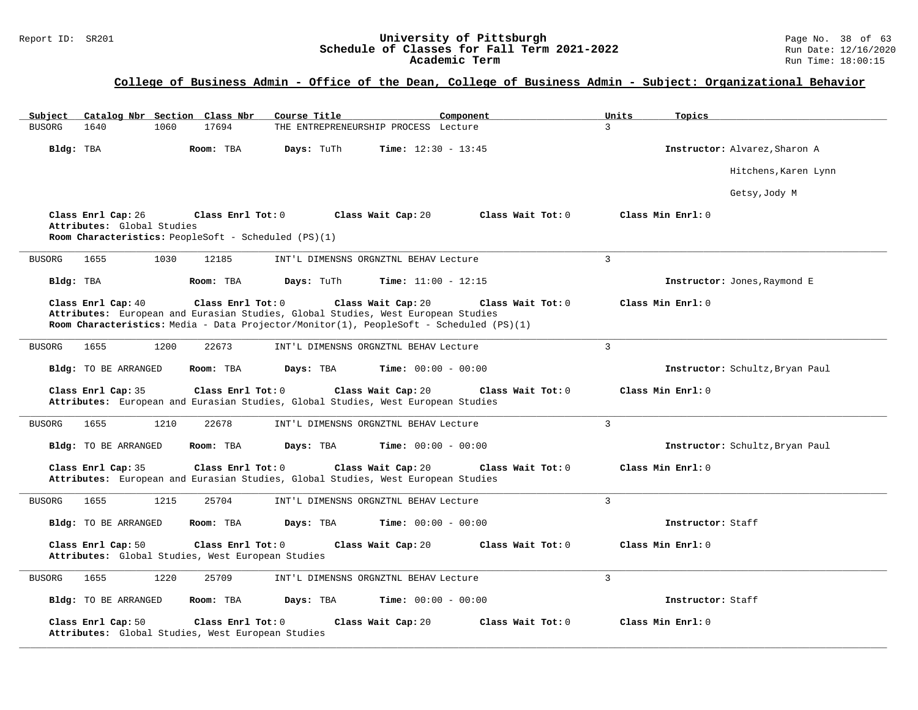## College of Business Admin - Office of the Dean, College of Business Admin - Subject: Organizational Behavior

| Subject | Catalog Nbr | Section | Class Nbr | Course Title | Component | Units | Topics |
|---|---|---|---|---|---|---|---|
| BUSORG | 1640 | 1060 | 17694 | THE ENTREPRENEURSHIP PROCESS | Lecture | 3 | |

**Bldg:** TBA **Room:** TBA **Days:** TuTh **Time:** 12:30 - 13:45 **Instructor:** Alvarez,Sharon A; Hitchens,Karen Lynn; Getsy,Jody M

**Class Enrl Cap:** 26 **Class Enrl Tot:** 0 **Class Wait Cap:** 20 **Class Wait Tot:** 0 **Class Min Enrl:** 0
**Attributes:** Global Studies
**Room Characteristics:** PeopleSoft - Scheduled (PS)(1)

---

| Subject | Catalog Nbr | Section | Class Nbr | Course Title | Component | Units | Topics |
|---|---|---|---|---|---|---|---|
| BUSORG | 1655 | 1030 | 12185 | INT'L DIMENSNS ORGNZTNL BEHAV | Lecture | 3 | |

**Bldg:** TBA **Room:** TBA **Days:** TuTh **Time:** 11:00 - 12:15 **Instructor:** Jones,Raymond E

**Class Enrl Cap:** 40 **Class Enrl Tot:** 0 **Class Wait Cap:** 20 **Class Wait Tot:** 0 **Class Min Enrl:** 0
**Attributes:** European and Eurasian Studies, Global Studies, West European Studies
**Room Characteristics:** Media - Data Projector/Monitor(1), PeopleSoft - Scheduled (PS)(1)

---

| Subject | Catalog Nbr | Section | Class Nbr | Course Title | Component | Units | Topics |
|---|---|---|---|---|---|---|---|
| BUSORG | 1655 | 1200 | 22673 | INT'L DIMENSNS ORGNZTNL BEHAV | Lecture | 3 | |

**Bldg:** TO BE ARRANGED **Room:** TBA **Days:** TBA **Time:** 00:00 - 00:00 **Instructor:** Schultz,Bryan Paul

**Class Enrl Cap:** 35 **Class Enrl Tot:** 0 **Class Wait Cap:** 20 **Class Wait Tot:** 0 **Class Min Enrl:** 0
**Attributes:** European and Eurasian Studies, Global Studies, West European Studies

---

| Subject | Catalog Nbr | Section | Class Nbr | Course Title | Component | Units | Topics |
|---|---|---|---|---|---|---|---|
| BUSORG | 1655 | 1210 | 22678 | INT'L DIMENSNS ORGNZTNL BEHAV | Lecture | 3 | |

**Bldg:** TO BE ARRANGED **Room:** TBA **Days:** TBA **Time:** 00:00 - 00:00 **Instructor:** Schultz,Bryan Paul

**Class Enrl Cap:** 35 **Class Enrl Tot:** 0 **Class Wait Cap:** 20 **Class Wait Tot:** 0 **Class Min Enrl:** 0
**Attributes:** European and Eurasian Studies, Global Studies, West European Studies

---

| Subject | Catalog Nbr | Section | Class Nbr | Course Title | Component | Units | Topics |
|---|---|---|---|---|---|---|---|
| BUSORG | 1655 | 1215 | 25704 | INT'L DIMENSNS ORGNZTNL BEHAV | Lecture | 3 | |

**Bldg:** TO BE ARRANGED **Room:** TBA **Days:** TBA **Time:** 00:00 - 00:00 **Instructor:** Staff

**Class Enrl Cap:** 50 **Class Enrl Tot:** 0 **Class Wait Cap:** 20 **Class Wait Tot:** 0 **Class Min Enrl:** 0
**Attributes:** Global Studies, West European Studies

---

| Subject | Catalog Nbr | Section | Class Nbr | Course Title | Component | Units | Topics |
|---|---|---|---|---|---|---|---|
| BUSORG | 1655 | 1220 | 25709 | INT'L DIMENSNS ORGNZTNL BEHAV | Lecture | 3 | |

**Bldg:** TO BE ARRANGED **Room:** TBA **Days:** TBA **Time:** 00:00 - 00:00 **Instructor:** Staff

**Class Enrl Cap:** 50 **Class Enrl Tot:** 0 **Class Wait Cap:** 20 **Class Wait Tot:** 0 **Class Min Enrl:** 0
**Attributes:** Global Studies, West European Studies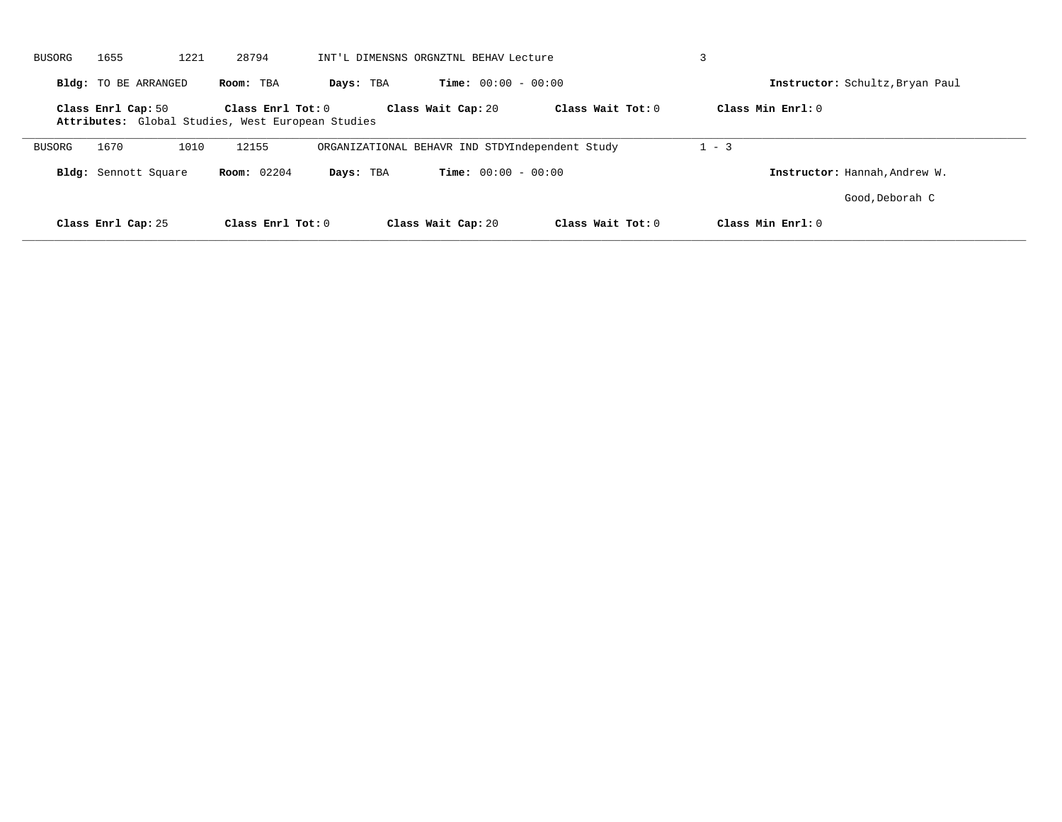BUSORG 1655 1221 28794 INT'L DIMENSNS ORGNZTNL BEHAV Lecture 3

**Bldg:** TO BE ARRANGED **Room:** TBA **Days:** TBA **Time:** 00:00 - 00:00 **Instructor:** Schultz,Bryan Paul

**Class Enrl Cap:** 50 **Class Enrl Tot:** 0 **Class Wait Cap:** 20 **Class Wait Tot:** 0 **Class Min Enrl:** 0

**Attributes:** Global Studies, West European Studies

---

BUSORG 1670 1010 12155 ORGANIZATIONAL BEHAVR IND STDY Independent Study 1 - 3

**Bldg:** Sennott Square **Room:** 02204 **Days:** TBA **Time:** 00:00 - 00:00 **Instructor:** Hannah,Andrew W.

Good,Deborah C

**Class Enrl Cap:** 25 **Class Enrl Tot:** 0 **Class Wait Cap:** 20 **Class Wait Tot:** 0 **Class Min Enrl:** 0

---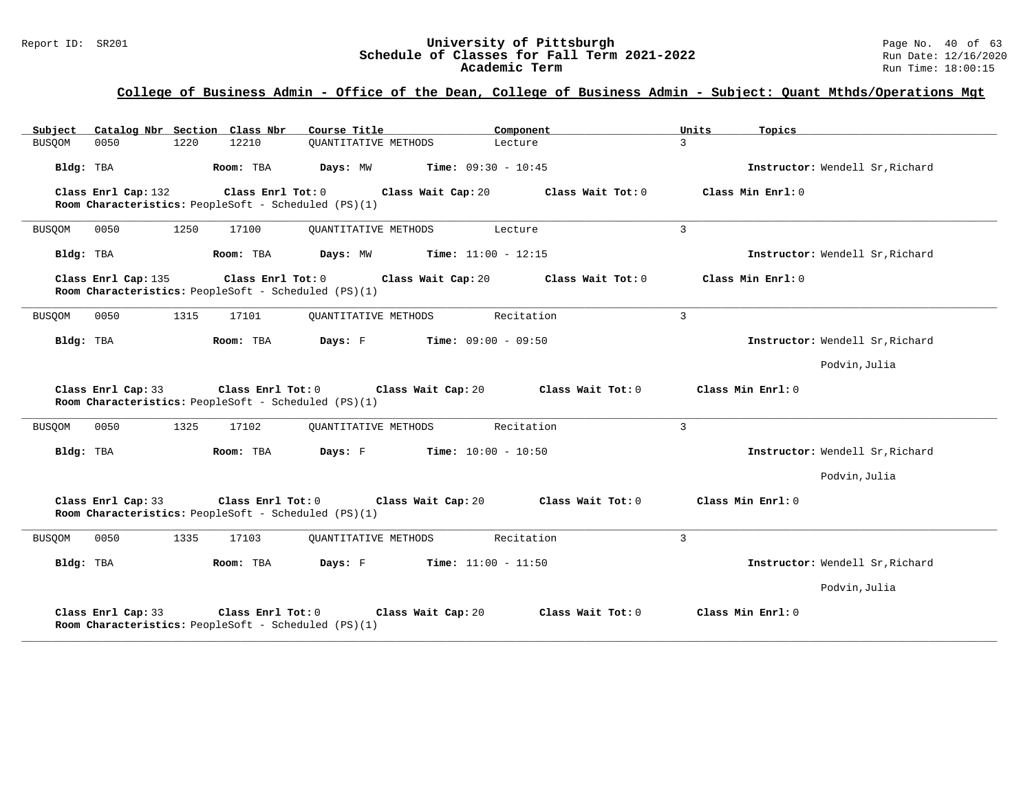## College of Business Admin - Office of the Dean, College of Business Admin - Subject: Quant Mthds/Operations Mgt

| Subject | Catalog Nbr | Section | Class Nbr | Course Title | Component | Units | Topics |
|---|---|---|---|---|---|---|---|
| BUSQOM | 0050 | 1220 | 12210 | QUANTITATIVE METHODS | Lecture | 3 | |

**Bldg:** TBA **Room:** TBA **Days:** MW **Time:** 09:30 - 10:45 **Instructor:** Wendell Sr,Richard

**Class Enrl Cap:** 132 **Class Enrl Tot:** 0 **Class Wait Cap:** 20 **Class Wait Tot:** 0 **Class Min Enrl:** 0
**Room Characteristics:** PeopleSoft - Scheduled (PS)(1)

---

| Subject | Catalog Nbr | Section | Class Nbr | Course Title | Component | Units | Topics |
|---|---|---|---|---|---|---|---|
| BUSQOM | 0050 | 1250 | 17100 | QUANTITATIVE METHODS | Lecture | 3 | |

**Bldg:** TBA **Room:** TBA **Days:** MW **Time:** 11:00 - 12:15 **Instructor:** Wendell Sr,Richard

**Class Enrl Cap:** 135 **Class Enrl Tot:** 0 **Class Wait Cap:** 20 **Class Wait Tot:** 0 **Class Min Enrl:** 0
**Room Characteristics:** PeopleSoft - Scheduled (PS)(1)

---

| Subject | Catalog Nbr | Section | Class Nbr | Course Title | Component | Units | Topics |
|---|---|---|---|---|---|---|---|
| BUSQOM | 0050 | 1315 | 17101 | QUANTITATIVE METHODS | Recitation | 3 | |

**Bldg:** TBA **Room:** TBA **Days:** F **Time:** 09:00 - 09:50 **Instructor:** Wendell Sr,Richard
Podvin,Julia

**Class Enrl Cap:** 33 **Class Enrl Tot:** 0 **Class Wait Cap:** 20 **Class Wait Tot:** 0 **Class Min Enrl:** 0
**Room Characteristics:** PeopleSoft - Scheduled (PS)(1)

---

| Subject | Catalog Nbr | Section | Class Nbr | Course Title | Component | Units | Topics |
|---|---|---|---|---|---|---|---|
| BUSQOM | 0050 | 1325 | 17102 | QUANTITATIVE METHODS | Recitation | 3 | |

**Bldg:** TBA **Room:** TBA **Days:** F **Time:** 10:00 - 10:50 **Instructor:** Wendell Sr,Richard
Podvin,Julia

**Class Enrl Cap:** 33 **Class Enrl Tot:** 0 **Class Wait Cap:** 20 **Class Wait Tot:** 0 **Class Min Enrl:** 0
**Room Characteristics:** PeopleSoft - Scheduled (PS)(1)

---

| Subject | Catalog Nbr | Section | Class Nbr | Course Title | Component | Units | Topics |
|---|---|---|---|---|---|---|---|
| BUSQOM | 0050 | 1335 | 17103 | QUANTITATIVE METHODS | Recitation | 3 | |

**Bldg:** TBA **Room:** TBA **Days:** F **Time:** 11:00 - 11:50 **Instructor:** Wendell Sr,Richard
Podvin,Julia

**Class Enrl Cap:** 33 **Class Enrl Tot:** 0 **Class Wait Cap:** 20 **Class Wait Tot:** 0 **Class Min Enrl:** 0
**Room Characteristics:** PeopleSoft - Scheduled (PS)(1)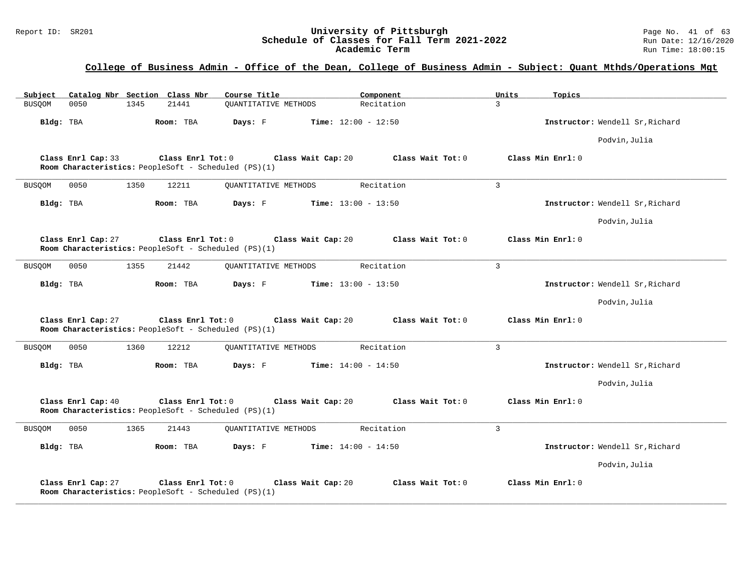## College of Business Admin - Office of the Dean, College of Business Admin - Subject: Quant Mthds/Operations Mgt

| Subject | Catalog Nbr | Section | Class Nbr | Course Title | Component | Units | Topics |
|---|---|---|---|---|---|---|---|
| BUSQOM | 0050 | 1345 | 21441 | QUANTITATIVE METHODS | Recitation | 3 | |

**Bldg:** TBA **Room:** TBA **Days:** F **Time:** 12:00 - 12:50 **Instructor:** Wendell Sr,Richard; Podvin,Julia

**Class Enrl Cap:** 33 **Class Enrl Tot:** 0 **Class Wait Cap:** 20 **Class Wait Tot:** 0 **Class Min Enrl:** 0
**Room Characteristics:** PeopleSoft - Scheduled (PS)(1)

---

| Subject | Catalog Nbr | Section | Class Nbr | Course Title | Component | Units | Topics |
|---|---|---|---|---|---|---|---|
| BUSQOM | 0050 | 1350 | 12211 | QUANTITATIVE METHODS | Recitation | 3 | |

**Bldg:** TBA **Room:** TBA **Days:** F **Time:** 13:00 - 13:50 **Instructor:** Wendell Sr,Richard; Podvin,Julia

**Class Enrl Cap:** 27 **Class Enrl Tot:** 0 **Class Wait Cap:** 20 **Class Wait Tot:** 0 **Class Min Enrl:** 0
**Room Characteristics:** PeopleSoft - Scheduled (PS)(1)

---

| Subject | Catalog Nbr | Section | Class Nbr | Course Title | Component | Units | Topics |
|---|---|---|---|---|---|---|---|
| BUSQOM | 0050 | 1355 | 21442 | QUANTITATIVE METHODS | Recitation | 3 | |

**Bldg:** TBA **Room:** TBA **Days:** F **Time:** 13:00 - 13:50 **Instructor:** Wendell Sr,Richard; Podvin,Julia

**Class Enrl Cap:** 27 **Class Enrl Tot:** 0 **Class Wait Cap:** 20 **Class Wait Tot:** 0 **Class Min Enrl:** 0
**Room Characteristics:** PeopleSoft - Scheduled (PS)(1)

---

| Subject | Catalog Nbr | Section | Class Nbr | Course Title | Component | Units | Topics |
|---|---|---|---|---|---|---|---|
| BUSQOM | 0050 | 1360 | 12212 | QUANTITATIVE METHODS | Recitation | 3 | |

**Bldg:** TBA **Room:** TBA **Days:** F **Time:** 14:00 - 14:50 **Instructor:** Wendell Sr,Richard; Podvin,Julia

**Class Enrl Cap:** 40 **Class Enrl Tot:** 0 **Class Wait Cap:** 20 **Class Wait Tot:** 0 **Class Min Enrl:** 0
**Room Characteristics:** PeopleSoft - Scheduled (PS)(1)

---

| Subject | Catalog Nbr | Section | Class Nbr | Course Title | Component | Units | Topics |
|---|---|---|---|---|---|---|---|
| BUSQOM | 0050 | 1365 | 21443 | QUANTITATIVE METHODS | Recitation | 3 | |

**Bldg:** TBA **Room:** TBA **Days:** F **Time:** 14:00 - 14:50 **Instructor:** Wendell Sr,Richard; Podvin,Julia

**Class Enrl Cap:** 27 **Class Enrl Tot:** 0 **Class Wait Cap:** 20 **Class Wait Tot:** 0 **Class Min Enrl:** 0
**Room Characteristics:** PeopleSoft - Scheduled (PS)(1)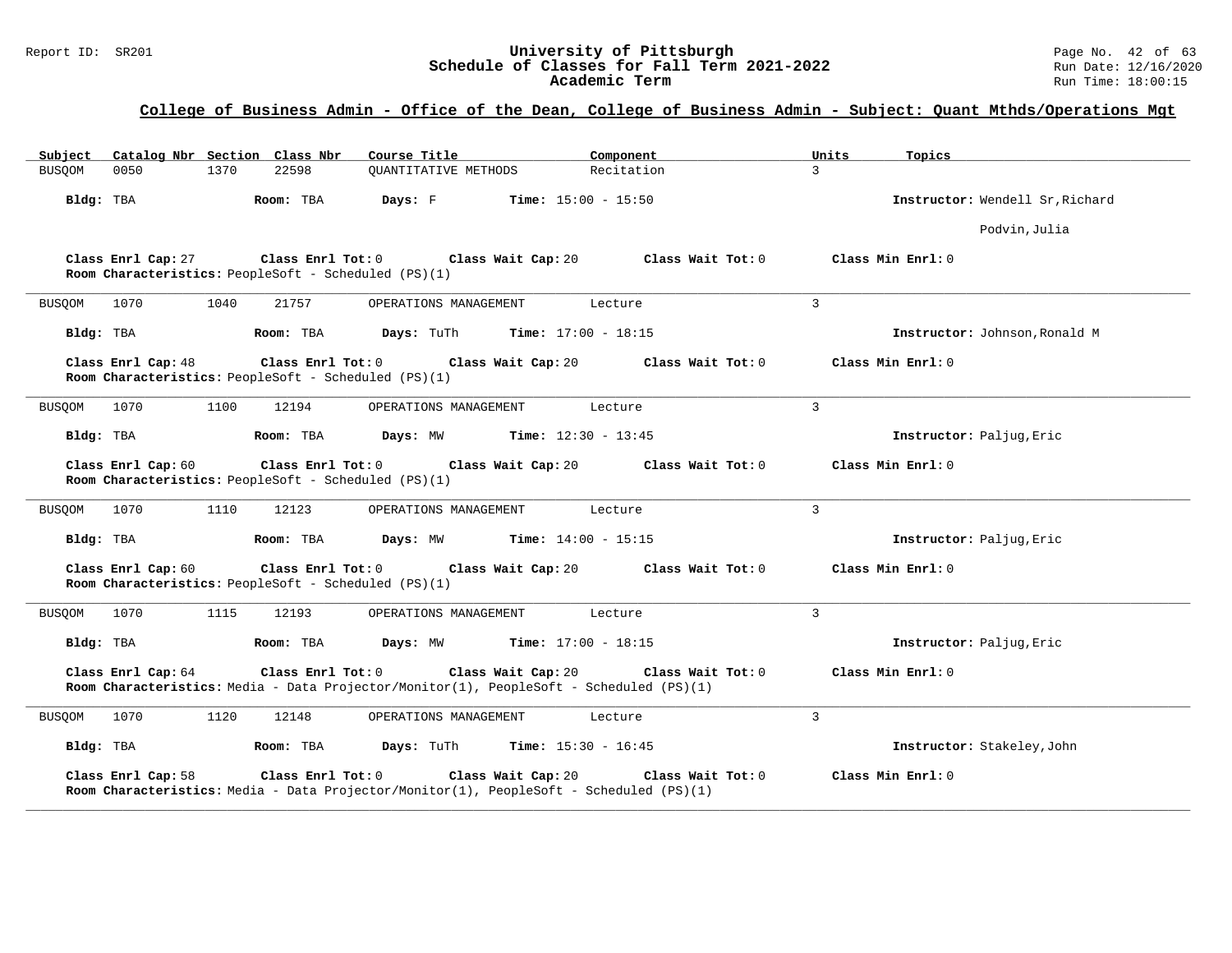## College of Business Admin - Office of the Dean, College of Business Admin - Subject: Quant Mthds/Operations Mgt

| Subject | Catalog Nbr | Section | Class Nbr | Course Title | Component | Units | Topics |
|---|---|---|---|---|---|---|---|
| BUSQOM | 0050 | 1370 | 22598 | QUANTITATIVE METHODS | Recitation | 3 | |

**Bldg:** TBA **Room:** TBA **Days:** F **Time:** 15:00 - 15:50 **Instructor:** Wendell Sr,Richard; Podvin,Julia

**Class Enrl Cap:** 27 **Class Enrl Tot:** 0 **Class Wait Cap:** 20 **Class Wait Tot:** 0 **Class Min Enrl:** 0
**Room Characteristics:** PeopleSoft - Scheduled (PS)(1)

---

| Subject | Catalog Nbr | Section | Class Nbr | Course Title | Component | Units | Topics |
|---|---|---|---|---|---|---|---|
| BUSQOM | 1070 | 1040 | 21757 | OPERATIONS MANAGEMENT | Lecture | 3 | |

**Bldg:** TBA **Room:** TBA **Days:** TuTh **Time:** 17:00 - 18:15 **Instructor:** Johnson,Ronald M

**Class Enrl Cap:** 48 **Class Enrl Tot:** 0 **Class Wait Cap:** 20 **Class Wait Tot:** 0 **Class Min Enrl:** 0
**Room Characteristics:** PeopleSoft - Scheduled (PS)(1)

---

| Subject | Catalog Nbr | Section | Class Nbr | Course Title | Component | Units | Topics |
|---|---|---|---|---|---|---|---|
| BUSQOM | 1070 | 1100 | 12194 | OPERATIONS MANAGEMENT | Lecture | 3 | |

**Bldg:** TBA **Room:** TBA **Days:** MW **Time:** 12:30 - 13:45 **Instructor:** Paljug,Eric

**Class Enrl Cap:** 60 **Class Enrl Tot:** 0 **Class Wait Cap:** 20 **Class Wait Tot:** 0 **Class Min Enrl:** 0
**Room Characteristics:** PeopleSoft - Scheduled (PS)(1)

---

| Subject | Catalog Nbr | Section | Class Nbr | Course Title | Component | Units | Topics |
|---|---|---|---|---|---|---|---|
| BUSQOM | 1070 | 1110 | 12123 | OPERATIONS MANAGEMENT | Lecture | 3 | |

**Bldg:** TBA **Room:** TBA **Days:** MW **Time:** 14:00 - 15:15 **Instructor:** Paljug,Eric

**Class Enrl Cap:** 60 **Class Enrl Tot:** 0 **Class Wait Cap:** 20 **Class Wait Tot:** 0 **Class Min Enrl:** 0
**Room Characteristics:** PeopleSoft - Scheduled (PS)(1)

---

| Subject | Catalog Nbr | Section | Class Nbr | Course Title | Component | Units | Topics |
|---|---|---|---|---|---|---|---|
| BUSQOM | 1070 | 1115 | 12193 | OPERATIONS MANAGEMENT | Lecture | 3 | |

**Bldg:** TBA **Room:** TBA **Days:** MW **Time:** 17:00 - 18:15 **Instructor:** Paljug,Eric

**Class Enrl Cap:** 64 **Class Enrl Tot:** 0 **Class Wait Cap:** 20 **Class Wait Tot:** 0 **Class Min Enrl:** 0
**Room Characteristics:** Media - Data Projector/Monitor(1), PeopleSoft - Scheduled (PS)(1)

---

| Subject | Catalog Nbr | Section | Class Nbr | Course Title | Component | Units | Topics |
|---|---|---|---|---|---|---|---|
| BUSQOM | 1070 | 1120 | 12148 | OPERATIONS MANAGEMENT | Lecture | 3 | |

**Bldg:** TBA **Room:** TBA **Days:** TuTh **Time:** 15:30 - 16:45 **Instructor:** Stakeley,John

**Class Enrl Cap:** 58 **Class Enrl Tot:** 0 **Class Wait Cap:** 20 **Class Wait Tot:** 0 **Class Min Enrl:** 0
**Room Characteristics:** Media - Data Projector/Monitor(1), PeopleSoft - Scheduled (PS)(1)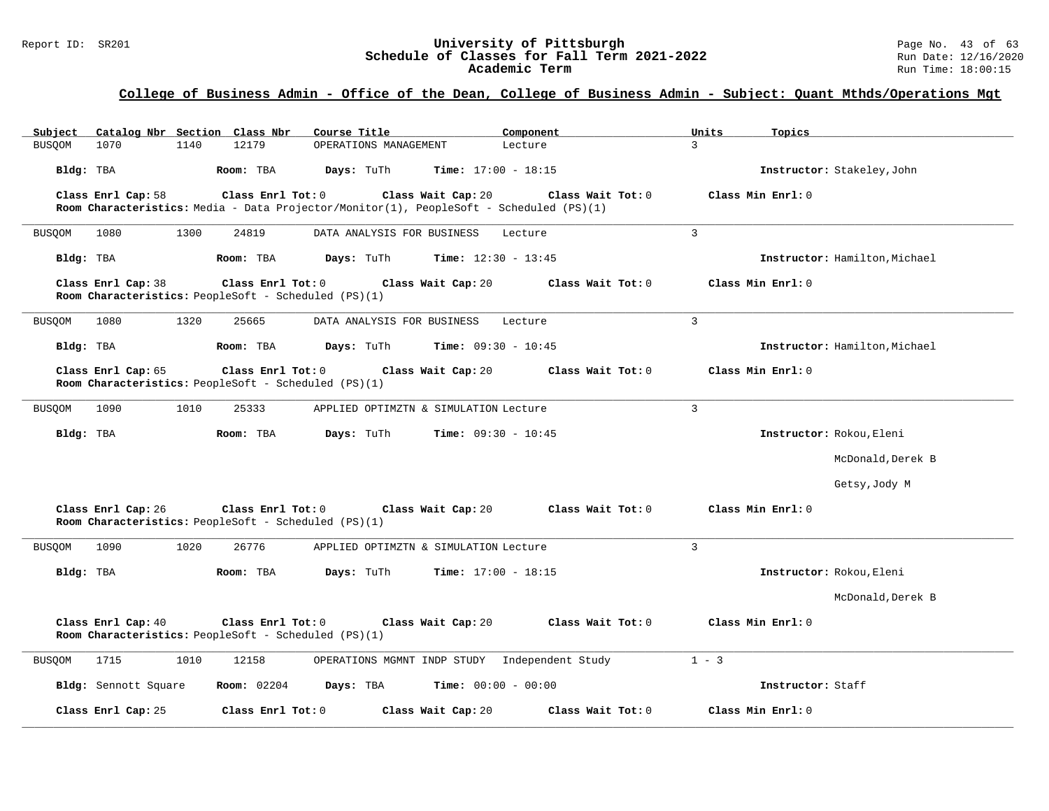## College of Business Admin - Office of the Dean, College of Business Admin - Subject: Quant Mthds/Operations Mgt

| Subject | Catalog Nbr | Section | Class Nbr | Course Title | Component | Units | Topics |
|---|---|---|---|---|---|---|---|
| BUSQOM | 1070 | 1140 | 12179 | OPERATIONS MANAGEMENT | Lecture | 3 | |

**Bldg:** TBA **Room:** TBA **Days:** TuTh **Time:** 17:00 - 18:15 **Instructor:** Stakeley,John

**Class Enrl Cap:** 58 **Class Enrl Tot:** 0 **Class Wait Cap:** 20 **Class Wait Tot:** 0 **Class Min Enrl:** 0

**Room Characteristics:** Media - Data Projector/Monitor(1), PeopleSoft - Scheduled (PS)(1)

---

| Subject | Catalog Nbr | Section | Class Nbr | Course Title | Component | Units | Topics |
|---|---|---|---|---|---|---|---|
| BUSQOM | 1080 | 1300 | 24819 | DATA ANALYSIS FOR BUSINESS | Lecture | 3 | |

**Bldg:** TBA **Room:** TBA **Days:** TuTh **Time:** 12:30 - 13:45 **Instructor:** Hamilton,Michael

**Class Enrl Cap:** 38 **Class Enrl Tot:** 0 **Class Wait Cap:** 20 **Class Wait Tot:** 0 **Class Min Enrl:** 0

**Room Characteristics:** PeopleSoft - Scheduled (PS)(1)

---

| Subject | Catalog Nbr | Section | Class Nbr | Course Title | Component | Units | Topics |
|---|---|---|---|---|---|---|---|
| BUSQOM | 1080 | 1320 | 25665 | DATA ANALYSIS FOR BUSINESS | Lecture | 3 | |

**Bldg:** TBA **Room:** TBA **Days:** TuTh **Time:** 09:30 - 10:45 **Instructor:** Hamilton,Michael

**Class Enrl Cap:** 65 **Class Enrl Tot:** 0 **Class Wait Cap:** 20 **Class Wait Tot:** 0 **Class Min Enrl:** 0

**Room Characteristics:** PeopleSoft - Scheduled (PS)(1)

---

| Subject | Catalog Nbr | Section | Class Nbr | Course Title | Component | Units | Topics |
|---|---|---|---|---|---|---|---|
| BUSQOM | 1090 | 1010 | 25333 | APPLIED OPTIMZTN & SIMULATION | Lecture | 3 | |

**Bldg:** TBA **Room:** TBA **Days:** TuTh **Time:** 09:30 - 10:45 **Instructor:** Rokou,Eleni

McDonald,Derek B

Getsy,Jody M

**Class Enrl Cap:** 26 **Class Enrl Tot:** 0 **Class Wait Cap:** 20 **Class Wait Tot:** 0 **Class Min Enrl:** 0

**Room Characteristics:** PeopleSoft - Scheduled (PS)(1)

---

| Subject | Catalog Nbr | Section | Class Nbr | Course Title | Component | Units | Topics |
|---|---|---|---|---|---|---|---|
| BUSQOM | 1090 | 1020 | 26776 | APPLIED OPTIMZTN & SIMULATION | Lecture | 3 | |

**Bldg:** TBA **Room:** TBA **Days:** TuTh **Time:** 17:00 - 18:15 **Instructor:** Rokou,Eleni

McDonald,Derek B

**Class Enrl Cap:** 40 **Class Enrl Tot:** 0 **Class Wait Cap:** 20 **Class Wait Tot:** 0 **Class Min Enrl:** 0

**Room Characteristics:** PeopleSoft - Scheduled (PS)(1)

---

| Subject | Catalog Nbr | Section | Class Nbr | Course Title | Component | Units | Topics |
|---|---|---|---|---|---|---|---|
| BUSQOM | 1715 | 1010 | 12158 | OPERATIONS MGMNT INDP STUDY | Independent Study | 1 - 3 | |

**Bldg:** Sennott Square **Room:** 02204 **Days:** TBA **Time:** 00:00 - 00:00 **Instructor:** Staff

**Class Enrl Cap:** 25 **Class Enrl Tot:** 0 **Class Wait Cap:** 20 **Class Wait Tot:** 0 **Class Min Enrl:** 0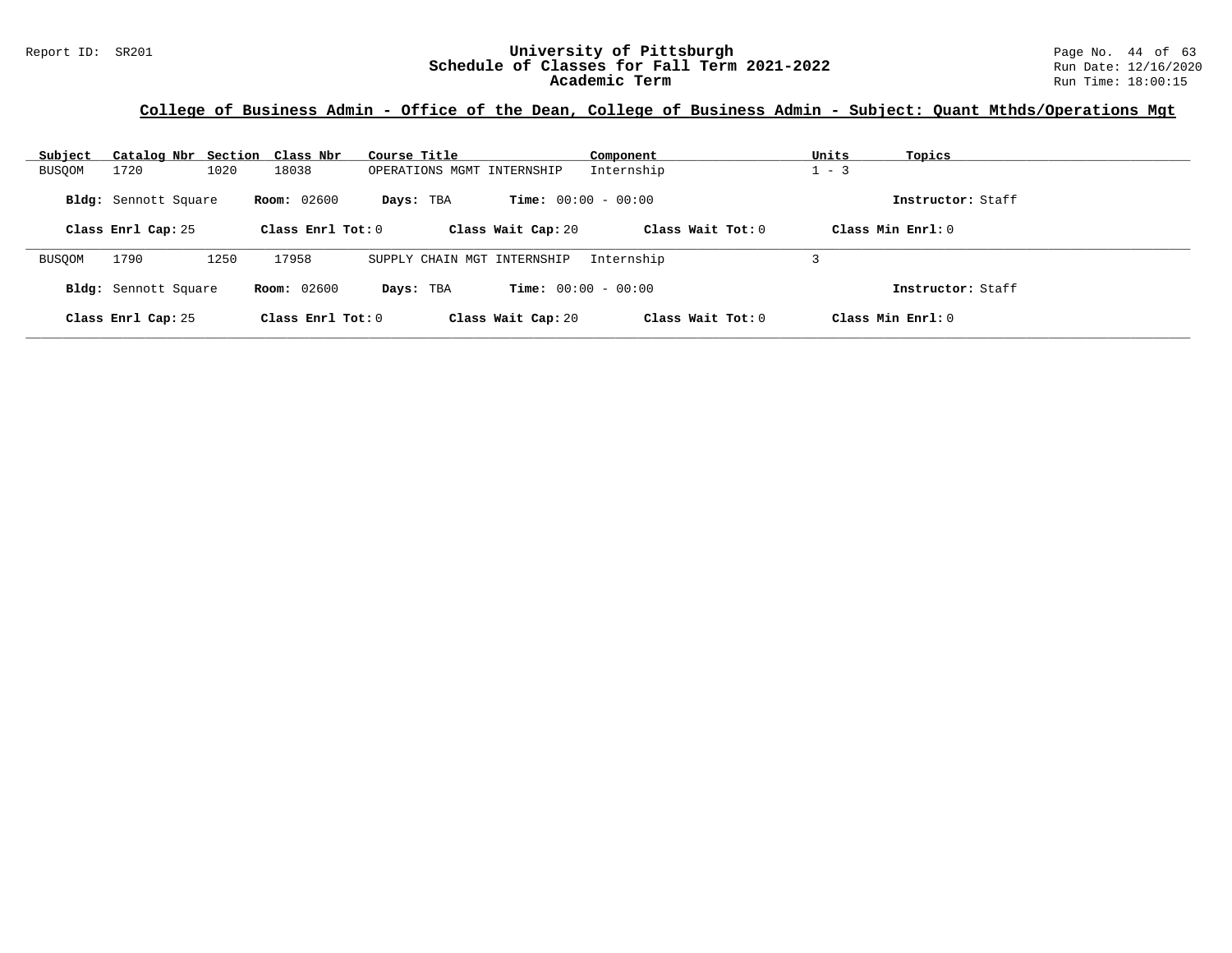## College of Business Admin - Office of the Dean, College of Business Admin - Subject: Quant Mthds/Operations Mgt

| Subject | Catalog Nbr | Section | Class Nbr | Course Title | Component | Units | Topics |
|---|---|---|---|---|---|---|---|
| BUSQOM | 1720 | 1020 | 18038 | OPERATIONS MGMT INTERNSHIP | Internship | 1 - 3 | |

**Bldg:** Sennott Square **Room:** 02600 **Days:** TBA **Time:** 00:00 - 00:00 **Instructor:** Staff

**Class Enrl Cap:** 25 **Class Enrl Tot:** 0 **Class Wait Cap:** 20 **Class Wait Tot:** 0 **Class Min Enrl:** 0

---

| Subject | Catalog Nbr | Section | Class Nbr | Course Title | Component | Units | Topics |
|---|---|---|---|---|---|---|---|
| BUSQOM | 1790 | 1250 | 17958 | SUPPLY CHAIN MGT INTERNSHIP | Internship | 3 | |

**Bldg:** Sennott Square **Room:** 02600 **Days:** TBA **Time:** 00:00 - 00:00 **Instructor:** Staff

**Class Enrl Cap:** 25 **Class Enrl Tot:** 0 **Class Wait Cap:** 20 **Class Wait Tot:** 0 **Class Min Enrl:** 0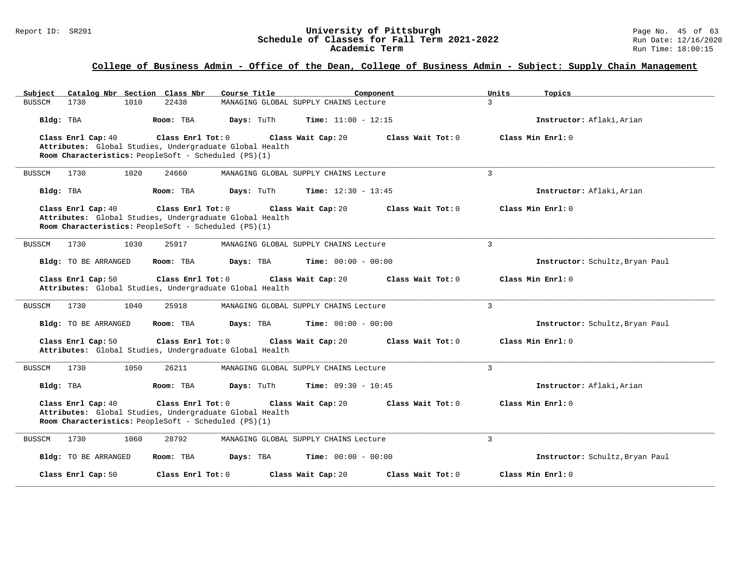## College of Business Admin - Office of the Dean, College of Business Admin - Subject: Supply Chain Management

| Subject | Catalog Nbr | Section | Class Nbr | Course Title | Component | Units | Topics |
|---|---|---|---|---|---|---|---|
| BUSSCM | 1730 | 1010 | 22438 | MANAGING GLOBAL SUPPLY CHAINS | Lecture | 3 | |

**Bldg:** TBA **Room:** TBA **Days:** TuTh **Time:** 11:00 - 12:15 **Instructor:** Aflaki,Arian

**Class Enrl Cap:** 40 **Class Enrl Tot:** 0 **Class Wait Cap:** 20 **Class Wait Tot:** 0 **Class Min Enrl:** 0

**Attributes:** Global Studies, Undergraduate Global Health

**Room Characteristics:** PeopleSoft - Scheduled (PS)(1)

---

| Subject | Catalog Nbr | Section | Class Nbr | Course Title | Component | Units | Topics |
|---|---|---|---|---|---|---|---|
| BUSSCM | 1730 | 1020 | 24660 | MANAGING GLOBAL SUPPLY CHAINS | Lecture | 3 | |

**Bldg:** TBA **Room:** TBA **Days:** TuTh **Time:** 12:30 - 13:45 **Instructor:** Aflaki,Arian

**Class Enrl Cap:** 40 **Class Enrl Tot:** 0 **Class Wait Cap:** 20 **Class Wait Tot:** 0 **Class Min Enrl:** 0

**Attributes:** Global Studies, Undergraduate Global Health

**Room Characteristics:** PeopleSoft - Scheduled (PS)(1)

---

| Subject | Catalog Nbr | Section | Class Nbr | Course Title | Component | Units | Topics |
|---|---|---|---|---|---|---|---|
| BUSSCM | 1730 | 1030 | 25917 | MANAGING GLOBAL SUPPLY CHAINS | Lecture | 3 | |

**Bldg:** TO BE ARRANGED **Room:** TBA **Days:** TBA **Time:** 00:00 - 00:00 **Instructor:** Schultz,Bryan Paul

**Class Enrl Cap:** 50 **Class Enrl Tot:** 0 **Class Wait Cap:** 20 **Class Wait Tot:** 0 **Class Min Enrl:** 0

**Attributes:** Global Studies, Undergraduate Global Health

---

| Subject | Catalog Nbr | Section | Class Nbr | Course Title | Component | Units | Topics |
|---|---|---|---|---|---|---|---|
| BUSSCM | 1730 | 1040 | 25918 | MANAGING GLOBAL SUPPLY CHAINS | Lecture | 3 | |

**Bldg:** TO BE ARRANGED **Room:** TBA **Days:** TBA **Time:** 00:00 - 00:00 **Instructor:** Schultz,Bryan Paul

**Class Enrl Cap:** 50 **Class Enrl Tot:** 0 **Class Wait Cap:** 20 **Class Wait Tot:** 0 **Class Min Enrl:** 0

**Attributes:** Global Studies, Undergraduate Global Health

---

| Subject | Catalog Nbr | Section | Class Nbr | Course Title | Component | Units | Topics |
|---|---|---|---|---|---|---|---|
| BUSSCM | 1730 | 1050 | 26211 | MANAGING GLOBAL SUPPLY CHAINS | Lecture | 3 | |

**Bldg:** TBA **Room:** TBA **Days:** TuTh **Time:** 09:30 - 10:45 **Instructor:** Aflaki,Arian

**Class Enrl Cap:** 40 **Class Enrl Tot:** 0 **Class Wait Cap:** 20 **Class Wait Tot:** 0 **Class Min Enrl:** 0

**Attributes:** Global Studies, Undergraduate Global Health

**Room Characteristics:** PeopleSoft - Scheduled (PS)(1)

---

| Subject | Catalog Nbr | Section | Class Nbr | Course Title | Component | Units | Topics |
|---|---|---|---|---|---|---|---|
| BUSSCM | 1730 | 1060 | 28792 | MANAGING GLOBAL SUPPLY CHAINS | Lecture | 3 | |

**Bldg:** TO BE ARRANGED **Room:** TBA **Days:** TBA **Time:** 00:00 - 00:00 **Instructor:** Schultz,Bryan Paul

**Class Enrl Cap:** 50 **Class Enrl Tot:** 0 **Class Wait Cap:** 20 **Class Wait Tot:** 0 **Class Min Enrl:** 0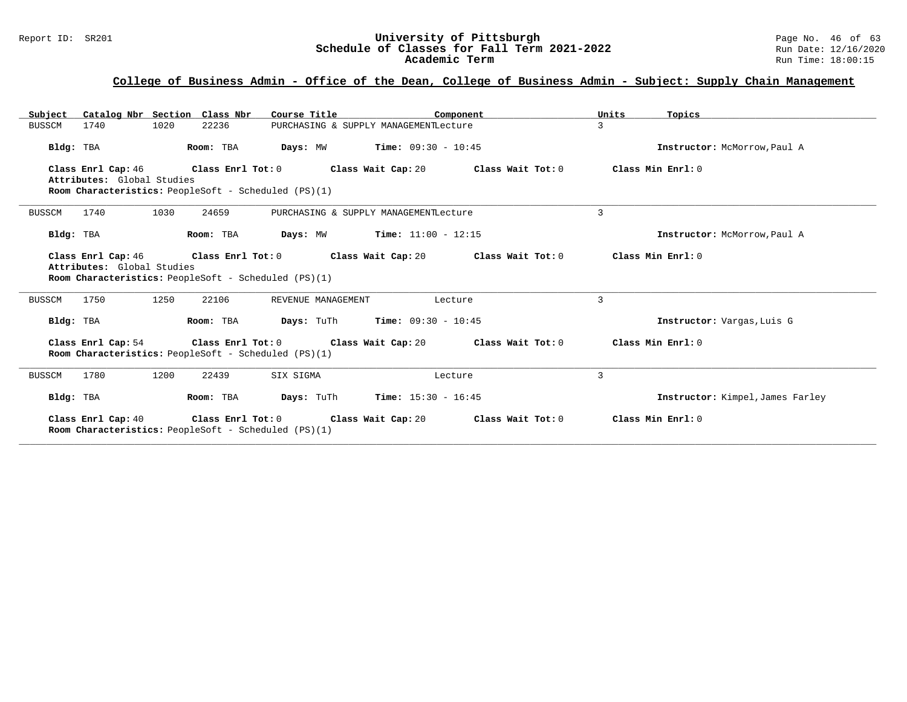## College of Business Admin - Office of the Dean, College of Business Admin - Subject: Supply Chain Management

| Subject | Catalog Nbr | Section | Class Nbr | Course Title | Component | Units | Topics |
|---|---|---|---|---|---|---|---|
| BUSSCM | 1740 | 1020 | 22236 | PURCHASING & SUPPLY MANAGEMENT | Lecture | 3 | |

**Bldg:** TBA **Room:** TBA **Days:** MW **Time:** 09:30 - 10:45 **Instructor:** McMorrow,Paul A

**Class Enrl Cap:** 46 **Class Enrl Tot:** 0 **Class Wait Cap:** 20 **Class Wait Tot:** 0 **Class Min Enrl:** 0
**Attributes:** Global Studies
**Room Characteristics:** PeopleSoft - Scheduled (PS)(1)

---

| Subject | Catalog Nbr | Section | Class Nbr | Course Title | Component | Units | Topics |
|---|---|---|---|---|---|---|---|
| BUSSCM | 1740 | 1030 | 24659 | PURCHASING & SUPPLY MANAGEMENT | Lecture | 3 | |

**Bldg:** TBA **Room:** TBA **Days:** MW **Time:** 11:00 - 12:15 **Instructor:** McMorrow,Paul A

**Class Enrl Cap:** 46 **Class Enrl Tot:** 0 **Class Wait Cap:** 20 **Class Wait Tot:** 0 **Class Min Enrl:** 0
**Attributes:** Global Studies
**Room Characteristics:** PeopleSoft - Scheduled (PS)(1)

---

| Subject | Catalog Nbr | Section | Class Nbr | Course Title | Component | Units | Topics |
|---|---|---|---|---|---|---|---|
| BUSSCM | 1750 | 1250 | 22106 | REVENUE MANAGEMENT | Lecture | 3 | |

**Bldg:** TBA **Room:** TBA **Days:** TuTh **Time:** 09:30 - 10:45 **Instructor:** Vargas,Luis G

**Class Enrl Cap:** 54 **Class Enrl Tot:** 0 **Class Wait Cap:** 20 **Class Wait Tot:** 0 **Class Min Enrl:** 0
**Room Characteristics:** PeopleSoft - Scheduled (PS)(1)

---

| Subject | Catalog Nbr | Section | Class Nbr | Course Title | Component | Units | Topics |
|---|---|---|---|---|---|---|---|
| BUSSCM | 1780 | 1200 | 22439 | SIX SIGMA | Lecture | 3 | |

**Bldg:** TBA **Room:** TBA **Days:** TuTh **Time:** 15:30 - 16:45 **Instructor:** Kimpel,James Farley

**Class Enrl Cap:** 40 **Class Enrl Tot:** 0 **Class Wait Cap:** 20 **Class Wait Tot:** 0 **Class Min Enrl:** 0
**Room Characteristics:** PeopleSoft - Scheduled (PS)(1)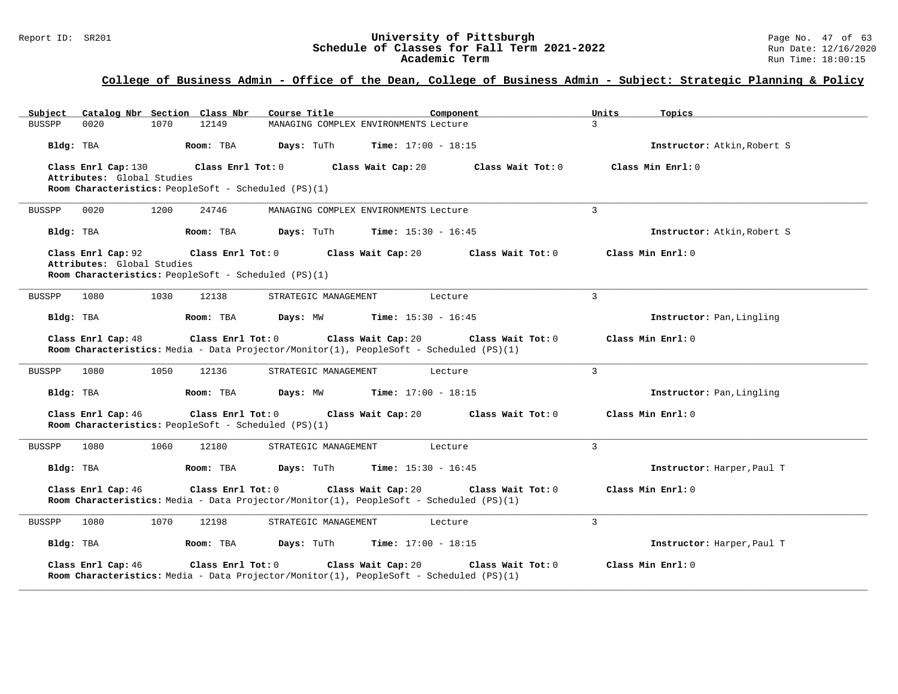## College of Business Admin - Office of the Dean, College of Business Admin - Subject: Strategic Planning & Policy

| Subject | Catalog Nbr | Section | Class Nbr | Course Title | Component | Units | Topics |
|---|---|---|---|---|---|---|---|
| BUSSPP | 0020 | 1070 | 12149 | MANAGING COMPLEX ENVIRONMENTS | Lecture | 3 | |

**Bldg:** TBA **Room:** TBA **Days:** TuTh **Time:** 17:00 - 18:15 **Instructor:** Atkin,Robert S

**Class Enrl Cap:** 130 **Class Enrl Tot:** 0 **Class Wait Cap:** 20 **Class Wait Tot:** 0 **Class Min Enrl:** 0
**Attributes:** Global Studies
**Room Characteristics:** PeopleSoft - Scheduled (PS)(1)

---

| Subject | Catalog Nbr | Section | Class Nbr | Course Title | Component | Units | Topics |
|---|---|---|---|---|---|---|---|
| BUSSPP | 0020 | 1200 | 24746 | MANAGING COMPLEX ENVIRONMENTS | Lecture | 3 | |

**Bldg:** TBA **Room:** TBA **Days:** TuTh **Time:** 15:30 - 16:45 **Instructor:** Atkin,Robert S

**Class Enrl Cap:** 92 **Class Enrl Tot:** 0 **Class Wait Cap:** 20 **Class Wait Tot:** 0 **Class Min Enrl:** 0
**Attributes:** Global Studies
**Room Characteristics:** PeopleSoft - Scheduled (PS)(1)

---

| Subject | Catalog Nbr | Section | Class Nbr | Course Title | Component | Units | Topics |
|---|---|---|---|---|---|---|---|
| BUSSPP | 1080 | 1030 | 12138 | STRATEGIC MANAGEMENT | Lecture | 3 | |

**Bldg:** TBA **Room:** TBA **Days:** MW **Time:** 15:30 - 16:45 **Instructor:** Pan,Lingling

**Class Enrl Cap:** 48 **Class Enrl Tot:** 0 **Class Wait Cap:** 20 **Class Wait Tot:** 0 **Class Min Enrl:** 0
**Room Characteristics:** Media - Data Projector/Monitor(1), PeopleSoft - Scheduled (PS)(1)

---

| Subject | Catalog Nbr | Section | Class Nbr | Course Title | Component | Units | Topics |
|---|---|---|---|---|---|---|---|
| BUSSPP | 1080 | 1050 | 12136 | STRATEGIC MANAGEMENT | Lecture | 3 | |

**Bldg:** TBA **Room:** TBA **Days:** MW **Time:** 17:00 - 18:15 **Instructor:** Pan,Lingling

**Class Enrl Cap:** 46 **Class Enrl Tot:** 0 **Class Wait Cap:** 20 **Class Wait Tot:** 0 **Class Min Enrl:** 0
**Room Characteristics:** PeopleSoft - Scheduled (PS)(1)

---

| Subject | Catalog Nbr | Section | Class Nbr | Course Title | Component | Units | Topics |
|---|---|---|---|---|---|---|---|
| BUSSPP | 1080 | 1060 | 12180 | STRATEGIC MANAGEMENT | Lecture | 3 | |

**Bldg:** TBA **Room:** TBA **Days:** TuTh **Time:** 15:30 - 16:45 **Instructor:** Harper,Paul T

**Class Enrl Cap:** 46 **Class Enrl Tot:** 0 **Class Wait Cap:** 20 **Class Wait Tot:** 0 **Class Min Enrl:** 0
**Room Characteristics:** Media - Data Projector/Monitor(1), PeopleSoft - Scheduled (PS)(1)

---

| Subject | Catalog Nbr | Section | Class Nbr | Course Title | Component | Units | Topics |
|---|---|---|---|---|---|---|---|
| BUSSPP | 1080 | 1070 | 12198 | STRATEGIC MANAGEMENT | Lecture | 3 | |

**Bldg:** TBA **Room:** TBA **Days:** TuTh **Time:** 17:00 - 18:15 **Instructor:** Harper,Paul T

**Class Enrl Cap:** 46 **Class Enrl Tot:** 0 **Class Wait Cap:** 20 **Class Wait Tot:** 0 **Class Min Enrl:** 0
**Room Characteristics:** Media - Data Projector/Monitor(1), PeopleSoft - Scheduled (PS)(1)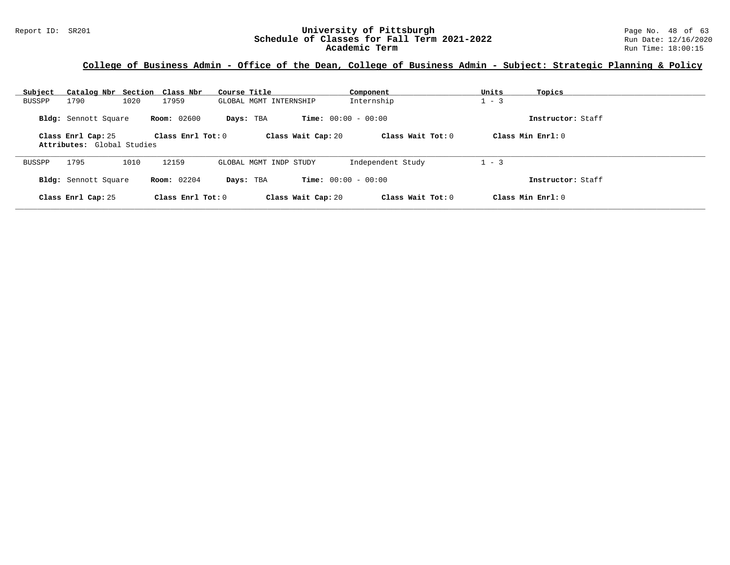## College of Business Admin - Office of the Dean, College of Business Admin - Subject: Strategic Planning & Policy

| Subject | Catalog Nbr | Section | Class Nbr | Course Title | Component | Units | Topics |
|---|---|---|---|---|---|---|---|
| BUSSPP | 1790 | 1020 | 17959 | GLOBAL MGMT INTERNSHIP | Internship | 1 - 3 | |

**Bldg:** Sennott Square **Room:** 02600 **Days:** TBA **Time:** 00:00 - 00:00 **Instructor:** Staff

**Class Enrl Cap:** 25 **Class Enrl Tot:** 0 **Class Wait Cap:** 20 **Class Wait Tot:** 0 **Class Min Enrl:** 0

**Attributes:** Global Studies

---

| Subject | Catalog Nbr | Section | Class Nbr | Course Title | Component | Units | Topics |
|---|---|---|---|---|---|---|---|
| BUSSPP | 1795 | 1010 | 12159 | GLOBAL MGMT INDP STUDY | Independent Study | 1 - 3 | |

**Bldg:** Sennott Square **Room:** 02204 **Days:** TBA **Time:** 00:00 - 00:00 **Instructor:** Staff

**Class Enrl Cap:** 25 **Class Enrl Tot:** 0 **Class Wait Cap:** 20 **Class Wait Tot:** 0 **Class Min Enrl:** 0

---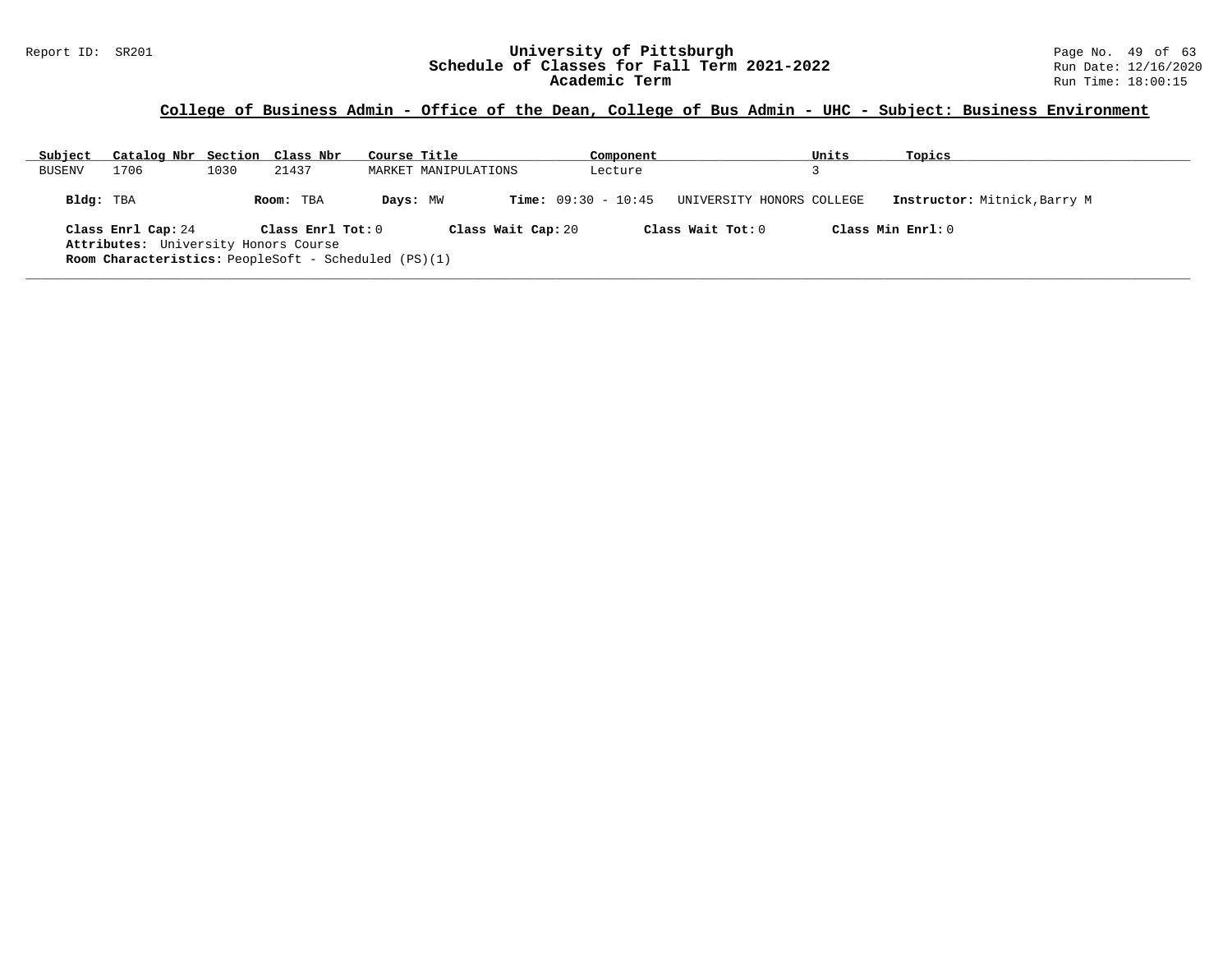## College of Business Admin - Office of the Dean, College of Bus Admin - UHC - Subject: Business Environment

| Subject | Catalog Nbr | Section | Class Nbr | Course Title | Component | Units | Topics |
|---|---|---|---|---|---|---|---|
| BUSENV | 1706 | 1030 | 21437 | MARKET MANIPULATIONS | Lecture | 3 | |

**Bldg:** TBA **Room:** TBA **Days:** MW **Time:** 09:30 - 10:45 UNIVERSITY HONORS COLLEGE **Instructor:** Mitnick,Barry M

**Class Enrl Cap:** 24 **Class Enrl Tot:** 0 **Class Wait Cap:** 20 **Class Wait Tot:** 0 **Class Min Enrl:** 0

**Attributes:** University Honors Course

**Room Characteristics:** PeopleSoft - Scheduled (PS)(1)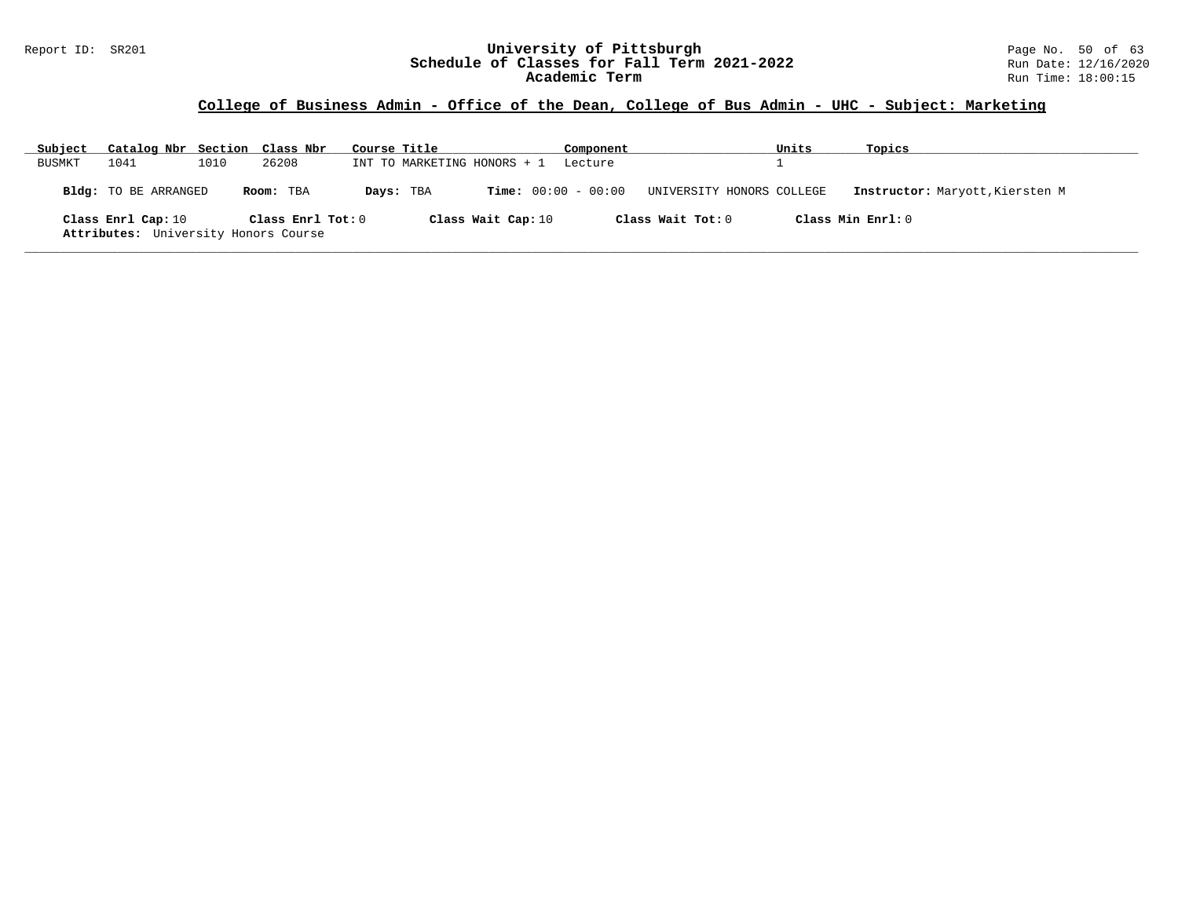## College of Business Admin - Office of the Dean, College of Bus Admin - UHC - Subject: Marketing

| Subject | Catalog Nbr | Section | Class Nbr | Course Title | Component | Units | Topics |
|---|---|---|---|---|---|---|---|
| BUSMKT | 1041 | 1010 | 26208 | INT TO MARKETING HONORS + 1 | Lecture | 1 | |

**Bldg:** TO BE ARRANGED **Room:** TBA **Days:** TBA **Time:** 00:00 - 00:00 UNIVERSITY HONORS COLLEGE **Instructor:** Maryott,Kiersten M

**Class Enrl Cap:** 10 **Class Enrl Tot:** 0 **Class Wait Cap:** 10 **Class Wait Tot:** 0 **Class Min Enrl:** 0

**Attributes:** University Honors Course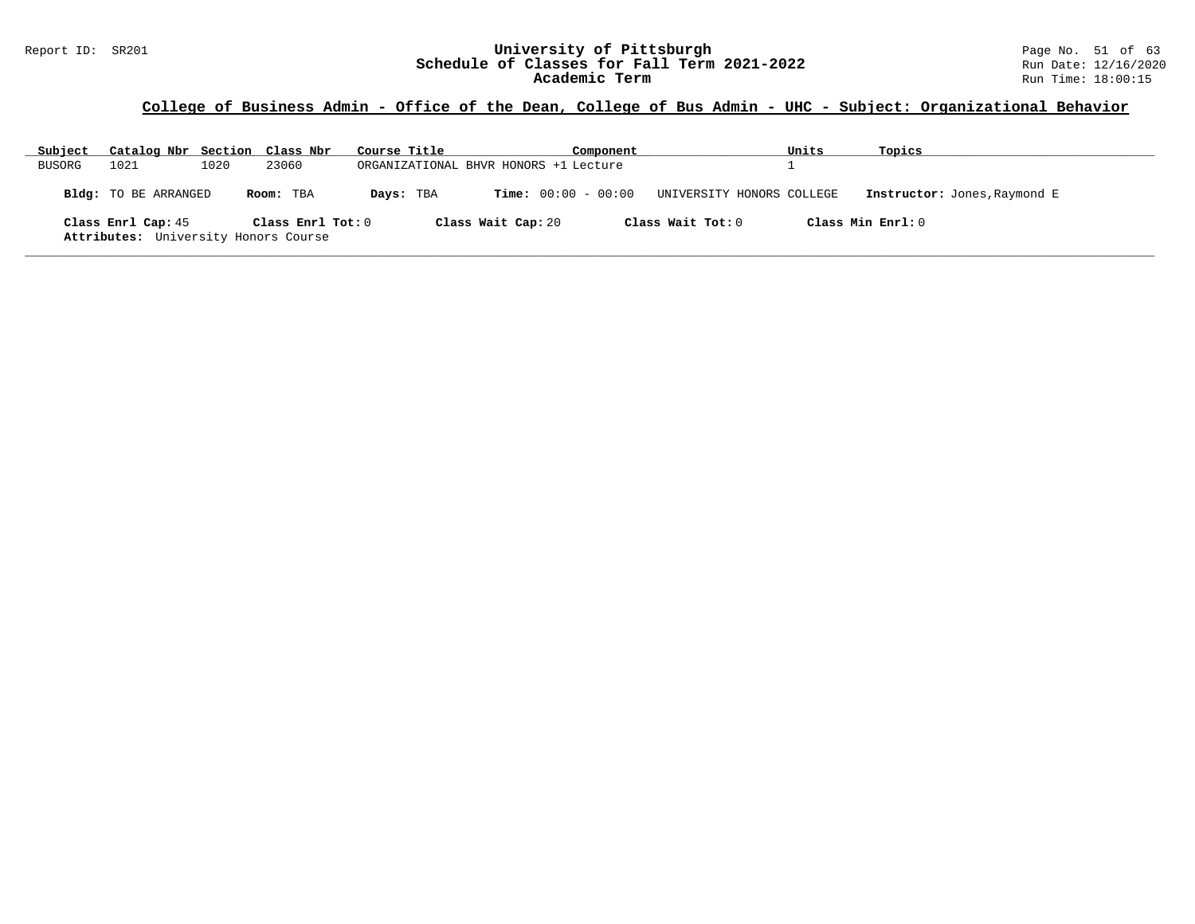## College of Business Admin - Office of the Dean, College of Bus Admin - UHC - Subject: Organizational Behavior

| Subject | Catalog Nbr | Section | Class Nbr | Course Title | Component | Units | Topics |
|---|---|---|---|---|---|---|---|
| BUSORG | 1021 | 1020 | 23060 | ORGANIZATIONAL BHVR HONORS +1 | Lecture | 1 | |

**Bldg:** TO BE ARRANGED **Room:** TBA **Days:** TBA **Time:** 00:00 - 00:00 UNIVERSITY HONORS COLLEGE **Instructor:** Jones,Raymond E

**Class Enrl Cap:** 45 **Class Enrl Tot:** 0 **Class Wait Cap:** 20 **Class Wait Tot:** 0 **Class Min Enrl:** 0

**Attributes:** University Honors Course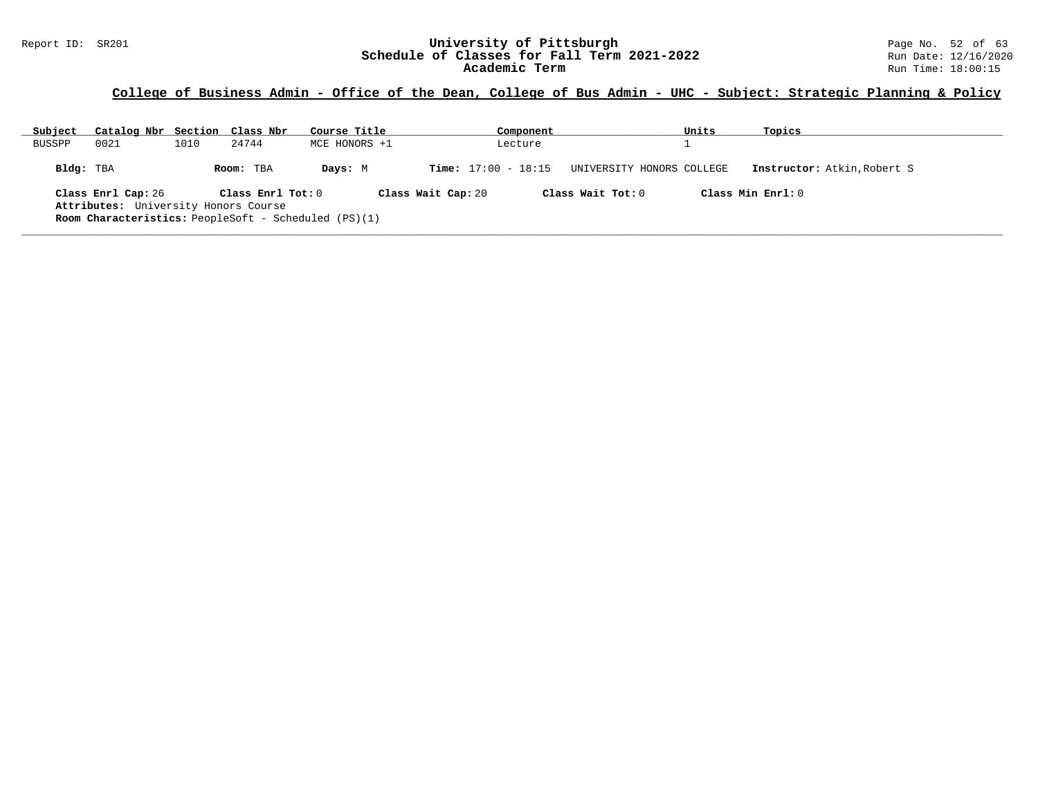## College of Business Admin - Office of the Dean, College of Bus Admin - UHC - Subject: Strategic Planning & Policy

| Subject | Catalog Nbr | Section | Class Nbr | Course Title | Component | Units | Topics |
|---|---|---|---|---|---|---|---|
| BUSSPP | 0021 | 1010 | 24744 | MCE HONORS +1 | Lecture | 1 | |

**Bldg:** TBA **Room:** TBA **Days:** M **Time:** 17:00 - 18:15 UNIVERSITY HONORS COLLEGE **Instructor:** Atkin,Robert S

**Class Enrl Cap:** 26 **Class Enrl Tot:** 0 **Class Wait Cap:** 20 **Class Wait Tot:** 0 **Class Min Enrl:** 0

**Attributes:** University Honors Course

**Room Characteristics:** PeopleSoft - Scheduled (PS)(1)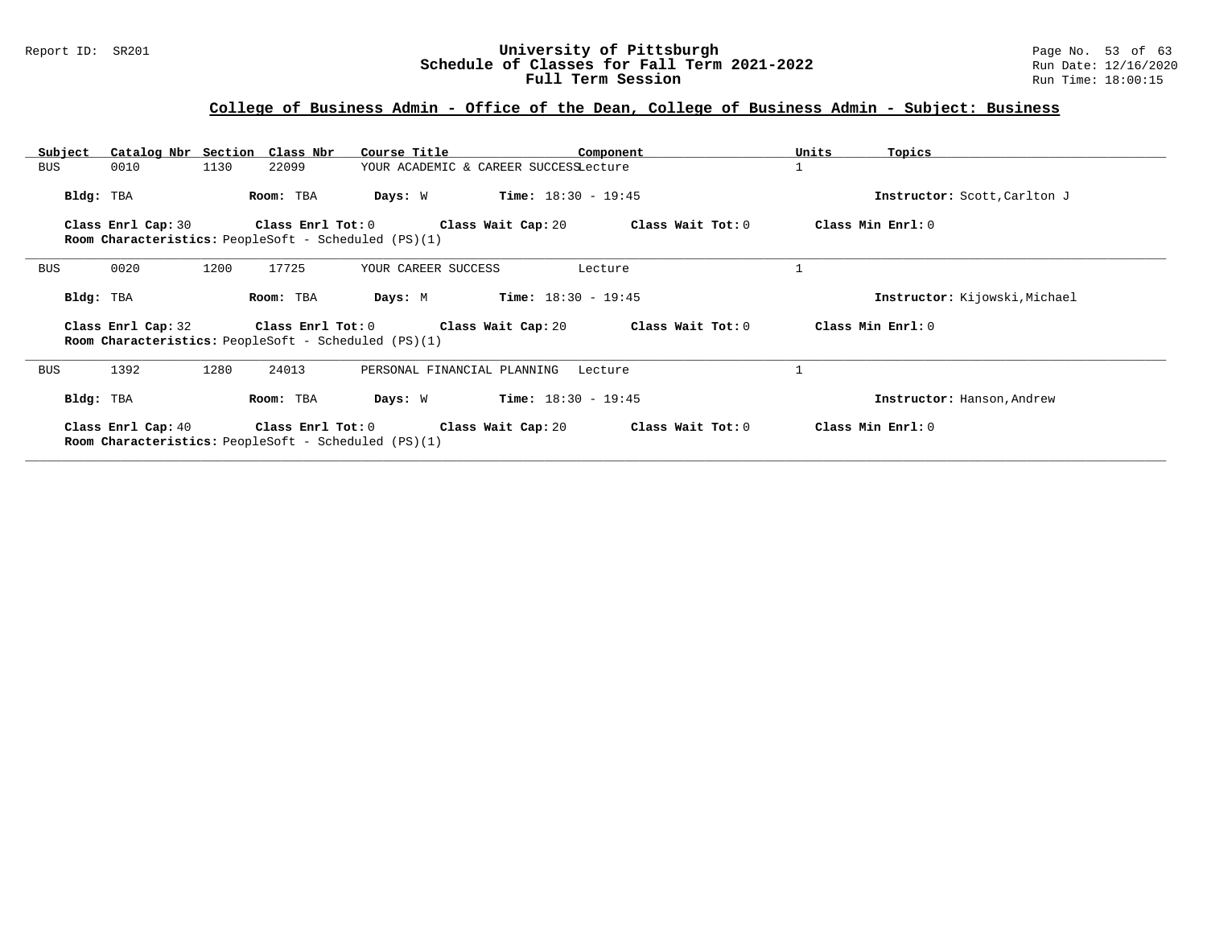## College of Business Admin - Office of the Dean, College of Business Admin - Subject: Business

| Subject | Catalog Nbr | Section | Class Nbr | Course Title | Component | Units | Topics |
|---|---|---|---|---|---|---|---|
| BUS | 0010 | 1130 | 22099 | YOUR ACADEMIC & CAREER SUCCESS | Lecture | 1 | |

**Bldg:** TBA **Room:** TBA **Days:** W **Time:** 18:30 - 19:45 **Instructor:** Scott,Carlton J

**Class Enrl Cap:** 30 **Class Enrl Tot:** 0 **Class Wait Cap:** 20 **Class Wait Tot:** 0 **Class Min Enrl:** 0

**Room Characteristics:** PeopleSoft - Scheduled (PS)(1)

---

| Subject | Catalog Nbr | Section | Class Nbr | Course Title | Component | Units | Topics |
|---|---|---|---|---|---|---|---|
| BUS | 0020 | 1200 | 17725 | YOUR CAREER SUCCESS | Lecture | 1 | |

**Bldg:** TBA **Room:** TBA **Days:** M **Time:** 18:30 - 19:45 **Instructor:** Kijowski,Michael

**Class Enrl Cap:** 32 **Class Enrl Tot:** 0 **Class Wait Cap:** 20 **Class Wait Tot:** 0 **Class Min Enrl:** 0

**Room Characteristics:** PeopleSoft - Scheduled (PS)(1)

---

| Subject | Catalog Nbr | Section | Class Nbr | Course Title | Component | Units | Topics |
|---|---|---|---|---|---|---|---|
| BUS | 1392 | 1280 | 24013 | PERSONAL FINANCIAL PLANNING | Lecture | 1 | |

**Bldg:** TBA **Room:** TBA **Days:** W **Time:** 18:30 - 19:45 **Instructor:** Hanson,Andrew

**Class Enrl Cap:** 40 **Class Enrl Tot:** 0 **Class Wait Cap:** 20 **Class Wait Tot:** 0 **Class Min Enrl:** 0

**Room Characteristics:** PeopleSoft - Scheduled (PS)(1)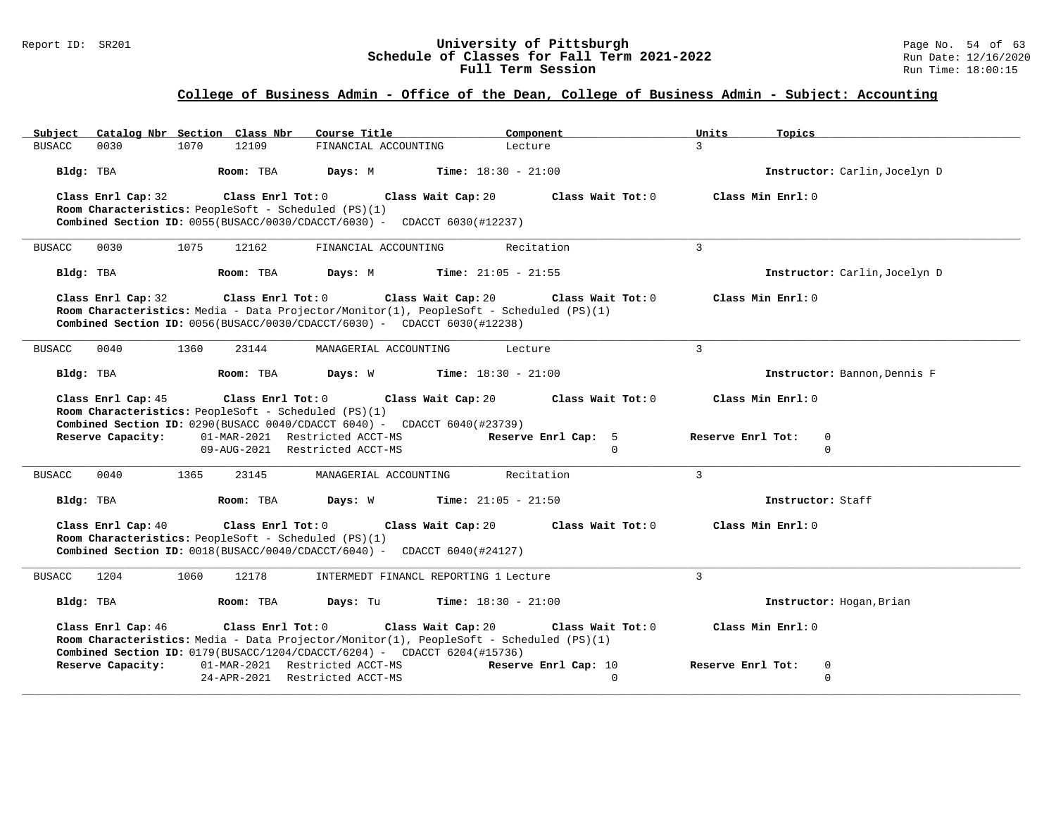## College of Business Admin - Office of the Dean, College of Business Admin - Subject: Accounting

| Subject | Catalog Nbr | Section | Class Nbr | Course Title | Component | Units | Topics |
|---|---|---|---|---|---|---|---|
| BUSACC | 0030 | 1070 | 12109 | FINANCIAL ACCOUNTING | Lecture | 3 | |

**Bldg:** TBA **Room:** TBA **Days:** M **Time:** 18:30 - 21:00 **Instructor:** Carlin,Jocelyn D

**Class Enrl Cap:** 32 **Class Enrl Tot:** 0 **Class Wait Cap:** 20 **Class Wait Tot:** 0 **Class Min Enrl:** 0
**Room Characteristics:** PeopleSoft - Scheduled (PS)(1)
**Combined Section ID:** 0055(BUSACC/0030/CDACCT/6030) - CDACCT 6030(#12237)

---

| Subject | Catalog Nbr | Section | Class Nbr | Course Title | Component | Units | Topics |
|---|---|---|---|---|---|---|---|
| BUSACC | 0030 | 1075 | 12162 | FINANCIAL ACCOUNTING | Recitation | 3 | |

**Bldg:** TBA **Room:** TBA **Days:** M **Time:** 21:05 - 21:55 **Instructor:** Carlin,Jocelyn D

**Class Enrl Cap:** 32 **Class Enrl Tot:** 0 **Class Wait Cap:** 20 **Class Wait Tot:** 0 **Class Min Enrl:** 0
**Room Characteristics:** Media - Data Projector/Monitor(1), PeopleSoft - Scheduled (PS)(1)
**Combined Section ID:** 0056(BUSACC/0030/CDACCT/6030) - CDACCT 6030(#12238)

---

| Subject | Catalog Nbr | Section | Class Nbr | Course Title | Component | Units | Topics |
|---|---|---|---|---|---|---|---|
| BUSACC | 0040 | 1360 | 23144 | MANAGERIAL ACCOUNTING | Lecture | 3 | |

**Bldg:** TBA **Room:** TBA **Days:** W **Time:** 18:30 - 21:00 **Instructor:** Bannon,Dennis F

**Class Enrl Cap:** 45 **Class Enrl Tot:** 0 **Class Wait Cap:** 20 **Class Wait Tot:** 0 **Class Min Enrl:** 0
**Room Characteristics:** PeopleSoft - Scheduled (PS)(1)
**Combined Section ID:** 0290(BUSACC 0040/CDACCT 6040) - CDACCT 6040(#23739)

| Reserve Capacity: | | Reserve Enrl Cap: | Reserve Enrl Tot: |
|---|---|---|---|
| 01-MAR-2021 | Restricted ACCT-MS | 5 | 0 |
| 09-AUG-2021 | Restricted ACCT-MS | 0 | 0 |

---

| Subject | Catalog Nbr | Section | Class Nbr | Course Title | Component | Units | Topics |
|---|---|---|---|---|---|---|---|
| BUSACC | 0040 | 1365 | 23145 | MANAGERIAL ACCOUNTING | Recitation | 3 | |

**Bldg:** TBA **Room:** TBA **Days:** W **Time:** 21:05 - 21:50 **Instructor:** Staff

**Class Enrl Cap:** 40 **Class Enrl Tot:** 0 **Class Wait Cap:** 20 **Class Wait Tot:** 0 **Class Min Enrl:** 0
**Room Characteristics:** PeopleSoft - Scheduled (PS)(1)
**Combined Section ID:** 0018(BUSACC/0040/CDACCT/6040) - CDACCT 6040(#24127)

---

| Subject | Catalog Nbr | Section | Class Nbr | Course Title | Component | Units | Topics |
|---|---|---|---|---|---|---|---|
| BUSACC | 1204 | 1060 | 12178 | INTERMEDT FINANCL REPORTING 1 | Lecture | 3 | |

**Bldg:** TBA **Room:** TBA **Days:** Tu **Time:** 18:30 - 21:00 **Instructor:** Hogan,Brian

**Class Enrl Cap:** 46 **Class Enrl Tot:** 0 **Class Wait Cap:** 20 **Class Wait Tot:** 0 **Class Min Enrl:** 0
**Room Characteristics:** Media - Data Projector/Monitor(1), PeopleSoft - Scheduled (PS)(1)
**Combined Section ID:** 0179(BUSACC/1204/CDACCT/6204) - CDACCT 6204(#15736)

| Reserve Capacity: | | Reserve Enrl Cap: | Reserve Enrl Tot: |
|---|---|---|---|
| 01-MAR-2021 | Restricted ACCT-MS | 10 | 0 |
| 24-APR-2021 | Restricted ACCT-MS | 0 | 0 |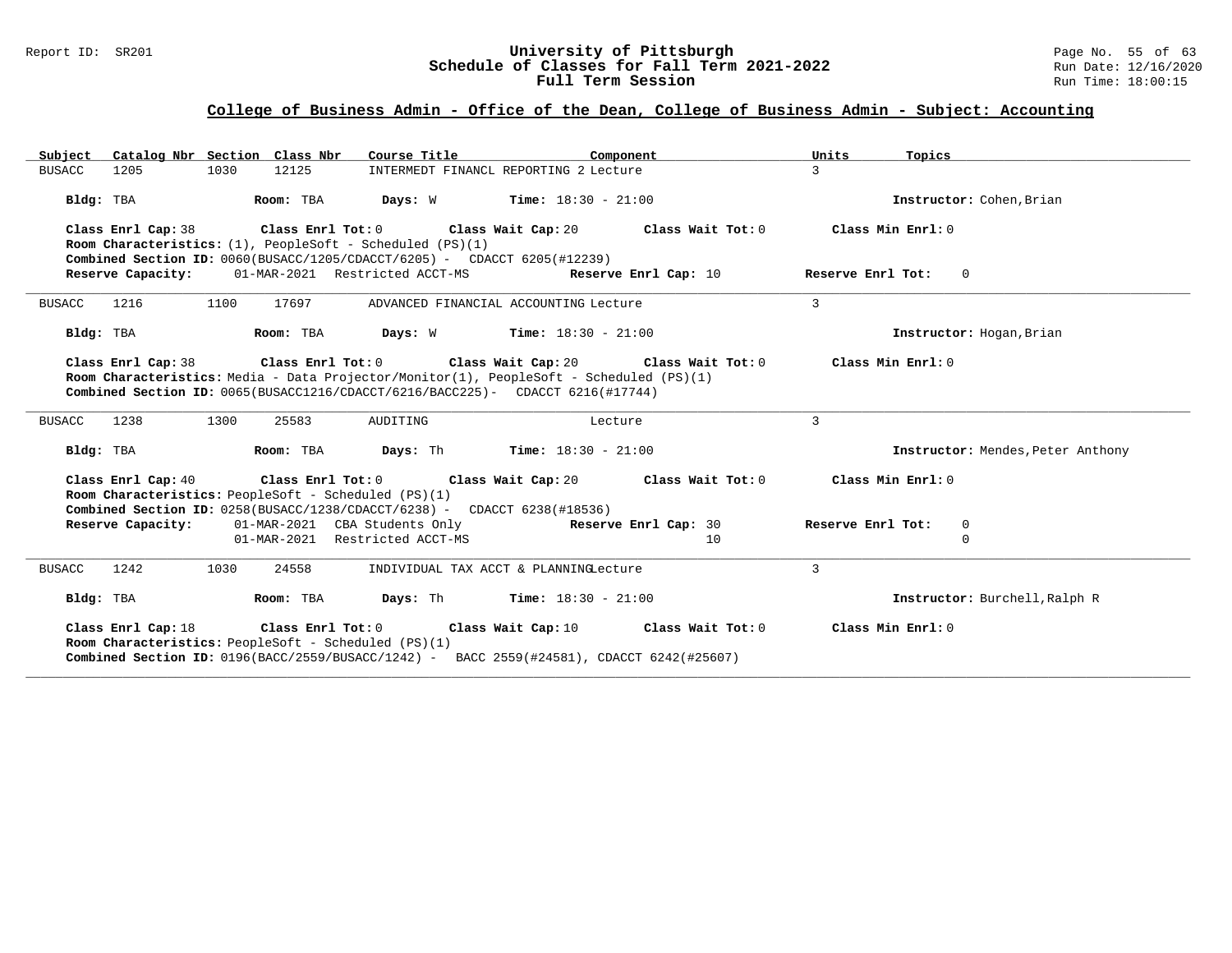## College of Business Admin - Office of the Dean, College of Business Admin - Subject: Accounting

| Subject | Catalog Nbr | Section | Class Nbr | Course Title | Component | Units | Topics |
|---|---|---|---|---|---|---|---|
| BUSACC | 1205 | 1030 | 12125 | INTERMEDT FINANCL REPORTING 2 | Lecture | 3 | |

**Bldg:** TBA **Room:** TBA **Days:** W **Time:** 18:30 - 21:00 **Instructor:** Cohen,Brian

**Class Enrl Cap:** 38 **Class Enrl Tot:** 0 **Class Wait Cap:** 20 **Class Wait Tot:** 0 **Class Min Enrl:** 0
**Room Characteristics:** (1), PeopleSoft - Scheduled (PS)(1)
**Combined Section ID:** 0060(BUSACC/1205/CDACCT/6205) - CDACCT 6205(#12239)
**Reserve Capacity:** 01-MAR-2021 Restricted ACCT-MS **Reserve Enrl Cap:** 10 **Reserve Enrl Tot:** 0

---

| Subject | Catalog Nbr | Section | Class Nbr | Course Title | Component | Units | Topics |
|---|---|---|---|---|---|---|---|
| BUSACC | 1216 | 1100 | 17697 | ADVANCED FINANCIAL ACCOUNTING | Lecture | 3 | |

**Bldg:** TBA **Room:** TBA **Days:** W **Time:** 18:30 - 21:00 **Instructor:** Hogan,Brian

**Class Enrl Cap:** 38 **Class Enrl Tot:** 0 **Class Wait Cap:** 20 **Class Wait Tot:** 0 **Class Min Enrl:** 0
**Room Characteristics:** Media - Data Projector/Monitor(1), PeopleSoft - Scheduled (PS)(1)
**Combined Section ID:** 0065(BUSACC1216/CDACCT/6216/BACC225)- CDACCT 6216(#17744)

---

| Subject | Catalog Nbr | Section | Class Nbr | Course Title | Component | Units | Topics |
|---|---|---|---|---|---|---|---|
| BUSACC | 1238 | 1300 | 25583 | AUDITING | Lecture | 3 | |

**Bldg:** TBA **Room:** TBA **Days:** Th **Time:** 18:30 - 21:00 **Instructor:** Mendes,Peter Anthony

**Class Enrl Cap:** 40 **Class Enrl Tot:** 0 **Class Wait Cap:** 20 **Class Wait Tot:** 0 **Class Min Enrl:** 0
**Room Characteristics:** PeopleSoft - Scheduled (PS)(1)
**Combined Section ID:** 0258(BUSACC/1238/CDACCT/6238) - CDACCT 6238(#18536)

| Reserve Capacity: | | Reserve Enrl Cap: | Reserve Enrl Tot: |
|---|---|---|---|
| 01-MAR-2021 | CBA Students Only | 30 | 0 |
| 01-MAR-2021 | Restricted ACCT-MS | 10 | 0 |

---

| Subject | Catalog Nbr | Section | Class Nbr | Course Title | Component | Units | Topics |
|---|---|---|---|---|---|---|---|
| BUSACC | 1242 | 1030 | 24558 | INDIVIDUAL TAX ACCT & PLANNING | Lecture | 3 | |

**Bldg:** TBA **Room:** TBA **Days:** Th **Time:** 18:30 - 21:00 **Instructor:** Burchell,Ralph R

**Class Enrl Cap:** 18 **Class Enrl Tot:** 0 **Class Wait Cap:** 10 **Class Wait Tot:** 0 **Class Min Enrl:** 0
**Room Characteristics:** PeopleSoft - Scheduled (PS)(1)
**Combined Section ID:** 0196(BACC/2559/BUSACC/1242) - BACC 2559(#24581), CDACCT 6242(#25607)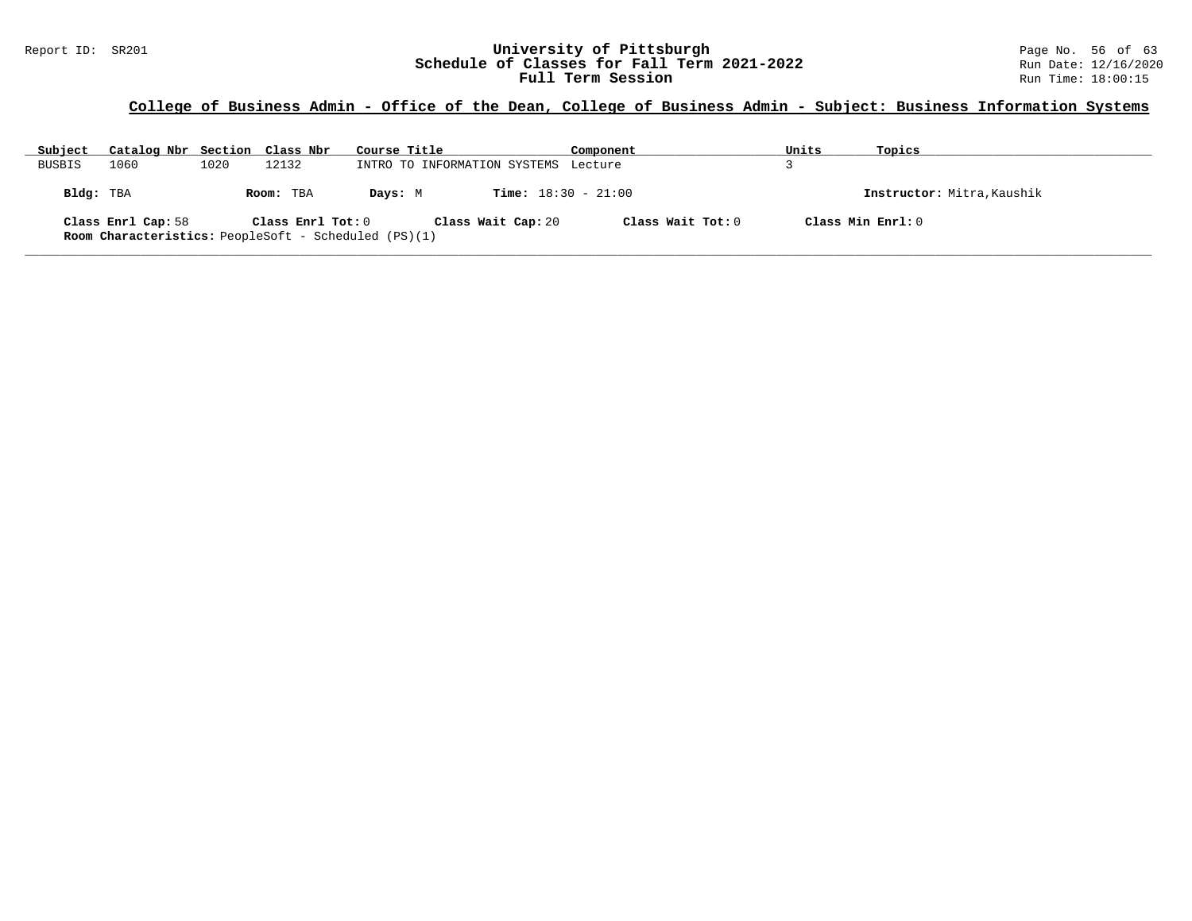## College of Business Admin - Office of the Dean, College of Business Admin - Subject: Business Information Systems

| Subject | Catalog Nbr | Section | Class Nbr | Course Title | Component | Units | Topics |
|---|---|---|---|---|---|---|---|
| BUSBIS | 1060 | 1020 | 12132 | INTRO TO INFORMATION SYSTEMS | Lecture | 3 | |

**Bldg:** TBA **Room:** TBA **Days:** M **Time:** 18:30 - 21:00 **Instructor:** Mitra,Kaushik

**Class Enrl Cap:** 58 **Class Enrl Tot:** 0 **Class Wait Cap:** 20 **Class Wait Tot:** 0 **Class Min Enrl:** 0

**Room Characteristics:** PeopleSoft - Scheduled (PS)(1)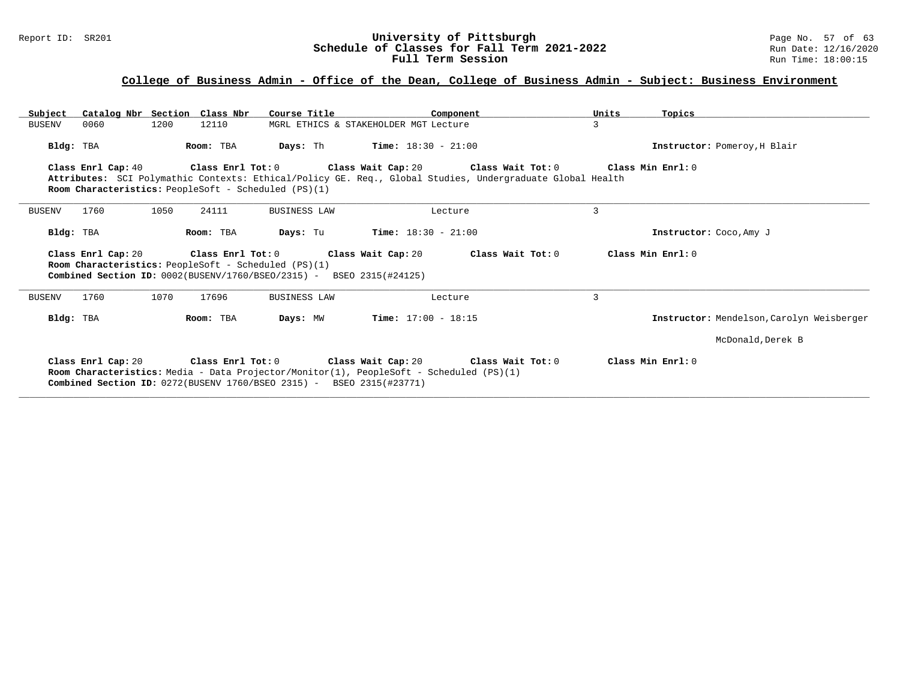## College of Business Admin - Office of the Dean, College of Business Admin - Subject: Business Environment

| Subject | Catalog Nbr | Section | Class Nbr | Course Title | Component | Units | Topics |
|---|---|---|---|---|---|---|---|
| BUSENV | 0060 | 1200 | 12110 | MGRL ETHICS & STAKEHOLDER MGT | Lecture | 3 | |

**Bldg:** TBA **Room:** TBA **Days:** Th **Time:** 18:30 - 21:00 **Instructor:** Pomeroy,H Blair

**Class Enrl Cap:** 40 **Class Enrl Tot:** 0 **Class Wait Cap:** 20 **Class Wait Tot:** 0 **Class Min Enrl:** 0

**Attributes:** SCI Polymathic Contexts: Ethical/Policy GE. Req., Global Studies, Undergraduate Global Health

**Room Characteristics:** PeopleSoft - Scheduled (PS)(1)

---

| Subject | Catalog Nbr | Section | Class Nbr | Course Title | Component | Units | Topics |
|---|---|---|---|---|---|---|---|
| BUSENV | 1760 | 1050 | 24111 | BUSINESS LAW | Lecture | 3 | |

**Bldg:** TBA **Room:** TBA **Days:** Tu **Time:** 18:30 - 21:00 **Instructor:** Coco,Amy J

**Class Enrl Cap:** 20 **Class Enrl Tot:** 0 **Class Wait Cap:** 20 **Class Wait Tot:** 0 **Class Min Enrl:** 0

**Room Characteristics:** PeopleSoft - Scheduled (PS)(1)

**Combined Section ID:** 0002(BUSENV/1760/BSEO/2315) - BSEO 2315(#24125)

---

| Subject | Catalog Nbr | Section | Class Nbr | Course Title | Component | Units | Topics |
|---|---|---|---|---|---|---|---|
| BUSENV | 1760 | 1070 | 17696 | BUSINESS LAW | Lecture | 3 | |

**Bldg:** TBA **Room:** TBA **Days:** MW **Time:** 17:00 - 18:15 **Instructor:** Mendelson,Carolyn Weisberger

McDonald,Derek B

**Class Enrl Cap:** 20 **Class Enrl Tot:** 0 **Class Wait Cap:** 20 **Class Wait Tot:** 0 **Class Min Enrl:** 0

**Room Characteristics:** Media - Data Projector/Monitor(1), PeopleSoft - Scheduled (PS)(1)

**Combined Section ID:** 0272(BUSENV 1760/BSEO 2315) - BSEO 2315(#23771)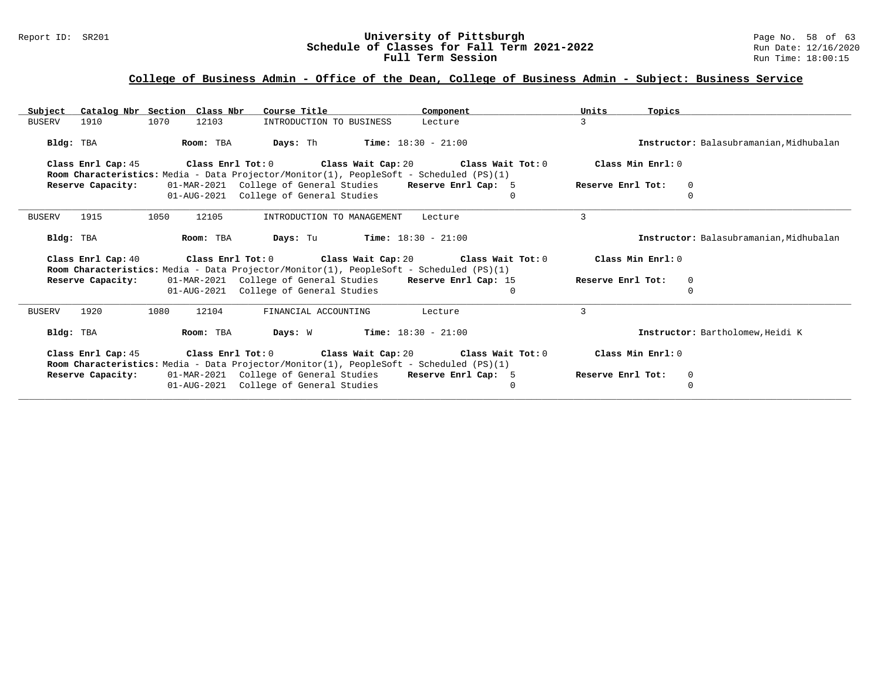## College of Business Admin - Office of the Dean, College of Business Admin - Subject: Business Service

| Subject | Catalog Nbr | Section | Class Nbr | Course Title | Component | Units | Topics |
|---|---|---|---|---|---|---|---|
| BUSERV | 1910 | 1070 | 12103 | INTRODUCTION TO BUSINESS | Lecture | 3 | |

**Bldg:** TBA **Room:** TBA **Days:** Th **Time:** 18:30 - 21:00 **Instructor:** Balasubramanian,Midhubalan

**Class Enrl Cap:** 45 **Class Enrl Tot:** 0 **Class Wait Cap:** 20 **Class Wait Tot:** 0 **Class Min Enrl:** 0

**Room Characteristics:** Media - Data Projector/Monitor(1), PeopleSoft - Scheduled (PS)(1)

| Reserve Capacity: | Date | Group | Reserve Enrl Cap | Reserve Enrl Tot |
|---|---|---|---|---|
| | 01-MAR-2021 | College of General Studies | 5 | 0 |
| | 01-AUG-2021 | College of General Studies | 0 | 0 |

---

| Subject | Catalog Nbr | Section | Class Nbr | Course Title | Component | Units | Topics |
|---|---|---|---|---|---|---|---|
| BUSERV | 1915 | 1050 | 12105 | INTRODUCTION TO MANAGEMENT | Lecture | 3 | |

**Bldg:** TBA **Room:** TBA **Days:** Tu **Time:** 18:30 - 21:00 **Instructor:** Balasubramanian,Midhubalan

**Class Enrl Cap:** 40 **Class Enrl Tot:** 0 **Class Wait Cap:** 20 **Class Wait Tot:** 0 **Class Min Enrl:** 0

**Room Characteristics:** Media - Data Projector/Monitor(1), PeopleSoft - Scheduled (PS)(1)

| Reserve Capacity: | Date | Group | Reserve Enrl Cap | Reserve Enrl Tot |
|---|---|---|---|---|
| | 01-MAR-2021 | College of General Studies | 15 | 0 |
| | 01-AUG-2021 | College of General Studies | 0 | 0 |

---

| Subject | Catalog Nbr | Section | Class Nbr | Course Title | Component | Units | Topics |
|---|---|---|---|---|---|---|---|
| BUSERV | 1920 | 1080 | 12104 | FINANCIAL ACCOUNTING | Lecture | 3 | |

**Bldg:** TBA **Room:** TBA **Days:** W **Time:** 18:30 - 21:00 **Instructor:** Bartholomew,Heidi K

**Class Enrl Cap:** 45 **Class Enrl Tot:** 0 **Class Wait Cap:** 20 **Class Wait Tot:** 0 **Class Min Enrl:** 0

**Room Characteristics:** Media - Data Projector/Monitor(1), PeopleSoft - Scheduled (PS)(1)

| Reserve Capacity: | Date | Group | Reserve Enrl Cap | Reserve Enrl Tot |
|---|---|---|---|---|
| | 01-MAR-2021 | College of General Studies | 5 | 0 |
| | 01-AUG-2021 | College of General Studies | 0 | 0 |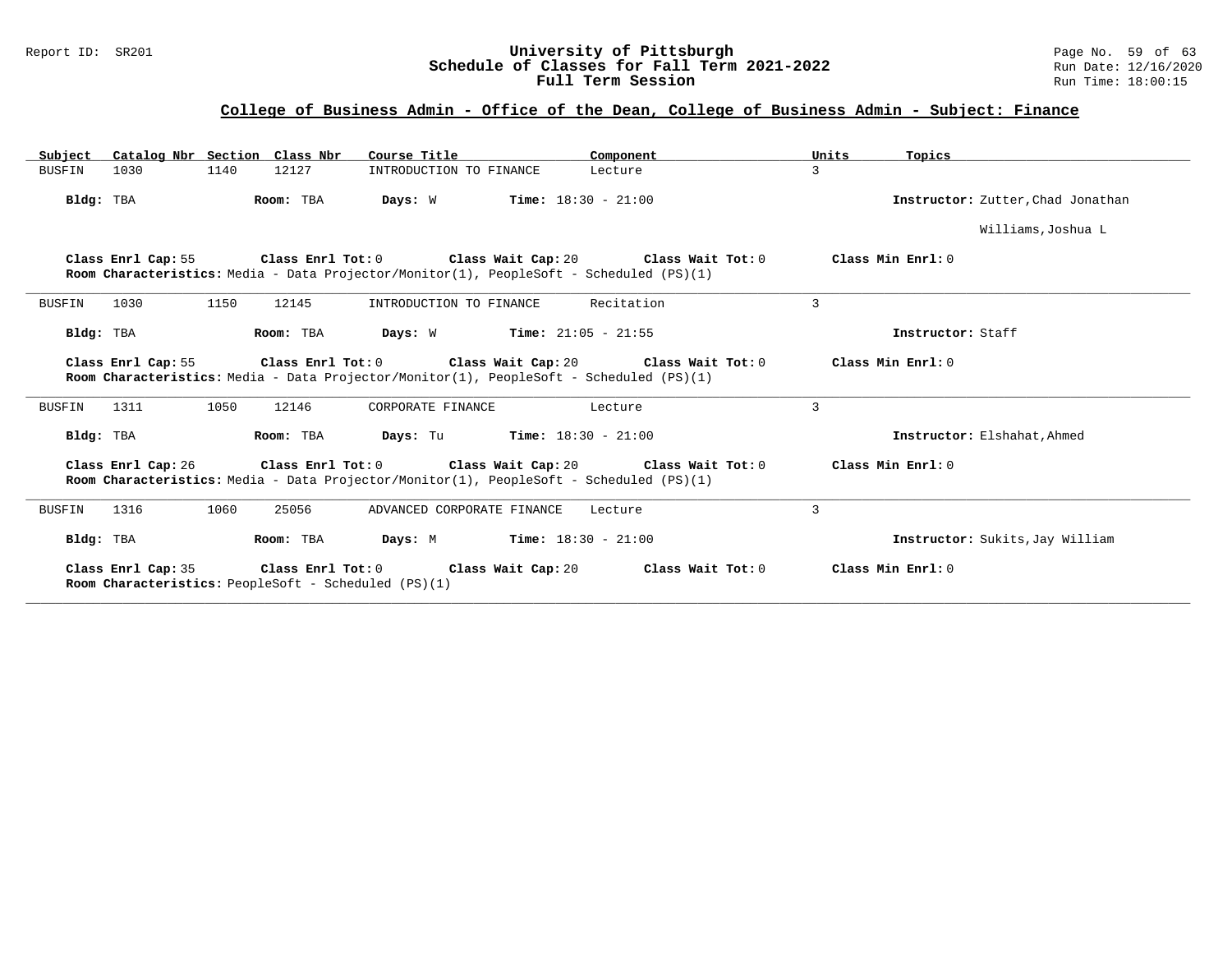## College of Business Admin - Office of the Dean, College of Business Admin - Subject: Finance

| Subject | Catalog Nbr | Section | Class Nbr | Course Title | Component | Units | Topics |
|---|---|---|---|---|---|---|---|
| BUSFIN | 1030 | 1140 | 12127 | INTRODUCTION TO FINANCE | Lecture | 3 | |

**Bldg:** TBA **Room:** TBA **Days:** W **Time:** 18:30 - 21:00 **Instructor:** Zutter,Chad Jonathan
Williams,Joshua L

**Class Enrl Cap:** 55 **Class Enrl Tot:** 0 **Class Wait Cap:** 20 **Class Wait Tot:** 0 **Class Min Enrl:** 0
**Room Characteristics:** Media - Data Projector/Monitor(1), PeopleSoft - Scheduled (PS)(1)

---

| Subject | Catalog Nbr | Section | Class Nbr | Course Title | Component | Units | Topics |
|---|---|---|---|---|---|---|---|
| BUSFIN | 1030 | 1150 | 12145 | INTRODUCTION TO FINANCE | Recitation | 3 | |

**Bldg:** TBA **Room:** TBA **Days:** W **Time:** 21:05 - 21:55 **Instructor:** Staff

**Class Enrl Cap:** 55 **Class Enrl Tot:** 0 **Class Wait Cap:** 20 **Class Wait Tot:** 0 **Class Min Enrl:** 0
**Room Characteristics:** Media - Data Projector/Monitor(1), PeopleSoft - Scheduled (PS)(1)

---

| Subject | Catalog Nbr | Section | Class Nbr | Course Title | Component | Units | Topics |
|---|---|---|---|---|---|---|---|
| BUSFIN | 1311 | 1050 | 12146 | CORPORATE FINANCE | Lecture | 3 | |

**Bldg:** TBA **Room:** TBA **Days:** Tu **Time:** 18:30 - 21:00 **Instructor:** Elshahat,Ahmed

**Class Enrl Cap:** 26 **Class Enrl Tot:** 0 **Class Wait Cap:** 20 **Class Wait Tot:** 0 **Class Min Enrl:** 0
**Room Characteristics:** Media - Data Projector/Monitor(1), PeopleSoft - Scheduled (PS)(1)

---

| Subject | Catalog Nbr | Section | Class Nbr | Course Title | Component | Units | Topics |
|---|---|---|---|---|---|---|---|
| BUSFIN | 1316 | 1060 | 25056 | ADVANCED CORPORATE FINANCE | Lecture | 3 | |

**Bldg:** TBA **Room:** TBA **Days:** M **Time:** 18:30 - 21:00 **Instructor:** Sukits,Jay William

**Class Enrl Cap:** 35 **Class Enrl Tot:** 0 **Class Wait Cap:** 20 **Class Wait Tot:** 0 **Class Min Enrl:** 0
**Room Characteristics:** PeopleSoft - Scheduled (PS)(1)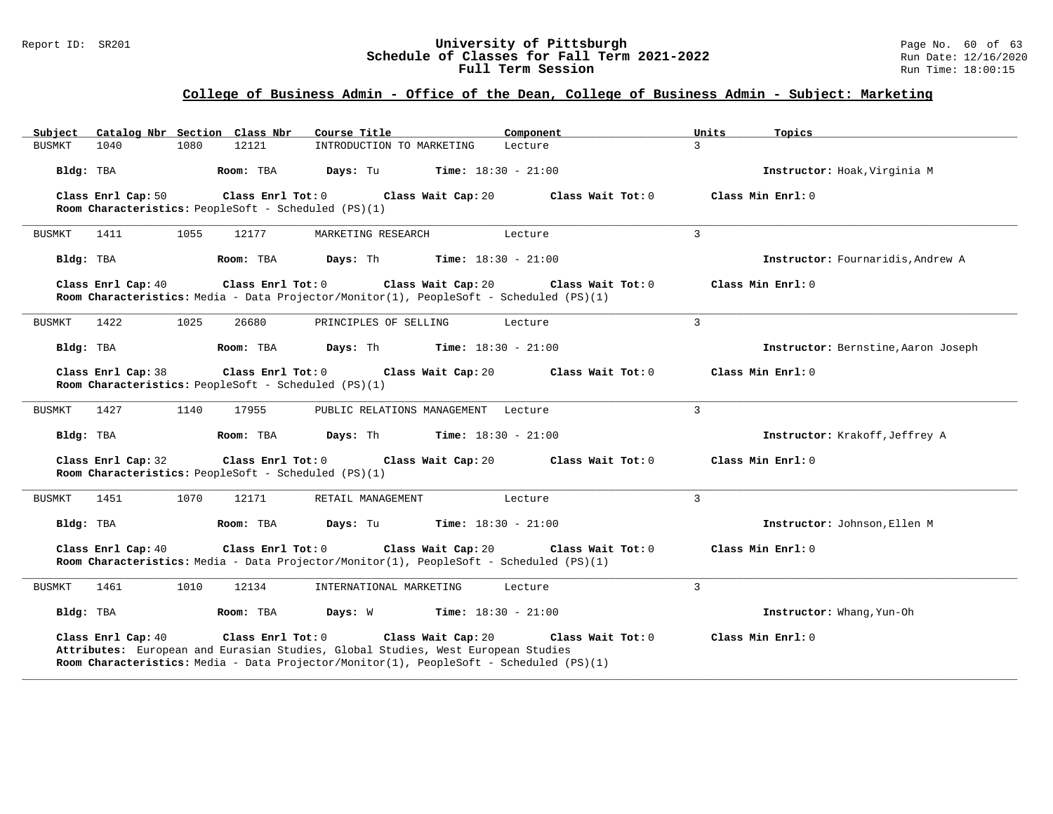## College of Business Admin - Office of the Dean, College of Business Admin - Subject: Marketing

| Subject | Catalog Nbr | Section | Class Nbr | Course Title | Component | Units | Topics |
|---|---|---|---|---|---|---|---|
| BUSMKT | 1040 | 1080 | 12121 | INTRODUCTION TO MARKETING | Lecture | 3 | |

**Bldg:** TBA **Room:** TBA **Days:** Tu **Time:** 18:30 - 21:00 **Instructor:** Hoak,Virginia M

**Class Enrl Cap:** 50 **Class Enrl Tot:** 0 **Class Wait Cap:** 20 **Class Wait Tot:** 0 **Class Min Enrl:** 0
**Room Characteristics:** PeopleSoft - Scheduled (PS)(1)

---

| Subject | Catalog Nbr | Section | Class Nbr | Course Title | Component | Units | Topics |
|---|---|---|---|---|---|---|---|
| BUSMKT | 1411 | 1055 | 12177 | MARKETING RESEARCH | Lecture | 3 | |

**Bldg:** TBA **Room:** TBA **Days:** Th **Time:** 18:30 - 21:00 **Instructor:** Fournaridis,Andrew A

**Class Enrl Cap:** 40 **Class Enrl Tot:** 0 **Class Wait Cap:** 20 **Class Wait Tot:** 0 **Class Min Enrl:** 0
**Room Characteristics:** Media - Data Projector/Monitor(1), PeopleSoft - Scheduled (PS)(1)

---

| Subject | Catalog Nbr | Section | Class Nbr | Course Title | Component | Units | Topics |
|---|---|---|---|---|---|---|---|
| BUSMKT | 1422 | 1025 | 26680 | PRINCIPLES OF SELLING | Lecture | 3 | |

**Bldg:** TBA **Room:** TBA **Days:** Th **Time:** 18:30 - 21:00 **Instructor:** Bernstine,Aaron Joseph

**Class Enrl Cap:** 38 **Class Enrl Tot:** 0 **Class Wait Cap:** 20 **Class Wait Tot:** 0 **Class Min Enrl:** 0
**Room Characteristics:** PeopleSoft - Scheduled (PS)(1)

---

| Subject | Catalog Nbr | Section | Class Nbr | Course Title | Component | Units | Topics |
|---|---|---|---|---|---|---|---|
| BUSMKT | 1427 | 1140 | 17955 | PUBLIC RELATIONS MANAGEMENT | Lecture | 3 | |

**Bldg:** TBA **Room:** TBA **Days:** Th **Time:** 18:30 - 21:00 **Instructor:** Krakoff,Jeffrey A

**Class Enrl Cap:** 32 **Class Enrl Tot:** 0 **Class Wait Cap:** 20 **Class Wait Tot:** 0 **Class Min Enrl:** 0
**Room Characteristics:** PeopleSoft - Scheduled (PS)(1)

---

| Subject | Catalog Nbr | Section | Class Nbr | Course Title | Component | Units | Topics |
|---|---|---|---|---|---|---|---|
| BUSMKT | 1451 | 1070 | 12171 | RETAIL MANAGEMENT | Lecture | 3 | |

**Bldg:** TBA **Room:** TBA **Days:** Tu **Time:** 18:30 - 21:00 **Instructor:** Johnson,Ellen M

**Class Enrl Cap:** 40 **Class Enrl Tot:** 0 **Class Wait Cap:** 20 **Class Wait Tot:** 0 **Class Min Enrl:** 0
**Room Characteristics:** Media - Data Projector/Monitor(1), PeopleSoft - Scheduled (PS)(1)

---

| Subject | Catalog Nbr | Section | Class Nbr | Course Title | Component | Units | Topics |
|---|---|---|---|---|---|---|---|
| BUSMKT | 1461 | 1010 | 12134 | INTERNATIONAL MARKETING | Lecture | 3 | |

**Bldg:** TBA **Room:** TBA **Days:** W **Time:** 18:30 - 21:00 **Instructor:** Whang,Yun-Oh

**Class Enrl Cap:** 40 **Class Enrl Tot:** 0 **Class Wait Cap:** 20 **Class Wait Tot:** 0 **Class Min Enrl:** 0
**Attributes:** European and Eurasian Studies, Global Studies, West European Studies
**Room Characteristics:** Media - Data Projector/Monitor(1), PeopleSoft - Scheduled (PS)(1)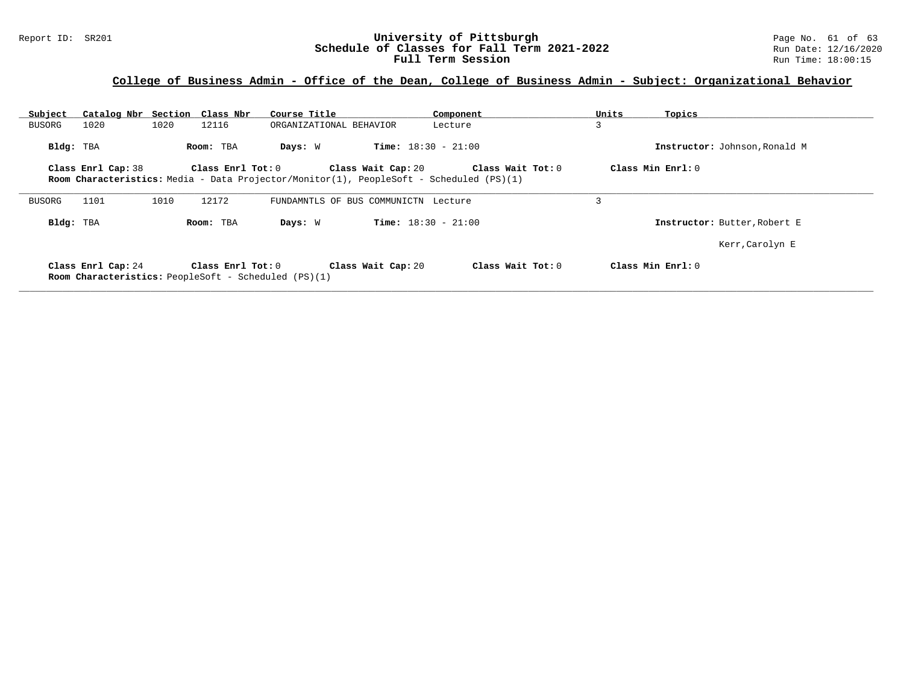## College of Business Admin - Office of the Dean, College of Business Admin - Subject: Organizational Behavior

| Subject | Catalog Nbr | Section | Class Nbr | Course Title | Component | Units | Topics |
|---|---|---|---|---|---|---|---|
| BUSORG | 1020 | 1020 | 12116 | ORGANIZATIONAL BEHAVIOR | Lecture | 3 | |

**Bldg:** TBA **Room:** TBA **Days:** W **Time:** 18:30 - 21:00 **Instructor:** Johnson,Ronald M

**Class Enrl Cap:** 38 **Class Enrl Tot:** 0 **Class Wait Cap:** 20 **Class Wait Tot:** 0 **Class Min Enrl:** 0

**Room Characteristics:** Media - Data Projector/Monitor(1), PeopleSoft - Scheduled (PS)(1)

---

| Subject | Catalog Nbr | Section | Class Nbr | Course Title | Component | Units | Topics |
|---|---|---|---|---|---|---|---|
| BUSORG | 1101 | 1010 | 12172 | FUNDAMNTLS OF BUS COMMUNICTN | Lecture | 3 | |

**Bldg:** TBA **Room:** TBA **Days:** W **Time:** 18:30 - 21:00 **Instructor:** Butter,Robert E

Kerr,Carolyn E

**Class Enrl Cap:** 24 **Class Enrl Tot:** 0 **Class Wait Cap:** 20 **Class Wait Tot:** 0 **Class Min Enrl:** 0

**Room Characteristics:** PeopleSoft - Scheduled (PS)(1)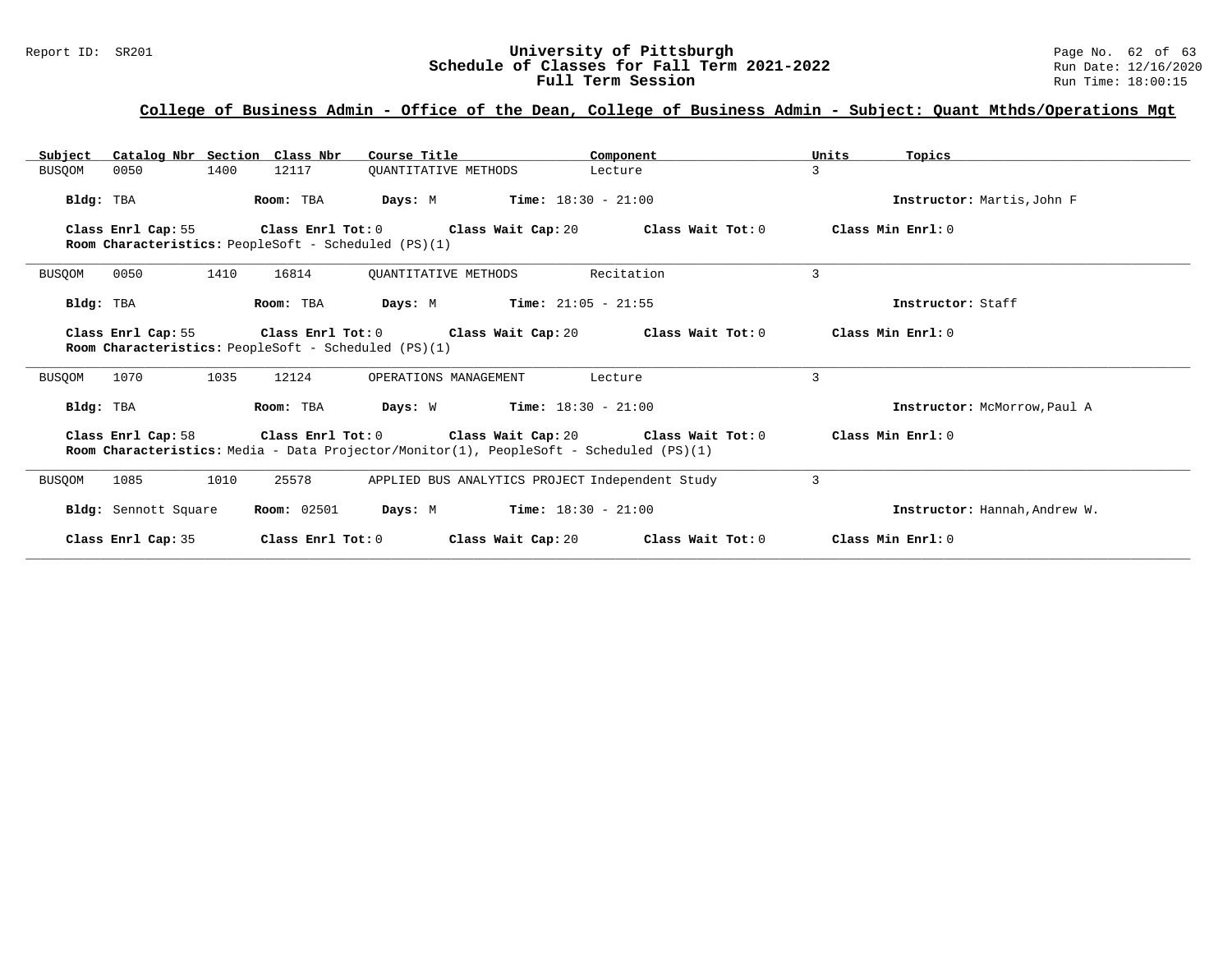## College of Business Admin - Office of the Dean, College of Business Admin - Subject: Quant Mthds/Operations Mgt

| Subject | Catalog Nbr | Section | Class Nbr | Course Title | Component | Units | Topics |
|---|---|---|---|---|---|---|---|
| BUSQOM | 0050 | 1400 | 12117 | QUANTITATIVE METHODS | Lecture | 3 | |

**Bldg:** TBA **Room:** TBA **Days:** M **Time:** 18:30 - 21:00 **Instructor:** Martis,John F

**Class Enrl Cap:** 55 **Class Enrl Tot:** 0 **Class Wait Cap:** 20 **Class Wait Tot:** 0 **Class Min Enrl:** 0
**Room Characteristics:** PeopleSoft - Scheduled (PS)(1)

---

| Subject | Catalog Nbr | Section | Class Nbr | Course Title | Component | Units | Topics |
|---|---|---|---|---|---|---|---|
| BUSQOM | 0050 | 1410 | 16814 | QUANTITATIVE METHODS | Recitation | 3 | |

**Bldg:** TBA **Room:** TBA **Days:** M **Time:** 21:05 - 21:55 **Instructor:** Staff

**Class Enrl Cap:** 55 **Class Enrl Tot:** 0 **Class Wait Cap:** 20 **Class Wait Tot:** 0 **Class Min Enrl:** 0
**Room Characteristics:** PeopleSoft - Scheduled (PS)(1)

---

| Subject | Catalog Nbr | Section | Class Nbr | Course Title | Component | Units | Topics |
|---|---|---|---|---|---|---|---|
| BUSQOM | 1070 | 1035 | 12124 | OPERATIONS MANAGEMENT | Lecture | 3 | |

**Bldg:** TBA **Room:** TBA **Days:** W **Time:** 18:30 - 21:00 **Instructor:** McMorrow,Paul A

**Class Enrl Cap:** 58 **Class Enrl Tot:** 0 **Class Wait Cap:** 20 **Class Wait Tot:** 0 **Class Min Enrl:** 0
**Room Characteristics:** Media - Data Projector/Monitor(1), PeopleSoft - Scheduled (PS)(1)

---

| Subject | Catalog Nbr | Section | Class Nbr | Course Title | Component | Units | Topics |
|---|---|---|---|---|---|---|---|
| BUSQOM | 1085 | 1010 | 25578 | APPLIED BUS ANALYTICS PROJECT | Independent Study | 3 | |

**Bldg:** Sennott Square **Room:** 02501 **Days:** M **Time:** 18:30 - 21:00 **Instructor:** Hannah,Andrew W.

**Class Enrl Cap:** 35 **Class Enrl Tot:** 0 **Class Wait Cap:** 20 **Class Wait Tot:** 0 **Class Min Enrl:** 0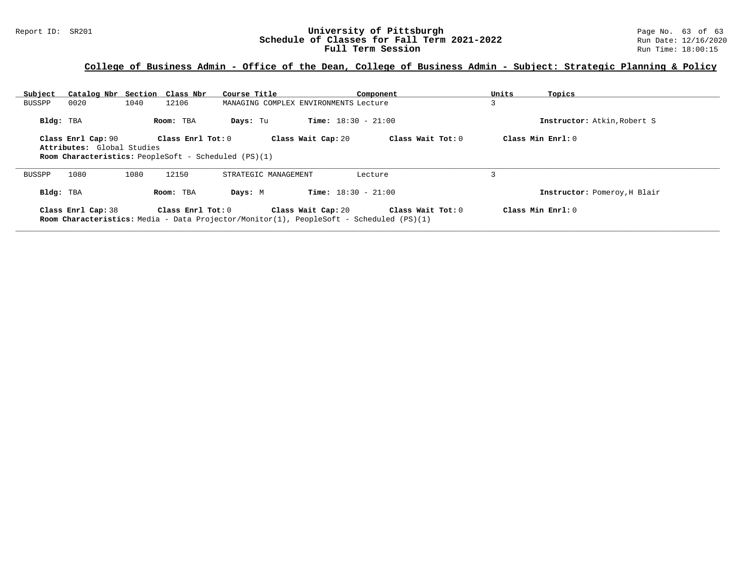## College of Business Admin - Office of the Dean, College of Business Admin - Subject: Strategic Planning & Policy

| Subject | Catalog Nbr | Section | Class Nbr | Course Title | Component | Units | Topics |
|---|---|---|---|---|---|---|---|
| BUSSPP | 0020 | 1040 | 12106 | MANAGING COMPLEX ENVIRONMENTS | Lecture | 3 | |

**Bldg:** TBA **Room:** TBA **Days:** Tu **Time:** 18:30 - 21:00 **Instructor:** Atkin,Robert S

**Class Enrl Cap:** 90 **Class Enrl Tot:** 0 **Class Wait Cap:** 20 **Class Wait Tot:** 0 **Class Min Enrl:** 0

**Attributes:** Global Studies

**Room Characteristics:** PeopleSoft - Scheduled (PS)(1)

---

| Subject | Catalog Nbr | Section | Class Nbr | Course Title | Component | Units | Topics |
|---|---|---|---|---|---|---|---|
| BUSSPP | 1080 | 1080 | 12150 | STRATEGIC MANAGEMENT | Lecture | 3 | |

**Bldg:** TBA **Room:** TBA **Days:** M **Time:** 18:30 - 21:00 **Instructor:** Pomeroy,H Blair

**Class Enrl Cap:** 38 **Class Enrl Tot:** 0 **Class Wait Cap:** 20 **Class Wait Tot:** 0 **Class Min Enrl:** 0

**Room Characteristics:** Media - Data Projector/Monitor(1), PeopleSoft - Scheduled (PS)(1)